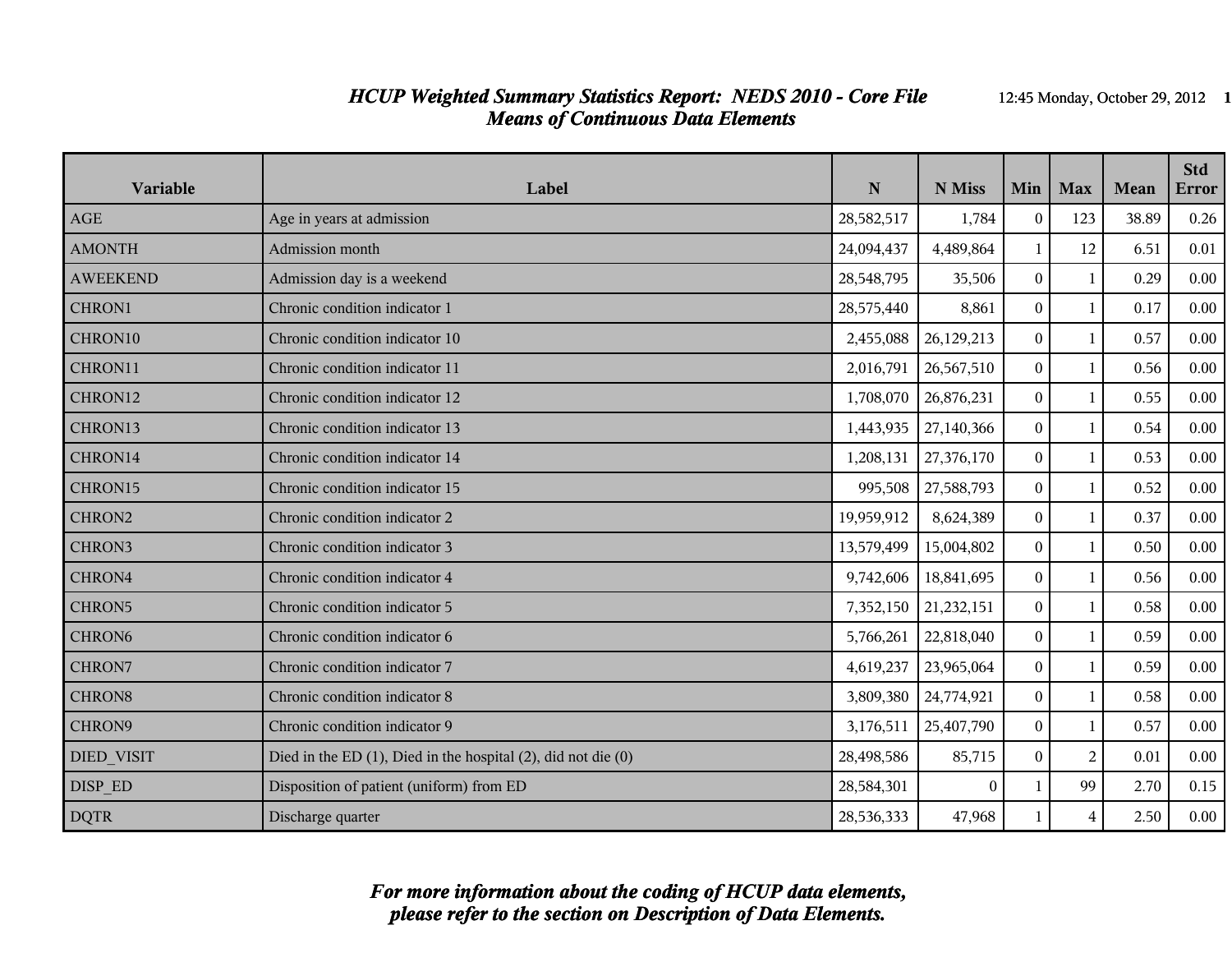# *HCUP Weighted Summary Statistics Report: NEDS 2010 - Core File*
## *Means of Continuous Data Elements*

| Variable | Label | N | N Miss | Min | Max | Mean | Std Error |
|---|---|---|---|---|---|---|---|
| AGE | Age in years at admission | 28,582,517 | 1,784 | 0 | 123 | 38.89 | 0.26 |
| AMONTH | Admission month | 24,094,437 | 4,489,864 | 1 | 12 | 6.51 | 0.01 |
| AWEEKEND | Admission day is a weekend | 28,548,795 | 35,506 | 0 | 1 | 0.29 | 0.00 |
| CHRON1 | Chronic condition indicator 1 | 28,575,440 | 8,861 | 0 | 1 | 0.17 | 0.00 |
| CHRON10 | Chronic condition indicator 10 | 2,455,088 | 26,129,213 | 0 | 1 | 0.57 | 0.00 |
| CHRON11 | Chronic condition indicator 11 | 2,016,791 | 26,567,510 | 0 | 1 | 0.56 | 0.00 |
| CHRON12 | Chronic condition indicator 12 | 1,708,070 | 26,876,231 | 0 | 1 | 0.55 | 0.00 |
| CHRON13 | Chronic condition indicator 13 | 1,443,935 | 27,140,366 | 0 | 1 | 0.54 | 0.00 |
| CHRON14 | Chronic condition indicator 14 | 1,208,131 | 27,376,170 | 0 | 1 | 0.53 | 0.00 |
| CHRON15 | Chronic condition indicator 15 | 995,508 | 27,588,793 | 0 | 1 | 0.52 | 0.00 |
| CHRON2 | Chronic condition indicator 2 | 19,959,912 | 8,624,389 | 0 | 1 | 0.37 | 0.00 |
| CHRON3 | Chronic condition indicator 3 | 13,579,499 | 15,004,802 | 0 | 1 | 0.50 | 0.00 |
| CHRON4 | Chronic condition indicator 4 | 9,742,606 | 18,841,695 | 0 | 1 | 0.56 | 0.00 |
| CHRON5 | Chronic condition indicator 5 | 7,352,150 | 21,232,151 | 0 | 1 | 0.58 | 0.00 |
| CHRON6 | Chronic condition indicator 6 | 5,766,261 | 22,818,040 | 0 | 1 | 0.59 | 0.00 |
| CHRON7 | Chronic condition indicator 7 | 4,619,237 | 23,965,064 | 0 | 1 | 0.59 | 0.00 |
| CHRON8 | Chronic condition indicator 8 | 3,809,380 | 24,774,921 | 0 | 1 | 0.58 | 0.00 |
| CHRON9 | Chronic condition indicator 9 | 3,176,511 | 25,407,790 | 0 | 1 | 0.57 | 0.00 |
| DIED_VISIT | Died in the ED (1), Died in the hospital (2), did not die (0) | 28,498,586 | 85,715 | 0 | 2 | 0.01 | 0.00 |
| DISP_ED | Disposition of patient (uniform) from ED | 28,584,301 | 0 | 1 | 99 | 2.70 | 0.15 |
| DQTR | Discharge quarter | 28,536,333 | 47,968 | 1 | 4 | 2.50 | 0.00 |

***For more information about the coding of HCUP data elements, please refer to the section on Description of Data Elements.***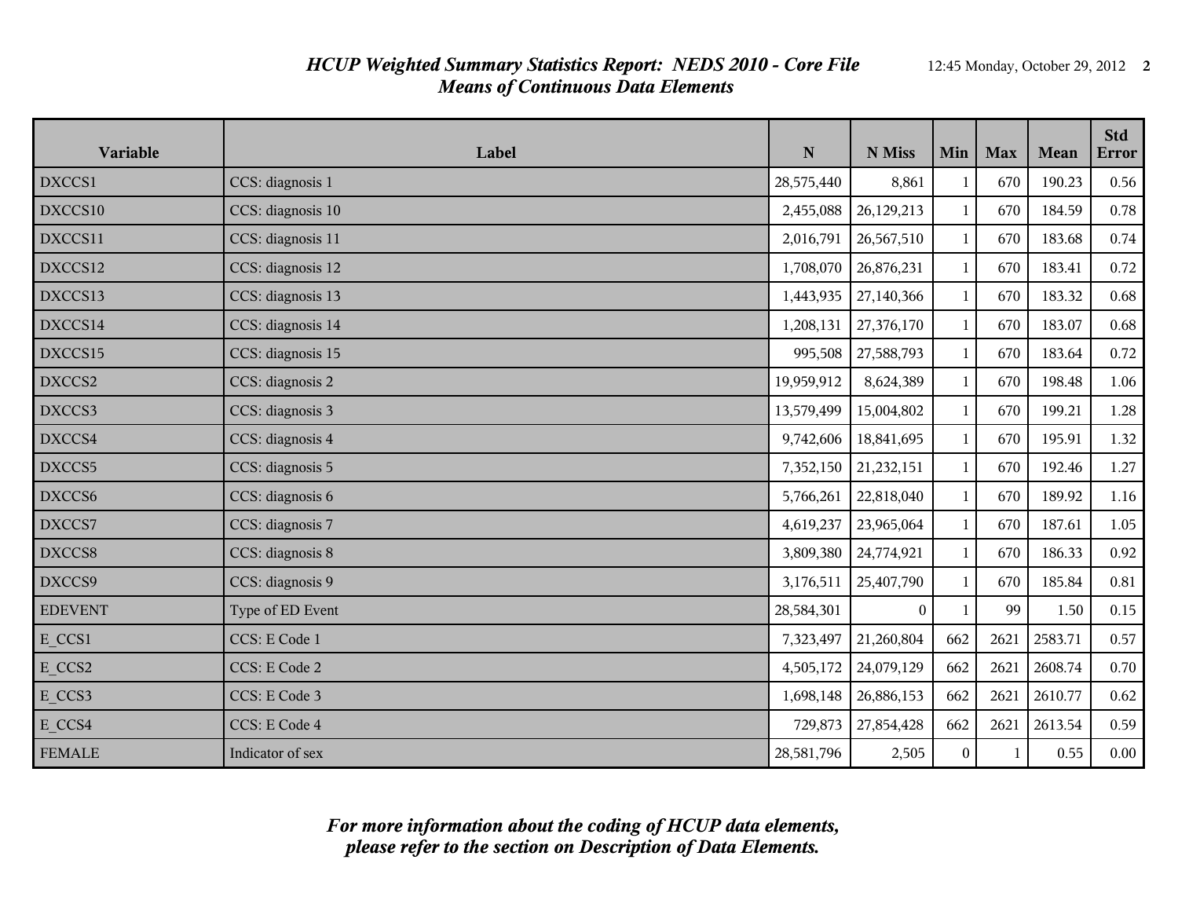## *HCUP Weighted Summary Statistics Report: NEDS 2010 - Core File*
## *Means of Continuous Data Elements*

| Variable | Label | N | N Miss | Min | Max | Mean | Std Error |
|---|---|---|---|---|---|---|---|
| DXCCS1 | CCS: diagnosis 1 | 28,575,440 | 8,861 | 1 | 670 | 190.23 | 0.56 |
| DXCCS10 | CCS: diagnosis 10 | 2,455,088 | 26,129,213 | 1 | 670 | 184.59 | 0.78 |
| DXCCS11 | CCS: diagnosis 11 | 2,016,791 | 26,567,510 | 1 | 670 | 183.68 | 0.74 |
| DXCCS12 | CCS: diagnosis 12 | 1,708,070 | 26,876,231 | 1 | 670 | 183.41 | 0.72 |
| DXCCS13 | CCS: diagnosis 13 | 1,443,935 | 27,140,366 | 1 | 670 | 183.32 | 0.68 |
| DXCCS14 | CCS: diagnosis 14 | 1,208,131 | 27,376,170 | 1 | 670 | 183.07 | 0.68 |
| DXCCS15 | CCS: diagnosis 15 | 995,508 | 27,588,793 | 1 | 670 | 183.64 | 0.72 |
| DXCCS2 | CCS: diagnosis 2 | 19,959,912 | 8,624,389 | 1 | 670 | 198.48 | 1.06 |
| DXCCS3 | CCS: diagnosis 3 | 13,579,499 | 15,004,802 | 1 | 670 | 199.21 | 1.28 |
| DXCCS4 | CCS: diagnosis 4 | 9,742,606 | 18,841,695 | 1 | 670 | 195.91 | 1.32 |
| DXCCS5 | CCS: diagnosis 5 | 7,352,150 | 21,232,151 | 1 | 670 | 192.46 | 1.27 |
| DXCCS6 | CCS: diagnosis 6 | 5,766,261 | 22,818,040 | 1 | 670 | 189.92 | 1.16 |
| DXCCS7 | CCS: diagnosis 7 | 4,619,237 | 23,965,064 | 1 | 670 | 187.61 | 1.05 |
| DXCCS8 | CCS: diagnosis 8 | 3,809,380 | 24,774,921 | 1 | 670 | 186.33 | 0.92 |
| DXCCS9 | CCS: diagnosis 9 | 3,176,511 | 25,407,790 | 1 | 670 | 185.84 | 0.81 |
| EDEVENT | Type of ED Event | 28,584,301 | 0 | 1 | 99 | 1.50 | 0.15 |
| E_CCS1 | CCS: E Code 1 | 7,323,497 | 21,260,804 | 662 | 2621 | 2583.71 | 0.57 |
| E_CCS2 | CCS: E Code 2 | 4,505,172 | 24,079,129 | 662 | 2621 | 2608.74 | 0.70 |
| E_CCS3 | CCS: E Code 3 | 1,698,148 | 26,886,153 | 662 | 2621 | 2610.77 | 0.62 |
| E_CCS4 | CCS: E Code 4 | 729,873 | 27,854,428 | 662 | 2621 | 2613.54 | 0.59 |
| FEMALE | Indicator of sex | 28,581,796 | 2,505 | 0 | 1 | 0.55 | 0.00 |

***For more information about the coding of HCUP data elements, please refer to the section on Description of Data Elements.***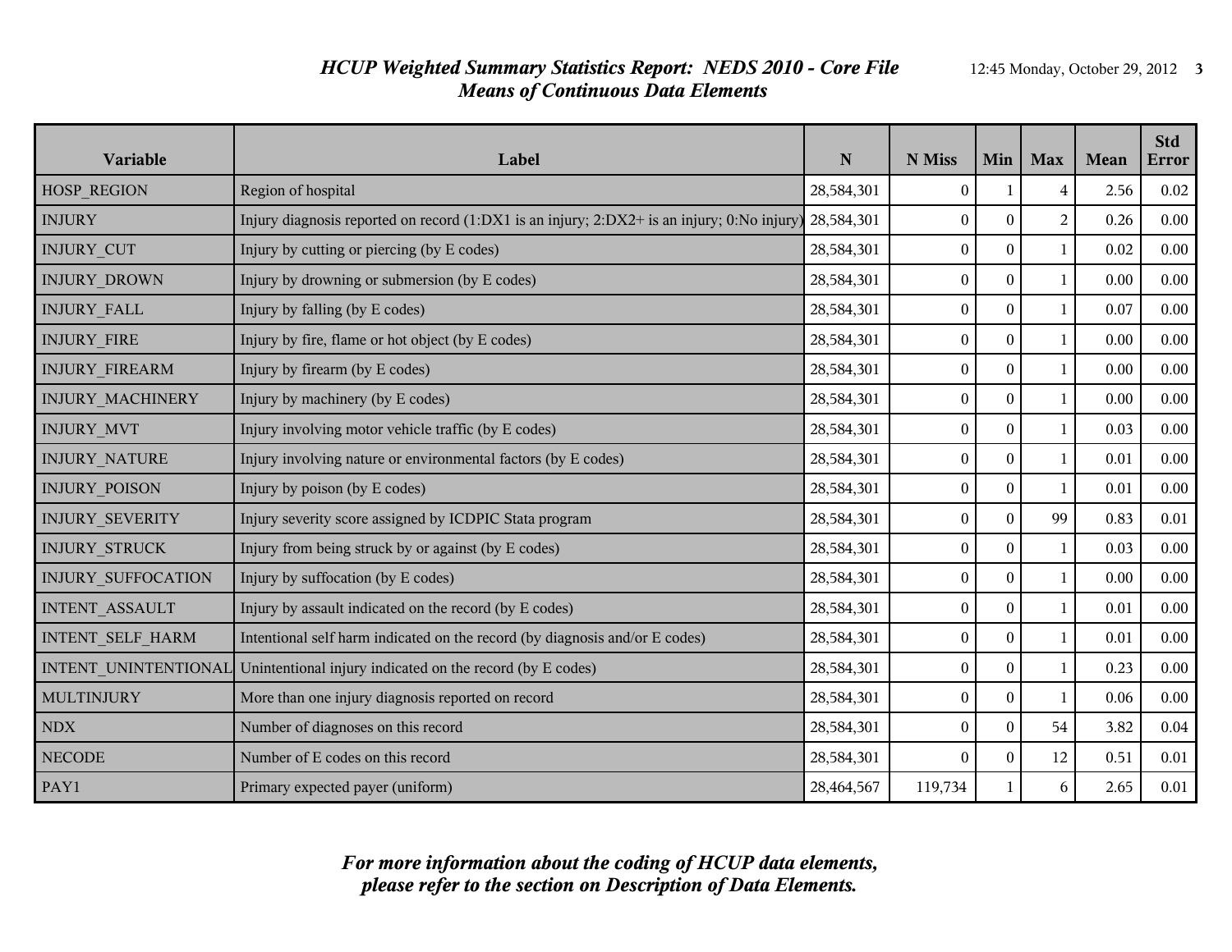# *HCUP Weighted Summary Statistics Report: NEDS 2010 - Core File*
## *Means of Continuous Data Elements*

| Variable | Label | N | N Miss | Min | Max | Mean | Std Error |
|---|---|---|---|---|---|---|---|
| HOSP_REGION | Region of hospital | 28,584,301 | 0 | 1 | 4 | 2.56 | 0.02 |
| INJURY | Injury diagnosis reported on record (1:DX1 is an injury; 2:DX2+ is an injury; 0:No injury) | 28,584,301 | 0 | 0 | 2 | 0.26 | 0.00 |
| INJURY_CUT | Injury by cutting or piercing (by E codes) | 28,584,301 | 0 | 0 | 1 | 0.02 | 0.00 |
| INJURY_DROWN | Injury by drowning or submersion (by E codes) | 28,584,301 | 0 | 0 | 1 | 0.00 | 0.00 |
| INJURY_FALL | Injury by falling (by E codes) | 28,584,301 | 0 | 0 | 1 | 0.07 | 0.00 |
| INJURY_FIRE | Injury by fire, flame or hot object (by E codes) | 28,584,301 | 0 | 0 | 1 | 0.00 | 0.00 |
| INJURY_FIREARM | Injury by firearm (by E codes) | 28,584,301 | 0 | 0 | 1 | 0.00 | 0.00 |
| INJURY_MACHINERY | Injury by machinery (by E codes) | 28,584,301 | 0 | 0 | 1 | 0.00 | 0.00 |
| INJURY_MVT | Injury involving motor vehicle traffic (by E codes) | 28,584,301 | 0 | 0 | 1 | 0.03 | 0.00 |
| INJURY_NATURE | Injury involving nature or environmental factors (by E codes) | 28,584,301 | 0 | 0 | 1 | 0.01 | 0.00 |
| INJURY_POISON | Injury by poison (by E codes) | 28,584,301 | 0 | 0 | 1 | 0.01 | 0.00 |
| INJURY_SEVERITY | Injury severity score assigned by ICDPIC Stata program | 28,584,301 | 0 | 0 | 99 | 0.83 | 0.01 |
| INJURY_STRUCK | Injury from being struck by or against (by E codes) | 28,584,301 | 0 | 0 | 1 | 0.03 | 0.00 |
| INJURY_SUFFOCATION | Injury by suffocation (by E codes) | 28,584,301 | 0 | 0 | 1 | 0.00 | 0.00 |
| INTENT_ASSAULT | Injury by assault indicated on the record (by E codes) | 28,584,301 | 0 | 0 | 1 | 0.01 | 0.00 |
| INTENT_SELF_HARM | Intentional self harm indicated on the record (by diagnosis and/or E codes) | 28,584,301 | 0 | 0 | 1 | 0.01 | 0.00 |
| INTENT_UNINTENTIONAL | Unintentional injury indicated on the record (by E codes) | 28,584,301 | 0 | 0 | 1 | 0.23 | 0.00 |
| MULTINJURY | More than one injury diagnosis reported on record | 28,584,301 | 0 | 0 | 1 | 0.06 | 0.00 |
| NDX | Number of diagnoses on this record | 28,584,301 | 0 | 0 | 54 | 3.82 | 0.04 |
| NECODE | Number of E codes on this record | 28,584,301 | 0 | 0 | 12 | 0.51 | 0.01 |
| PAY1 | Primary expected payer (uniform) | 28,464,567 | 119,734 | 1 | 6 | 2.65 | 0.01 |

***For more information about the coding of HCUP data elements, please refer to the section on Description of Data Elements.***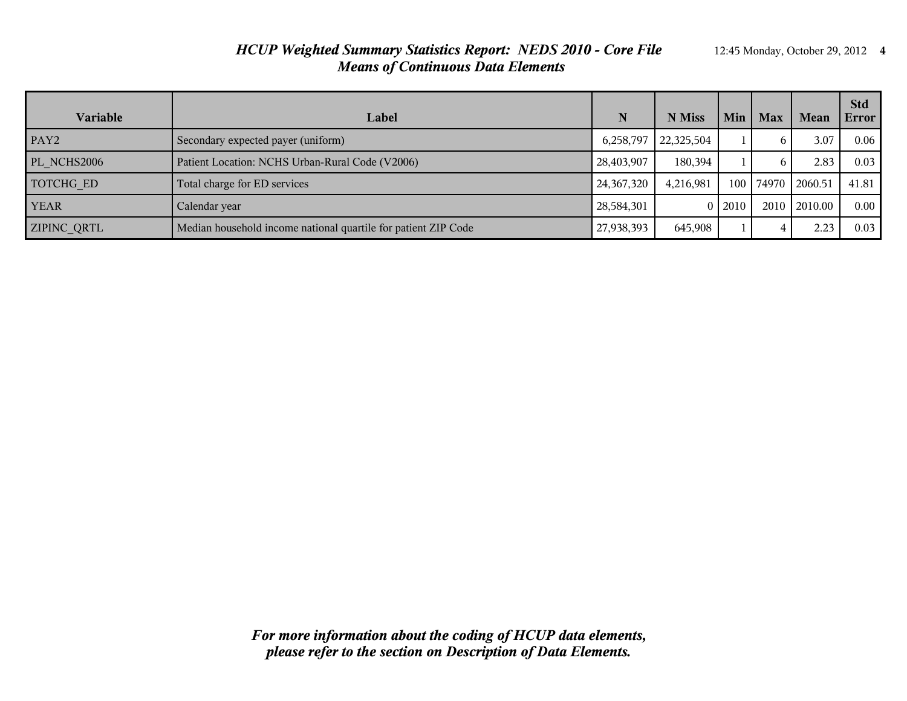## *HCUP Weighted Summary Statistics Report: NEDS 2010 - Core File*
## *Means of Continuous Data Elements*

| Variable | Label | N | N Miss | Min | Max | Mean | Std Error |
|---|---|---|---|---|---|---|---|
| PAY2 | Secondary expected payer (uniform) | 6,258,797 | 22,325,504 | 1 | 6 | 3.07 | 0.06 |
| PL_NCHS2006 | Patient Location: NCHS Urban-Rural Code (V2006) | 28,403,907 | 180,394 | 1 | 6 | 2.83 | 0.03 |
| TOTCHG_ED | Total charge for ED services | 24,367,320 | 4,216,981 | 100 | 74970 | 2060.51 | 41.81 |
| YEAR | Calendar year | 28,584,301 | 0 | 2010 | 2010 | 2010.00 | 0.00 |
| ZIPINC_QRTL | Median household income national quartile for patient ZIP Code | 27,938,393 | 645,908 | 1 | 4 | 2.23 | 0.03 |

***For more information about the coding of HCUP data elements, please refer to the section on Description of Data Elements.***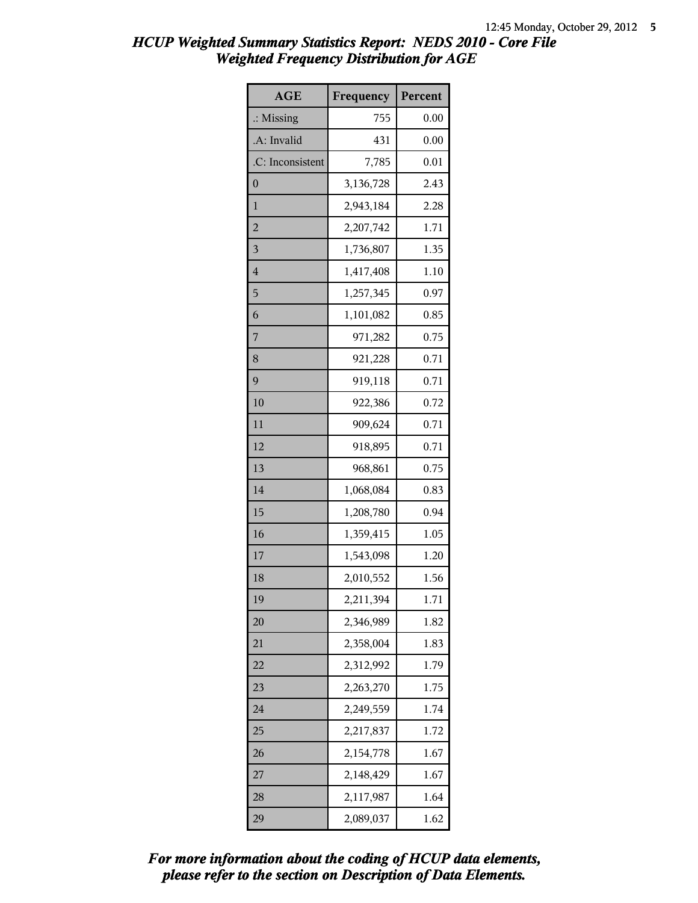# HCUP Weighted Summary Statistics Report: NEDS 2010 - Core File
## Weighted Frequency Distribution for AGE

| AGE | Frequency | Percent |
|---|---|---|
| .: Missing | 755 | 0.00 |
| .A: Invalid | 431 | 0.00 |
| .C: Inconsistent | 7,785 | 0.01 |
| 0 | 3,136,728 | 2.43 |
| 1 | 2,943,184 | 2.28 |
| 2 | 2,207,742 | 1.71 |
| 3 | 1,736,807 | 1.35 |
| 4 | 1,417,408 | 1.10 |
| 5 | 1,257,345 | 0.97 |
| 6 | 1,101,082 | 0.85 |
| 7 | 971,282 | 0.75 |
| 8 | 921,228 | 0.71 |
| 9 | 919,118 | 0.71 |
| 10 | 922,386 | 0.72 |
| 11 | 909,624 | 0.71 |
| 12 | 918,895 | 0.71 |
| 13 | 968,861 | 0.75 |
| 14 | 1,068,084 | 0.83 |
| 15 | 1,208,780 | 0.94 |
| 16 | 1,359,415 | 1.05 |
| 17 | 1,543,098 | 1.20 |
| 18 | 2,010,552 | 1.56 |
| 19 | 2,211,394 | 1.71 |
| 20 | 2,346,989 | 1.82 |
| 21 | 2,358,004 | 1.83 |
| 22 | 2,312,992 | 1.79 |
| 23 | 2,263,270 | 1.75 |
| 24 | 2,249,559 | 1.74 |
| 25 | 2,217,837 | 1.72 |
| 26 | 2,154,778 | 1.67 |
| 27 | 2,148,429 | 1.67 |
| 28 | 2,117,987 | 1.64 |
| 29 | 2,089,037 | 1.62 |

*For more information about the coding of HCUP data elements, please refer to the section on Description of Data Elements.*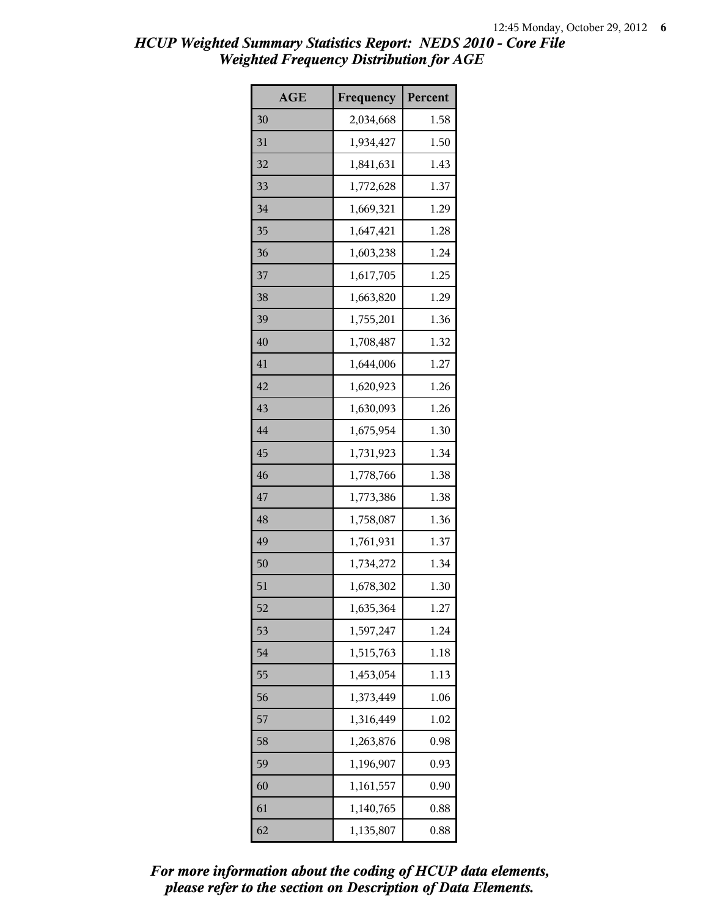*HCUP Weighted Summary Statistics Report: NEDS 2010 - Core File*
*Weighted Frequency Distribution for AGE*

| AGE | Frequency | Percent |
|---|---|---|
| 30 | 2,034,668 | 1.58 |
| 31 | 1,934,427 | 1.50 |
| 32 | 1,841,631 | 1.43 |
| 33 | 1,772,628 | 1.37 |
| 34 | 1,669,321 | 1.29 |
| 35 | 1,647,421 | 1.28 |
| 36 | 1,603,238 | 1.24 |
| 37 | 1,617,705 | 1.25 |
| 38 | 1,663,820 | 1.29 |
| 39 | 1,755,201 | 1.36 |
| 40 | 1,708,487 | 1.32 |
| 41 | 1,644,006 | 1.27 |
| 42 | 1,620,923 | 1.26 |
| 43 | 1,630,093 | 1.26 |
| 44 | 1,675,954 | 1.30 |
| 45 | 1,731,923 | 1.34 |
| 46 | 1,778,766 | 1.38 |
| 47 | 1,773,386 | 1.38 |
| 48 | 1,758,087 | 1.36 |
| 49 | 1,761,931 | 1.37 |
| 50 | 1,734,272 | 1.34 |
| 51 | 1,678,302 | 1.30 |
| 52 | 1,635,364 | 1.27 |
| 53 | 1,597,247 | 1.24 |
| 54 | 1,515,763 | 1.18 |
| 55 | 1,453,054 | 1.13 |
| 56 | 1,373,449 | 1.06 |
| 57 | 1,316,449 | 1.02 |
| 58 | 1,263,876 | 0.98 |
| 59 | 1,196,907 | 0.93 |
| 60 | 1,161,557 | 0.90 |
| 61 | 1,140,765 | 0.88 |
| 62 | 1,135,807 | 0.88 |

*For more information about the coding of HCUP data elements, please refer to the section on Description of Data Elements.*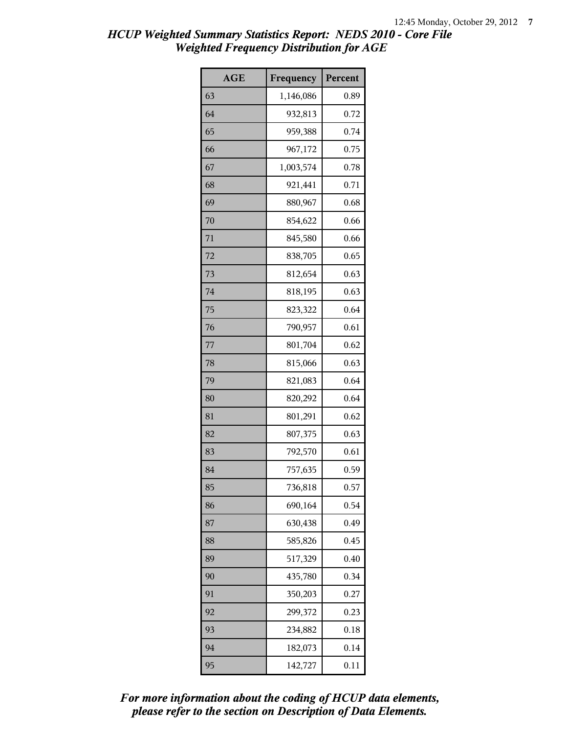# *HCUP Weighted Summary Statistics Report: NEDS 2010 - Core File*
## *Weighted Frequency Distribution for AGE*

| AGE | Frequency | Percent |
|---|---|---|
| 63 | 1,146,086 | 0.89 |
| 64 | 932,813 | 0.72 |
| 65 | 959,388 | 0.74 |
| 66 | 967,172 | 0.75 |
| 67 | 1,003,574 | 0.78 |
| 68 | 921,441 | 0.71 |
| 69 | 880,967 | 0.68 |
| 70 | 854,622 | 0.66 |
| 71 | 845,580 | 0.66 |
| 72 | 838,705 | 0.65 |
| 73 | 812,654 | 0.63 |
| 74 | 818,195 | 0.63 |
| 75 | 823,322 | 0.64 |
| 76 | 790,957 | 0.61 |
| 77 | 801,704 | 0.62 |
| 78 | 815,066 | 0.63 |
| 79 | 821,083 | 0.64 |
| 80 | 820,292 | 0.64 |
| 81 | 801,291 | 0.62 |
| 82 | 807,375 | 0.63 |
| 83 | 792,570 | 0.61 |
| 84 | 757,635 | 0.59 |
| 85 | 736,818 | 0.57 |
| 86 | 690,164 | 0.54 |
| 87 | 630,438 | 0.49 |
| 88 | 585,826 | 0.45 |
| 89 | 517,329 | 0.40 |
| 90 | 435,780 | 0.34 |
| 91 | 350,203 | 0.27 |
| 92 | 299,372 | 0.23 |
| 93 | 234,882 | 0.18 |
| 94 | 182,073 | 0.14 |
| 95 | 142,727 | 0.11 |

***For more information about the coding of HCUP data elements, please refer to the section on Description of Data Elements.***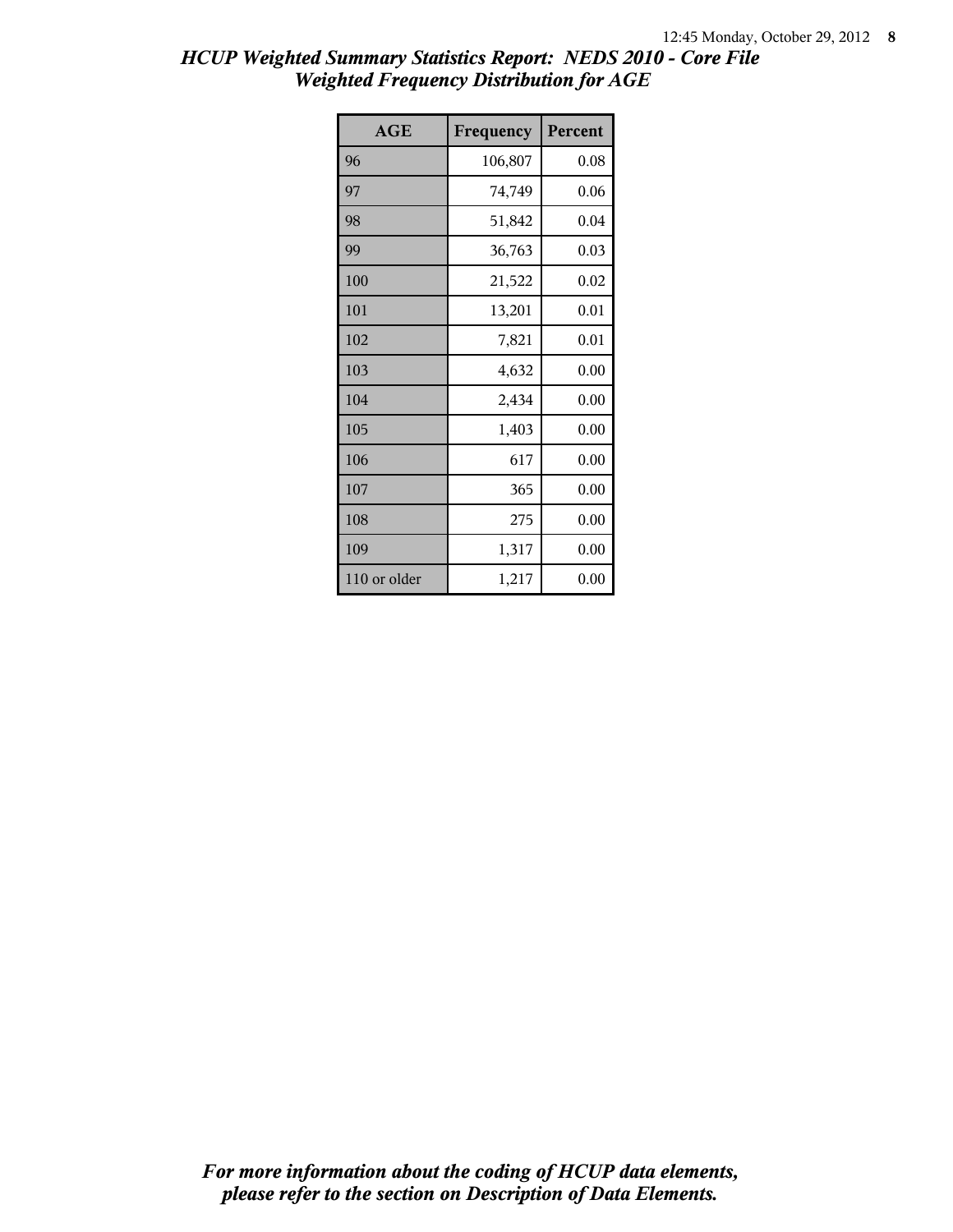## *HCUP Weighted Summary Statistics Report: NEDS 2010 - Core File*
## *Weighted Frequency Distribution for AGE*

| AGE | Frequency | Percent |
|---|---|---|
| 96 | 106,807 | 0.08 |
| 97 | 74,749 | 0.06 |
| 98 | 51,842 | 0.04 |
| 99 | 36,763 | 0.03 |
| 100 | 21,522 | 0.02 |
| 101 | 13,201 | 0.01 |
| 102 | 7,821 | 0.01 |
| 103 | 4,632 | 0.00 |
| 104 | 2,434 | 0.00 |
| 105 | 1,403 | 0.00 |
| 106 | 617 | 0.00 |
| 107 | 365 | 0.00 |
| 108 | 275 | 0.00 |
| 109 | 1,317 | 0.00 |
| 110 or older | 1,217 | 0.00 |

***For more information about the coding of HCUP data elements, please refer to the section on Description of Data Elements.***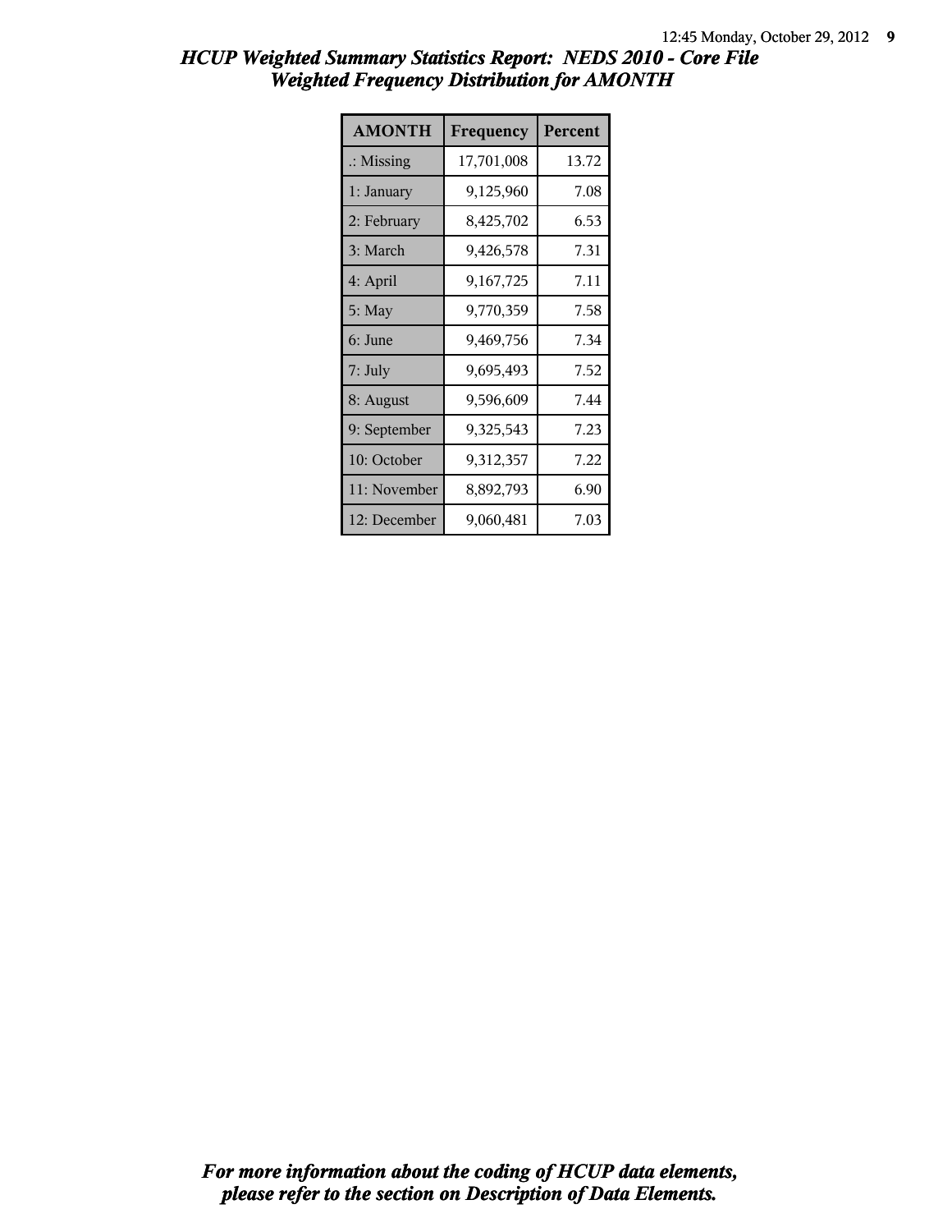# HCUP Weighted Summary Statistics Report: NEDS 2010 - Core File
## Weighted Frequency Distribution for AMONTH

| AMONTH | Frequency | Percent |
|---|---|---|
| .: Missing | 17,701,008 | 13.72 |
| 1: January | 9,125,960 | 7.08 |
| 2: February | 8,425,702 | 6.53 |
| 3: March | 9,426,578 | 7.31 |
| 4: April | 9,167,725 | 7.11 |
| 5: May | 9,770,359 | 7.58 |
| 6: June | 9,469,756 | 7.34 |
| 7: July | 9,695,493 | 7.52 |
| 8: August | 9,596,609 | 7.44 |
| 9: September | 9,325,543 | 7.23 |
| 10: October | 9,312,357 | 7.22 |
| 11: November | 8,892,793 | 6.90 |
| 12: December | 9,060,481 | 7.03 |

*For more information about the coding of HCUP data elements, please refer to the section on Description of Data Elements.*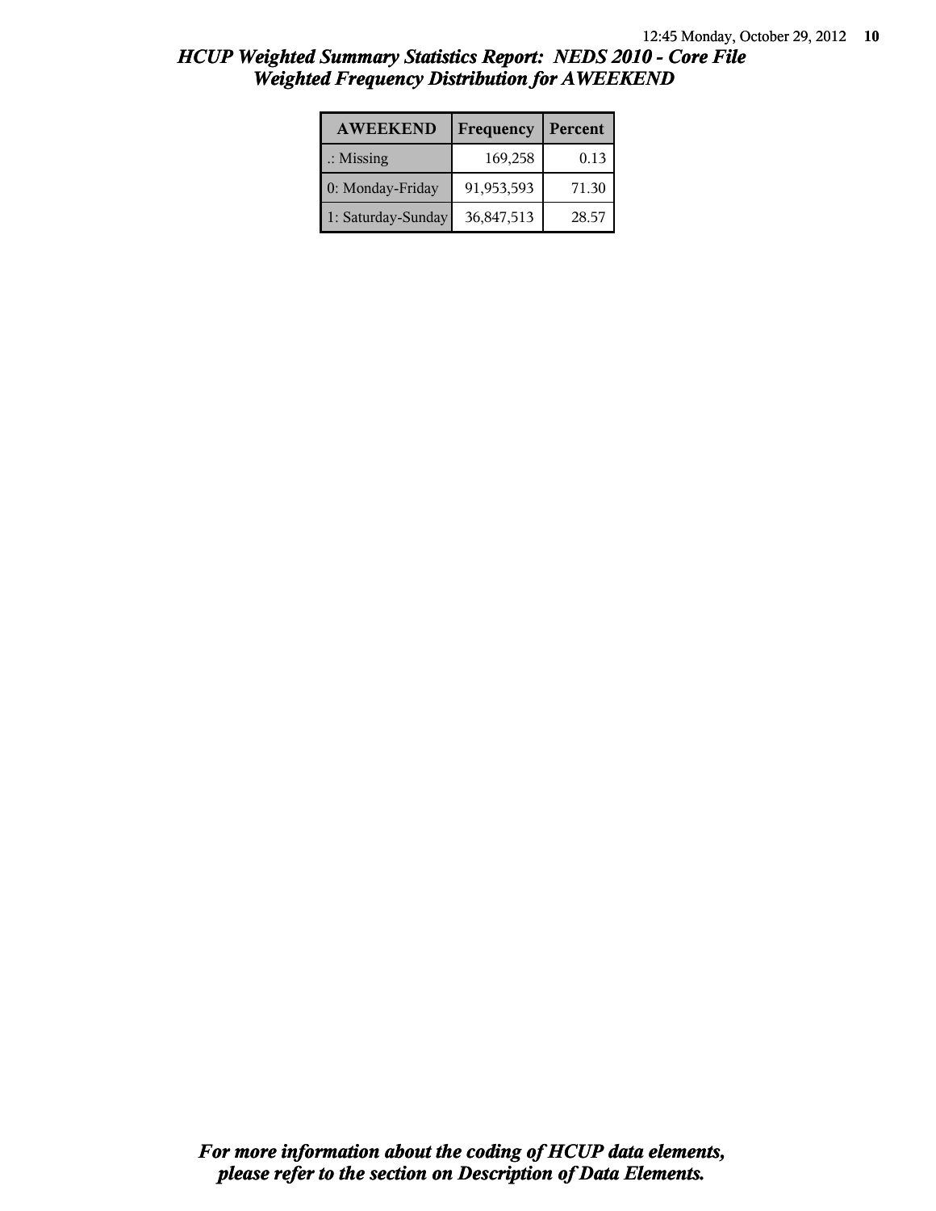# HCUP Weighted Summary Statistics Report: NEDS 2010 - Core File
## Weighted Frequency Distribution for AWEEKEND

| AWEEKEND | Frequency | Percent |
|---|---|---|
| .: Missing | 169,258 | 0.13 |
| 0: Monday-Friday | 91,953,593 | 71.30 |
| 1: Saturday-Sunday | 36,847,513 | 28.57 |

***For more information about the coding of HCUP data elements, please refer to the section on Description of Data Elements.***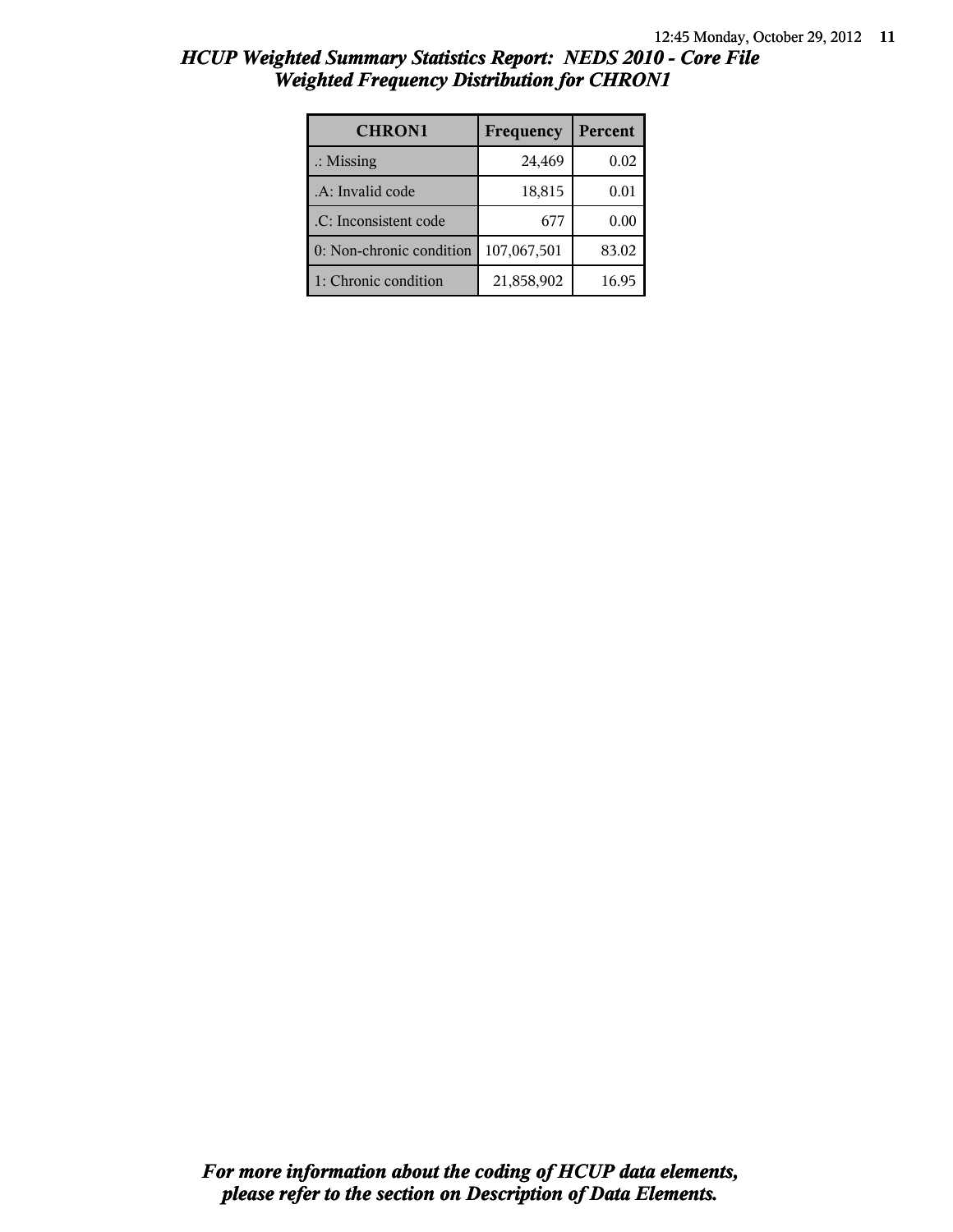# *HCUP Weighted Summary Statistics Report: NEDS 2010 - Core File*
## *Weighted Frequency Distribution for CHRON1*

| CHRON1 | Frequency | Percent |
|---|---|---|
| .: Missing | 24,469 | 0.02 |
| .A: Invalid code | 18,815 | 0.01 |
| .C: Inconsistent code | 677 | 0.00 |
| 0: Non-chronic condition | 107,067,501 | 83.02 |
| 1: Chronic condition | 21,858,902 | 16.95 |

***For more information about the coding of HCUP data elements, please refer to the section on Description of Data Elements.***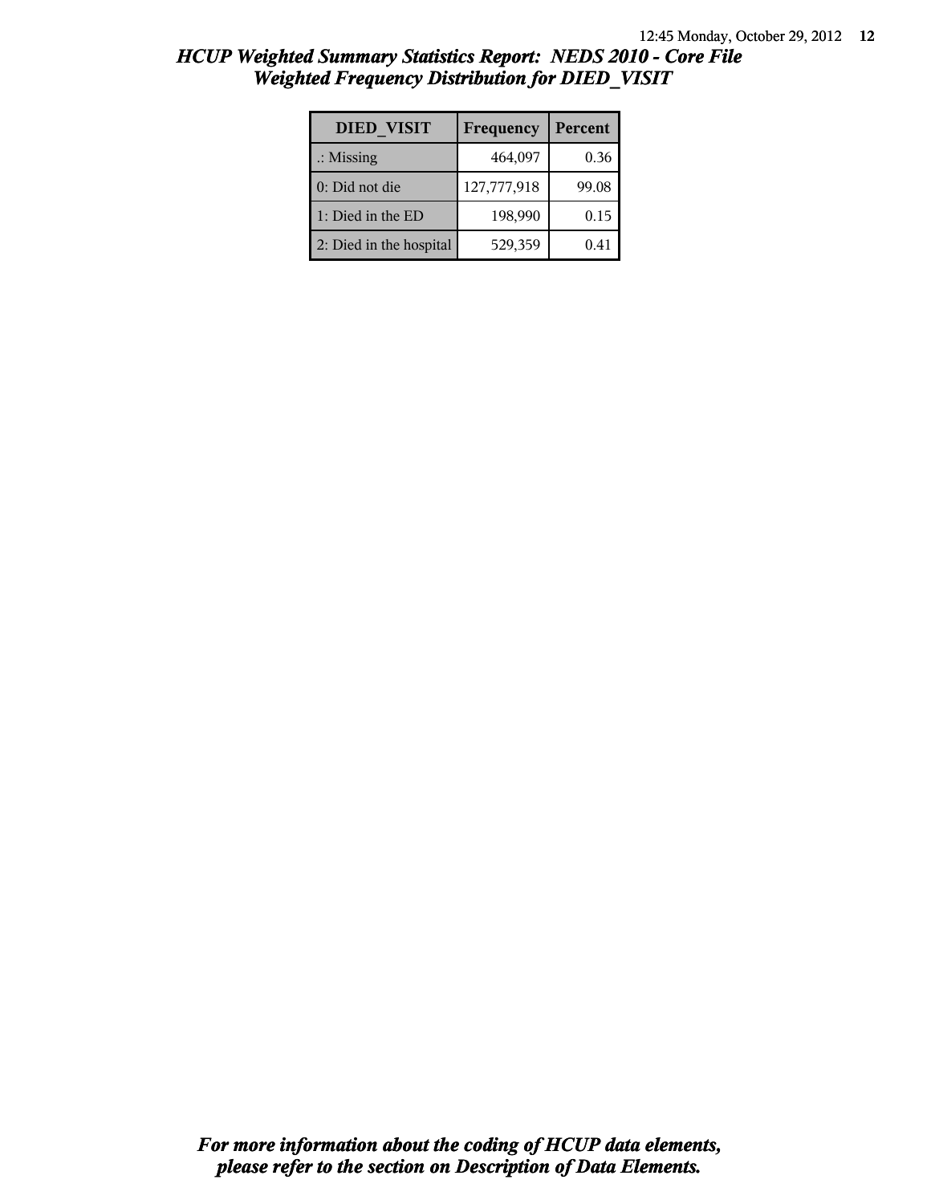# HCUP Weighted Summary Statistics Report: NEDS 2010 - Core File
## Weighted Frequency Distribution for DIED_VISIT

| DIED_VISIT | Frequency | Percent |
| --- | --- | --- |
| .: Missing | 464,097 | 0.36 |
| 0: Did not die | 127,777,918 | 99.08 |
| 1: Died in the ED | 198,990 | 0.15 |
| 2: Died in the hospital | 529,359 | 0.41 |

*For more information about the coding of HCUP data elements, please refer to the section on Description of Data Elements.*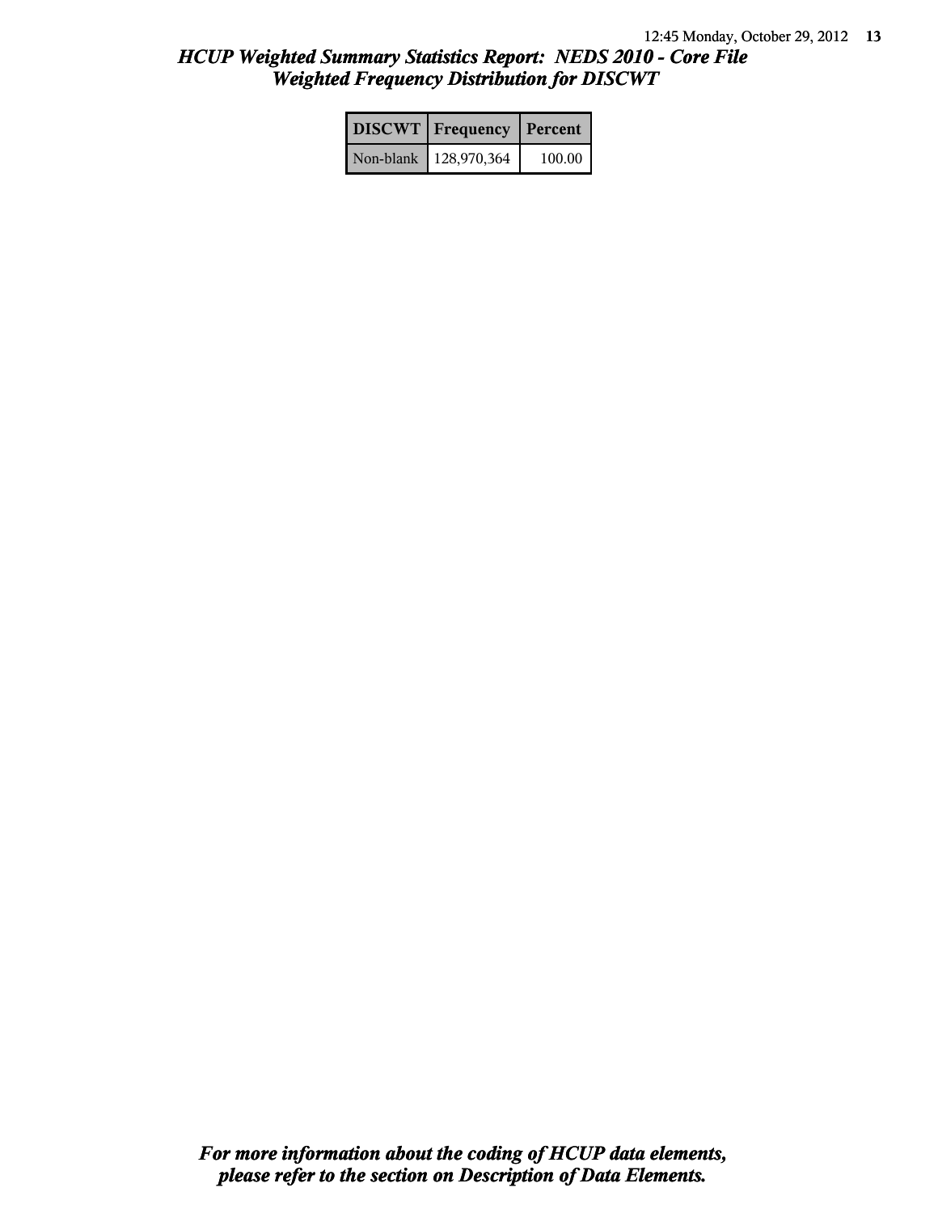# HCUP Weighted Summary Statistics Report: NEDS 2010 - Core File
## Weighted Frequency Distribution for DISCWT

| DISCWT | Frequency | Percent |
|---|---|---|
| Non-blank | 128,970,364 | 100.00 |

***For more information about the coding of HCUP data elements, please refer to the section on Description of Data Elements.***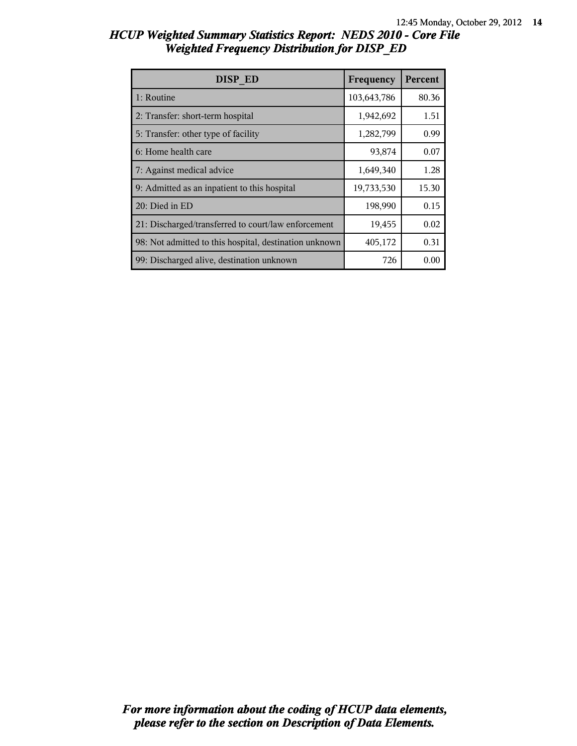## HCUP Weighted Summary Statistics Report: NEDS 2010 - Core File
## Weighted Frequency Distribution for DISP_ED

| DISP_ED | Frequency | Percent |
|---|---|---|
| 1: Routine | 103,643,786 | 80.36 |
| 2: Transfer: short-term hospital | 1,942,692 | 1.51 |
| 5: Transfer: other type of facility | 1,282,799 | 0.99 |
| 6: Home health care | 93,874 | 0.07 |
| 7: Against medical advice | 1,649,340 | 1.28 |
| 9: Admitted as an inpatient to this hospital | 19,733,530 | 15.30 |
| 20: Died in ED | 198,990 | 0.15 |
| 21: Discharged/transferred to court/law enforcement | 19,455 | 0.02 |
| 98: Not admitted to this hospital, destination unknown | 405,172 | 0.31 |
| 99: Discharged alive, destination unknown | 726 | 0.00 |

*For more information about the coding of HCUP data elements, please refer to the section on Description of Data Elements.*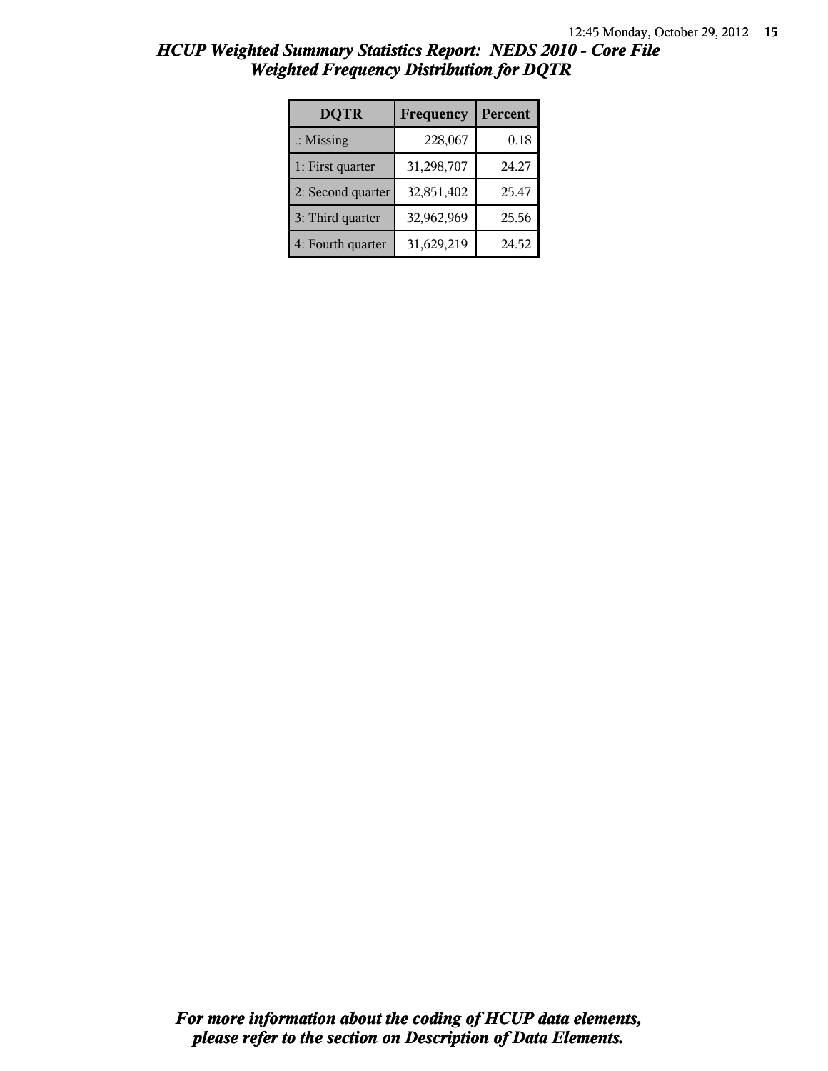# HCUP Weighted Summary Statistics Report: NEDS 2010 - Core File
## Weighted Frequency Distribution for DQTR

| DQTR | Frequency | Percent |
|---|---|---|
| .: Missing | 228,067 | 0.18 |
| 1: First quarter | 31,298,707 | 24.27 |
| 2: Second quarter | 32,851,402 | 25.47 |
| 3: Third quarter | 32,962,969 | 25.56 |
| 4: Fourth quarter | 31,629,219 | 24.52 |

***For more information about the coding of HCUP data elements, please refer to the section on Description of Data Elements.***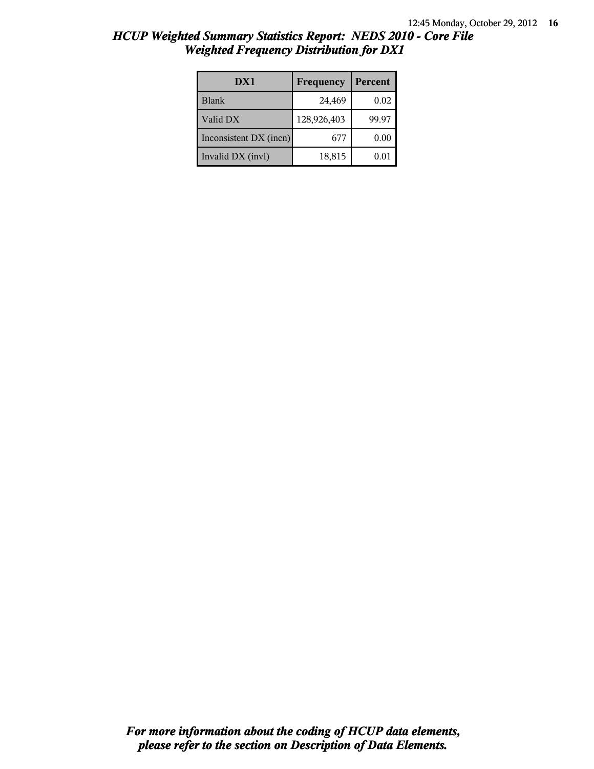# HCUP Weighted Summary Statistics Report: NEDS 2010 - Core File

## Weighted Frequency Distribution for DX1

| DX1 | Frequency | Percent |
|---|---|---|
| Blank | 24,469 | 0.02 |
| Valid DX | 128,926,403 | 99.97 |
| Inconsistent DX (incn) | 677 | 0.00 |
| Invalid DX (invl) | 18,815 | 0.01 |

***For more information about the coding of HCUP data elements, please refer to the section on Description of Data Elements.***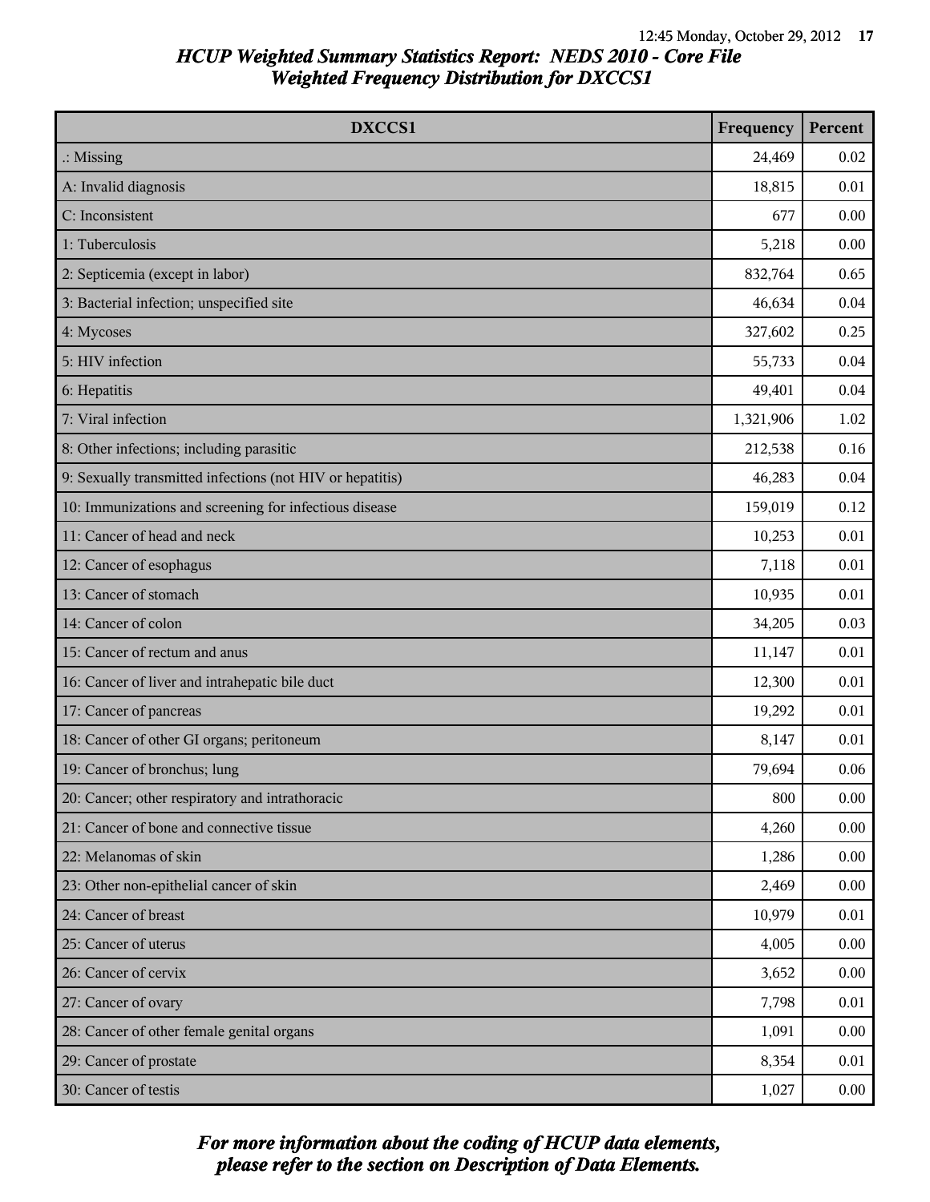# HCUP Weighted Summary Statistics Report: NEDS 2010 - Core File
## Weighted Frequency Distribution for DXCCS1

| DXCCS1 | Frequency | Percent |
|---|---|---|
| .: Missing | 24,469 | 0.02 |
| A: Invalid diagnosis | 18,815 | 0.01 |
| C: Inconsistent | 677 | 0.00 |
| 1: Tuberculosis | 5,218 | 0.00 |
| 2: Septicemia (except in labor) | 832,764 | 0.65 |
| 3: Bacterial infection; unspecified site | 46,634 | 0.04 |
| 4: Mycoses | 327,602 | 0.25 |
| 5: HIV infection | 55,733 | 0.04 |
| 6: Hepatitis | 49,401 | 0.04 |
| 7: Viral infection | 1,321,906 | 1.02 |
| 8: Other infections; including parasitic | 212,538 | 0.16 |
| 9: Sexually transmitted infections (not HIV or hepatitis) | 46,283 | 0.04 |
| 10: Immunizations and screening for infectious disease | 159,019 | 0.12 |
| 11: Cancer of head and neck | 10,253 | 0.01 |
| 12: Cancer of esophagus | 7,118 | 0.01 |
| 13: Cancer of stomach | 10,935 | 0.01 |
| 14: Cancer of colon | 34,205 | 0.03 |
| 15: Cancer of rectum and anus | 11,147 | 0.01 |
| 16: Cancer of liver and intrahepatic bile duct | 12,300 | 0.01 |
| 17: Cancer of pancreas | 19,292 | 0.01 |
| 18: Cancer of other GI organs; peritoneum | 8,147 | 0.01 |
| 19: Cancer of bronchus; lung | 79,694 | 0.06 |
| 20: Cancer; other respiratory and intrathoracic | 800 | 0.00 |
| 21: Cancer of bone and connective tissue | 4,260 | 0.00 |
| 22: Melanomas of skin | 1,286 | 0.00 |
| 23: Other non-epithelial cancer of skin | 2,469 | 0.00 |
| 24: Cancer of breast | 10,979 | 0.01 |
| 25: Cancer of uterus | 4,005 | 0.00 |
| 26: Cancer of cervix | 3,652 | 0.00 |
| 27: Cancer of ovary | 7,798 | 0.01 |
| 28: Cancer of other female genital organs | 1,091 | 0.00 |
| 29: Cancer of prostate | 8,354 | 0.01 |
| 30: Cancer of testis | 1,027 | 0.00 |

*For more information about the coding of HCUP data elements, please refer to the section on Description of Data Elements.*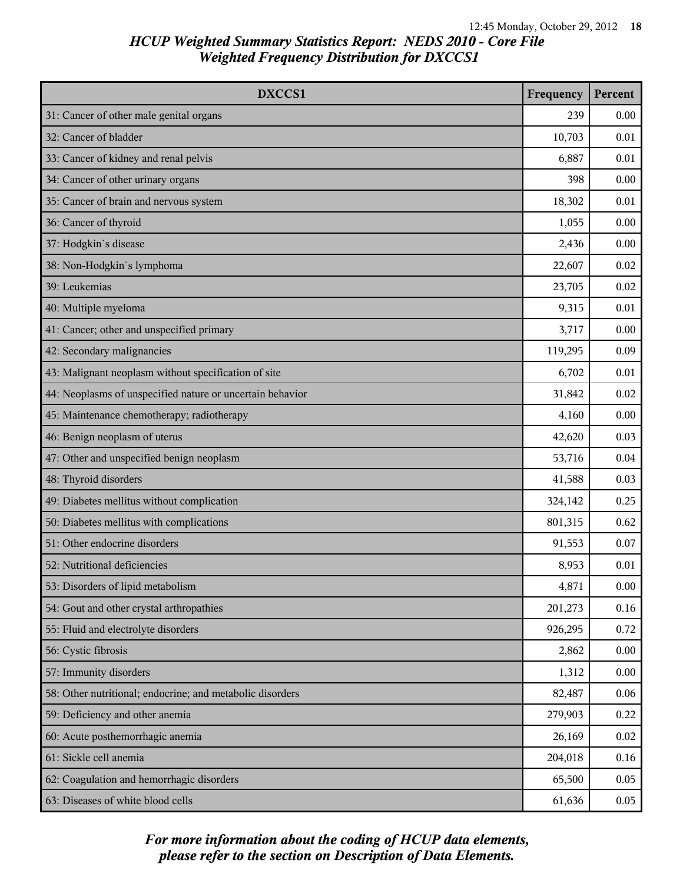# HCUP Weighted Summary Statistics Report: NEDS 2010 - Core File
## Weighted Frequency Distribution for DXCCS1

| DXCCS1 | Frequency | Percent |
|---|---|---|
| 31: Cancer of other male genital organs | 239 | 0.00 |
| 32: Cancer of bladder | 10,703 | 0.01 |
| 33: Cancer of kidney and renal pelvis | 6,887 | 0.01 |
| 34: Cancer of other urinary organs | 398 | 0.00 |
| 35: Cancer of brain and nervous system | 18,302 | 0.01 |
| 36: Cancer of thyroid | 1,055 | 0.00 |
| 37: Hodgkin`s disease | 2,436 | 0.00 |
| 38: Non-Hodgkin`s lymphoma | 22,607 | 0.02 |
| 39: Leukemias | 23,705 | 0.02 |
| 40: Multiple myeloma | 9,315 | 0.01 |
| 41: Cancer; other and unspecified primary | 3,717 | 0.00 |
| 42: Secondary malignancies | 119,295 | 0.09 |
| 43: Malignant neoplasm without specification of site | 6,702 | 0.01 |
| 44: Neoplasms of unspecified nature or uncertain behavior | 31,842 | 0.02 |
| 45: Maintenance chemotherapy; radiotherapy | 4,160 | 0.00 |
| 46: Benign neoplasm of uterus | 42,620 | 0.03 |
| 47: Other and unspecified benign neoplasm | 53,716 | 0.04 |
| 48: Thyroid disorders | 41,588 | 0.03 |
| 49: Diabetes mellitus without complication | 324,142 | 0.25 |
| 50: Diabetes mellitus with complications | 801,315 | 0.62 |
| 51: Other endocrine disorders | 91,553 | 0.07 |
| 52: Nutritional deficiencies | 8,953 | 0.01 |
| 53: Disorders of lipid metabolism | 4,871 | 0.00 |
| 54: Gout and other crystal arthropathies | 201,273 | 0.16 |
| 55: Fluid and electrolyte disorders | 926,295 | 0.72 |
| 56: Cystic fibrosis | 2,862 | 0.00 |
| 57: Immunity disorders | 1,312 | 0.00 |
| 58: Other nutritional; endocrine; and metabolic disorders | 82,487 | 0.06 |
| 59: Deficiency and other anemia | 279,903 | 0.22 |
| 60: Acute posthemorrhagic anemia | 26,169 | 0.02 |
| 61: Sickle cell anemia | 204,018 | 0.16 |
| 62: Coagulation and hemorrhagic disorders | 65,500 | 0.05 |
| 63: Diseases of white blood cells | 61,636 | 0.05 |

*For more information about the coding of HCUP data elements, please refer to the section on Description of Data Elements.*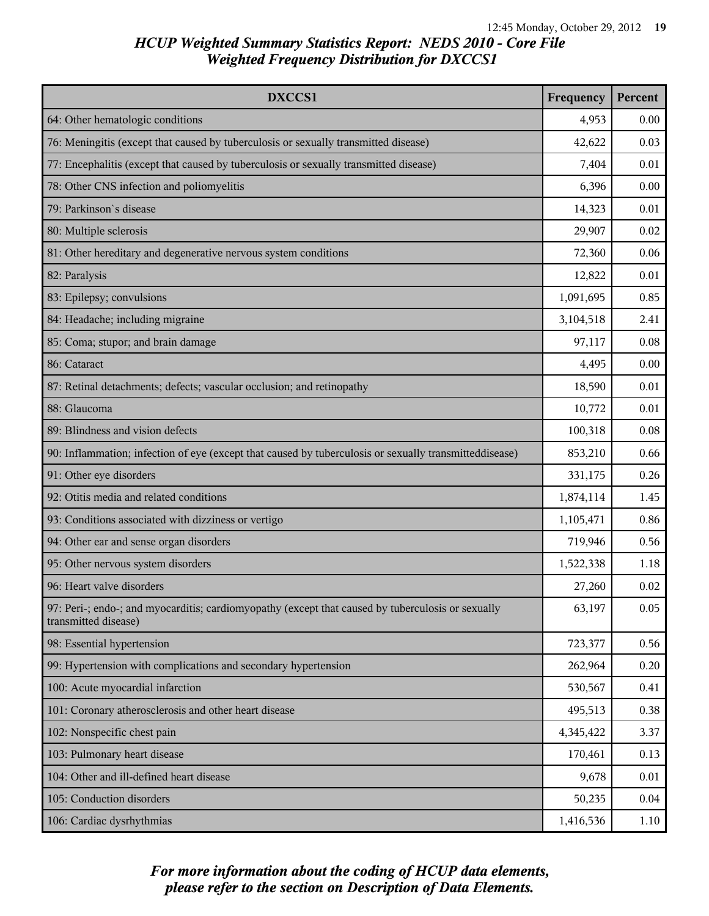# HCUP Weighted Summary Statistics Report: NEDS 2010 - Core File
## Weighted Frequency Distribution for DXCCS1

| DXCCS1 | Frequency | Percent |
|---|---|---|
| 64: Other hematologic conditions | 4,953 | 0.00 |
| 76: Meningitis (except that caused by tuberculosis or sexually transmitted disease) | 42,622 | 0.03 |
| 77: Encephalitis (except that caused by tuberculosis or sexually transmitted disease) | 7,404 | 0.01 |
| 78: Other CNS infection and poliomyelitis | 6,396 | 0.00 |
| 79: Parkinson`s disease | 14,323 | 0.01 |
| 80: Multiple sclerosis | 29,907 | 0.02 |
| 81: Other hereditary and degenerative nervous system conditions | 72,360 | 0.06 |
| 82: Paralysis | 12,822 | 0.01 |
| 83: Epilepsy; convulsions | 1,091,695 | 0.85 |
| 84: Headache; including migraine | 3,104,518 | 2.41 |
| 85: Coma; stupor; and brain damage | 97,117 | 0.08 |
| 86: Cataract | 4,495 | 0.00 |
| 87: Retinal detachments; defects; vascular occlusion; and retinopathy | 18,590 | 0.01 |
| 88: Glaucoma | 10,772 | 0.01 |
| 89: Blindness and vision defects | 100,318 | 0.08 |
| 90: Inflammation; infection of eye (except that caused by tuberculosis or sexually transmitteddisease) | 853,210 | 0.66 |
| 91: Other eye disorders | 331,175 | 0.26 |
| 92: Otitis media and related conditions | 1,874,114 | 1.45 |
| 93: Conditions associated with dizziness or vertigo | 1,105,471 | 0.86 |
| 94: Other ear and sense organ disorders | 719,946 | 0.56 |
| 95: Other nervous system disorders | 1,522,338 | 1.18 |
| 96: Heart valve disorders | 27,260 | 0.02 |
| 97: Peri-; endo-; and myocarditis; cardiomyopathy (except that caused by tuberculosis or sexually transmitted disease) | 63,197 | 0.05 |
| 98: Essential hypertension | 723,377 | 0.56 |
| 99: Hypertension with complications and secondary hypertension | 262,964 | 0.20 |
| 100: Acute myocardial infarction | 530,567 | 0.41 |
| 101: Coronary atherosclerosis and other heart disease | 495,513 | 0.38 |
| 102: Nonspecific chest pain | 4,345,422 | 3.37 |
| 103: Pulmonary heart disease | 170,461 | 0.13 |
| 104: Other and ill-defined heart disease | 9,678 | 0.01 |
| 105: Conduction disorders | 50,235 | 0.04 |
| 106: Cardiac dysrhythmias | 1,416,536 | 1.10 |

*For more information about the coding of HCUP data elements, please refer to the section on Description of Data Elements.*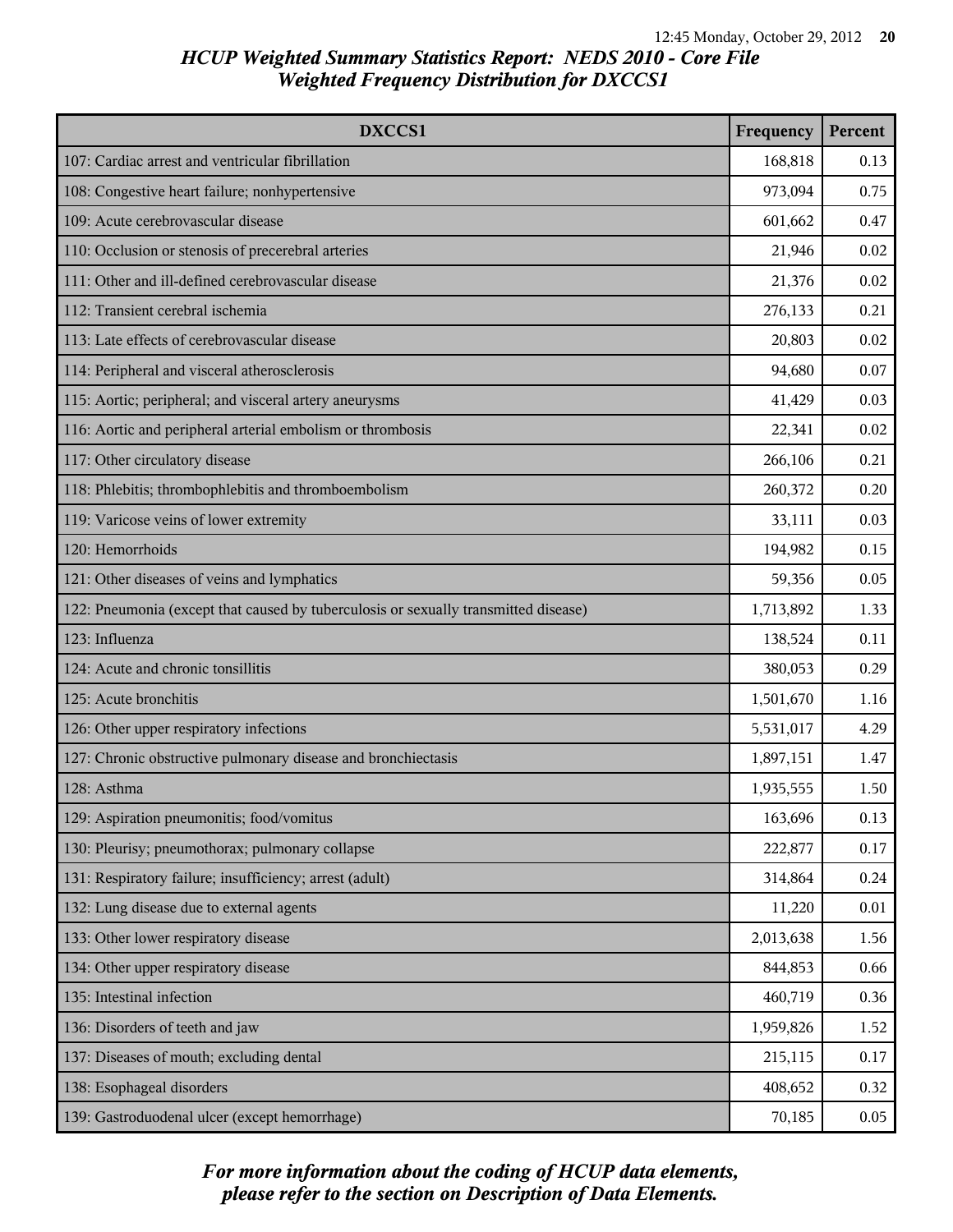# HCUP Weighted Summary Statistics Report: NEDS 2010 - Core File
## Weighted Frequency Distribution for DXCCS1

| DXCCS1 | Frequency | Percent |
| --- | --- | --- |
| 107: Cardiac arrest and ventricular fibrillation | 168,818 | 0.13 |
| 108: Congestive heart failure; nonhypertensive | 973,094 | 0.75 |
| 109: Acute cerebrovascular disease | 601,662 | 0.47 |
| 110: Occlusion or stenosis of precerebral arteries | 21,946 | 0.02 |
| 111: Other and ill-defined cerebrovascular disease | 21,376 | 0.02 |
| 112: Transient cerebral ischemia | 276,133 | 0.21 |
| 113: Late effects of cerebrovascular disease | 20,803 | 0.02 |
| 114: Peripheral and visceral atherosclerosis | 94,680 | 0.07 |
| 115: Aortic; peripheral; and visceral artery aneurysms | 41,429 | 0.03 |
| 116: Aortic and peripheral arterial embolism or thrombosis | 22,341 | 0.02 |
| 117: Other circulatory disease | 266,106 | 0.21 |
| 118: Phlebitis; thrombophlebitis and thromboembolism | 260,372 | 0.20 |
| 119: Varicose veins of lower extremity | 33,111 | 0.03 |
| 120: Hemorrhoids | 194,982 | 0.15 |
| 121: Other diseases of veins and lymphatics | 59,356 | 0.05 |
| 122: Pneumonia (except that caused by tuberculosis or sexually transmitted disease) | 1,713,892 | 1.33 |
| 123: Influenza | 138,524 | 0.11 |
| 124: Acute and chronic tonsillitis | 380,053 | 0.29 |
| 125: Acute bronchitis | 1,501,670 | 1.16 |
| 126: Other upper respiratory infections | 5,531,017 | 4.29 |
| 127: Chronic obstructive pulmonary disease and bronchiectasis | 1,897,151 | 1.47 |
| 128: Asthma | 1,935,555 | 1.50 |
| 129: Aspiration pneumonitis; food/vomitus | 163,696 | 0.13 |
| 130: Pleurisy; pneumothorax; pulmonary collapse | 222,877 | 0.17 |
| 131: Respiratory failure; insufficiency; arrest (adult) | 314,864 | 0.24 |
| 132: Lung disease due to external agents | 11,220 | 0.01 |
| 133: Other lower respiratory disease | 2,013,638 | 1.56 |
| 134: Other upper respiratory disease | 844,853 | 0.66 |
| 135: Intestinal infection | 460,719 | 0.36 |
| 136: Disorders of teeth and jaw | 1,959,826 | 1.52 |
| 137: Diseases of mouth; excluding dental | 215,115 | 0.17 |
| 138: Esophageal disorders | 408,652 | 0.32 |
| 139: Gastroduodenal ulcer (except hemorrhage) | 70,185 | 0.05 |

*For more information about the coding of HCUP data elements, please refer to the section on Description of Data Elements.*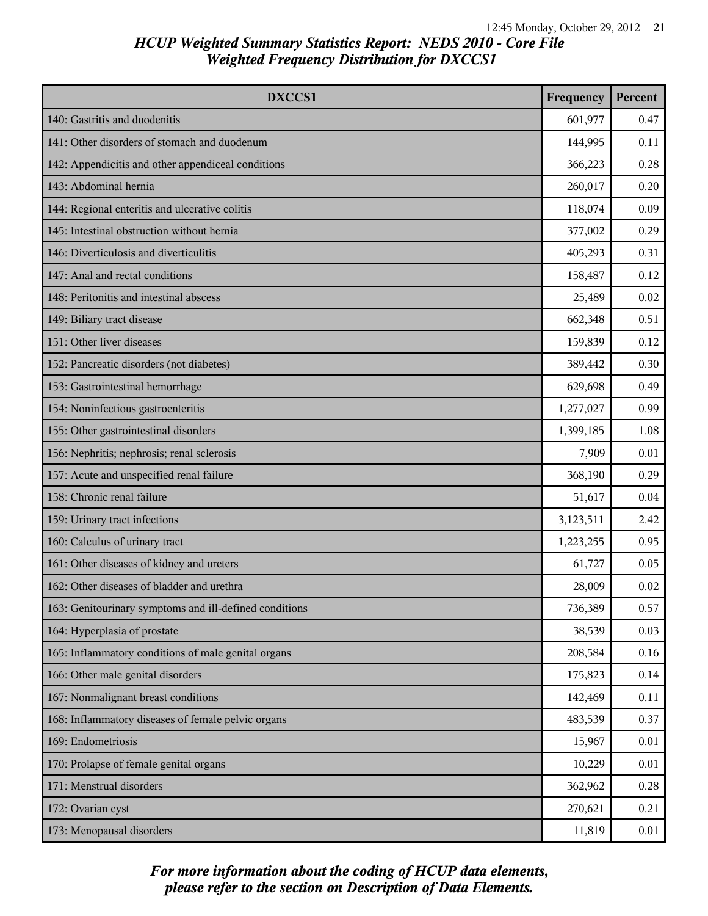# HCUP Weighted Summary Statistics Report: NEDS 2010 - Core File
## Weighted Frequency Distribution for DXCCS1

| DXCCS1 | Frequency | Percent |
|---|---|---|
| 140: Gastritis and duodenitis | 601,977 | 0.47 |
| 141: Other disorders of stomach and duodenum | 144,995 | 0.11 |
| 142: Appendicitis and other appendiceal conditions | 366,223 | 0.28 |
| 143: Abdominal hernia | 260,017 | 0.20 |
| 144: Regional enteritis and ulcerative colitis | 118,074 | 0.09 |
| 145: Intestinal obstruction without hernia | 377,002 | 0.29 |
| 146: Diverticulosis and diverticulitis | 405,293 | 0.31 |
| 147: Anal and rectal conditions | 158,487 | 0.12 |
| 148: Peritonitis and intestinal abscess | 25,489 | 0.02 |
| 149: Biliary tract disease | 662,348 | 0.51 |
| 151: Other liver diseases | 159,839 | 0.12 |
| 152: Pancreatic disorders (not diabetes) | 389,442 | 0.30 |
| 153: Gastrointestinal hemorrhage | 629,698 | 0.49 |
| 154: Noninfectious gastroenteritis | 1,277,027 | 0.99 |
| 155: Other gastrointestinal disorders | 1,399,185 | 1.08 |
| 156: Nephritis; nephrosis; renal sclerosis | 7,909 | 0.01 |
| 157: Acute and unspecified renal failure | 368,190 | 0.29 |
| 158: Chronic renal failure | 51,617 | 0.04 |
| 159: Urinary tract infections | 3,123,511 | 2.42 |
| 160: Calculus of urinary tract | 1,223,255 | 0.95 |
| 161: Other diseases of kidney and ureters | 61,727 | 0.05 |
| 162: Other diseases of bladder and urethra | 28,009 | 0.02 |
| 163: Genitourinary symptoms and ill-defined conditions | 736,389 | 0.57 |
| 164: Hyperplasia of prostate | 38,539 | 0.03 |
| 165: Inflammatory conditions of male genital organs | 208,584 | 0.16 |
| 166: Other male genital disorders | 175,823 | 0.14 |
| 167: Nonmalignant breast conditions | 142,469 | 0.11 |
| 168: Inflammatory diseases of female pelvic organs | 483,539 | 0.37 |
| 169: Endometriosis | 15,967 | 0.01 |
| 170: Prolapse of female genital organs | 10,229 | 0.01 |
| 171: Menstrual disorders | 362,962 | 0.28 |
| 172: Ovarian cyst | 270,621 | 0.21 |
| 173: Menopausal disorders | 11,819 | 0.01 |

*For more information about the coding of HCUP data elements, please refer to the section on Description of Data Elements.*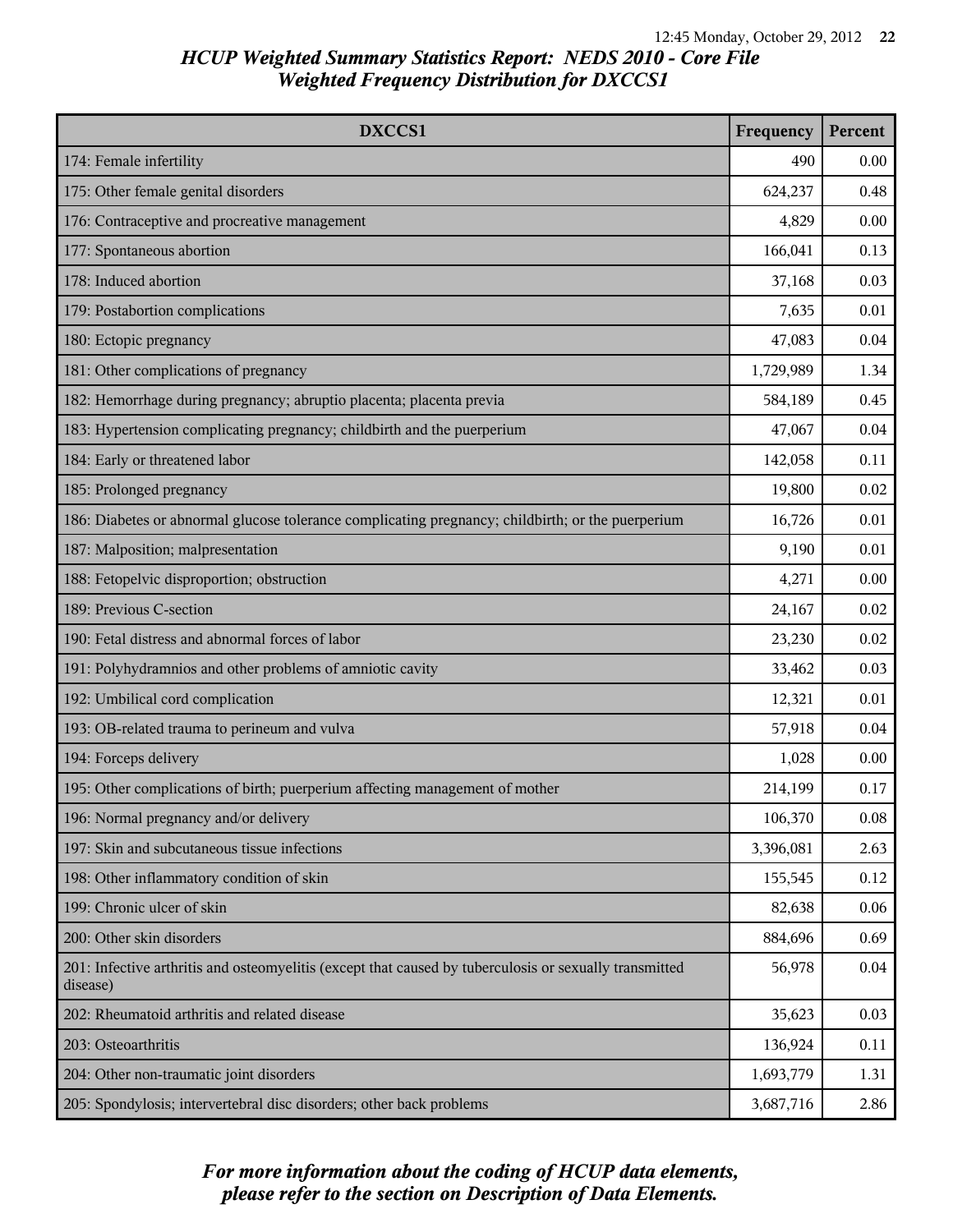# HCUP Weighted Summary Statistics Report: NEDS 2010 - Core File
## Weighted Frequency Distribution for DXCCS1

| DXCCS1 | Frequency | Percent |
|---|---|---|
| 174: Female infertility | 490 | 0.00 |
| 175: Other female genital disorders | 624,237 | 0.48 |
| 176: Contraceptive and procreative management | 4,829 | 0.00 |
| 177: Spontaneous abortion | 166,041 | 0.13 |
| 178: Induced abortion | 37,168 | 0.03 |
| 179: Postabortion complications | 7,635 | 0.01 |
| 180: Ectopic pregnancy | 47,083 | 0.04 |
| 181: Other complications of pregnancy | 1,729,989 | 1.34 |
| 182: Hemorrhage during pregnancy; abruptio placenta; placenta previa | 584,189 | 0.45 |
| 183: Hypertension complicating pregnancy; childbirth and the puerperium | 47,067 | 0.04 |
| 184: Early or threatened labor | 142,058 | 0.11 |
| 185: Prolonged pregnancy | 19,800 | 0.02 |
| 186: Diabetes or abnormal glucose tolerance complicating pregnancy; childbirth; or the puerperium | 16,726 | 0.01 |
| 187: Malposition; malpresentation | 9,190 | 0.01 |
| 188: Fetopelvic disproportion; obstruction | 4,271 | 0.00 |
| 189: Previous C-section | 24,167 | 0.02 |
| 190: Fetal distress and abnormal forces of labor | 23,230 | 0.02 |
| 191: Polyhydramnios and other problems of amniotic cavity | 33,462 | 0.03 |
| 192: Umbilical cord complication | 12,321 | 0.01 |
| 193: OB-related trauma to perineum and vulva | 57,918 | 0.04 |
| 194: Forceps delivery | 1,028 | 0.00 |
| 195: Other complications of birth; puerperium affecting management of mother | 214,199 | 0.17 |
| 196: Normal pregnancy and/or delivery | 106,370 | 0.08 |
| 197: Skin and subcutaneous tissue infections | 3,396,081 | 2.63 |
| 198: Other inflammatory condition of skin | 155,545 | 0.12 |
| 199: Chronic ulcer of skin | 82,638 | 0.06 |
| 200: Other skin disorders | 884,696 | 0.69 |
| 201: Infective arthritis and osteomyelitis (except that caused by tuberculosis or sexually transmitted disease) | 56,978 | 0.04 |
| 202: Rheumatoid arthritis and related disease | 35,623 | 0.03 |
| 203: Osteoarthritis | 136,924 | 0.11 |
| 204: Other non-traumatic joint disorders | 1,693,779 | 1.31 |
| 205: Spondylosis; intervertebral disc disorders; other back problems | 3,687,716 | 2.86 |

*For more information about the coding of HCUP data elements, please refer to the section on Description of Data Elements.*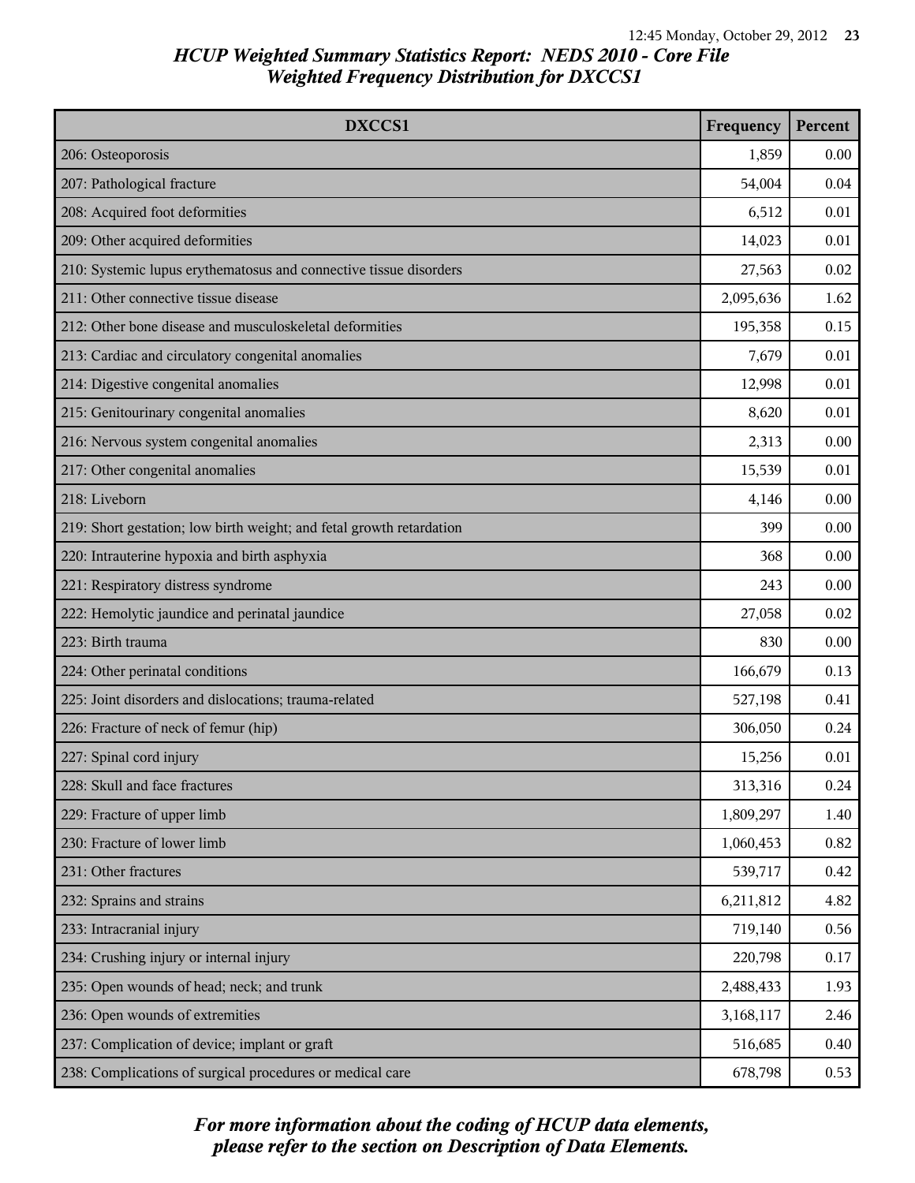## HCUP Weighted Summary Statistics Report: NEDS 2010 - Core File
## Weighted Frequency Distribution for DXCCS1

| DXCCS1 | Frequency | Percent |
|---|---|---|
| 206: Osteoporosis | 1,859 | 0.00 |
| 207: Pathological fracture | 54,004 | 0.04 |
| 208: Acquired foot deformities | 6,512 | 0.01 |
| 209: Other acquired deformities | 14,023 | 0.01 |
| 210: Systemic lupus erythematosus and connective tissue disorders | 27,563 | 0.02 |
| 211: Other connective tissue disease | 2,095,636 | 1.62 |
| 212: Other bone disease and musculoskeletal deformities | 195,358 | 0.15 |
| 213: Cardiac and circulatory congenital anomalies | 7,679 | 0.01 |
| 214: Digestive congenital anomalies | 12,998 | 0.01 |
| 215: Genitourinary congenital anomalies | 8,620 | 0.01 |
| 216: Nervous system congenital anomalies | 2,313 | 0.00 |
| 217: Other congenital anomalies | 15,539 | 0.01 |
| 218: Liveborn | 4,146 | 0.00 |
| 219: Short gestation; low birth weight; and fetal growth retardation | 399 | 0.00 |
| 220: Intrauterine hypoxia and birth asphyxia | 368 | 0.00 |
| 221: Respiratory distress syndrome | 243 | 0.00 |
| 222: Hemolytic jaundice and perinatal jaundice | 27,058 | 0.02 |
| 223: Birth trauma | 830 | 0.00 |
| 224: Other perinatal conditions | 166,679 | 0.13 |
| 225: Joint disorders and dislocations; trauma-related | 527,198 | 0.41 |
| 226: Fracture of neck of femur (hip) | 306,050 | 0.24 |
| 227: Spinal cord injury | 15,256 | 0.01 |
| 228: Skull and face fractures | 313,316 | 0.24 |
| 229: Fracture of upper limb | 1,809,297 | 1.40 |
| 230: Fracture of lower limb | 1,060,453 | 0.82 |
| 231: Other fractures | 539,717 | 0.42 |
| 232: Sprains and strains | 6,211,812 | 4.82 |
| 233: Intracranial injury | 719,140 | 0.56 |
| 234: Crushing injury or internal injury | 220,798 | 0.17 |
| 235: Open wounds of head; neck; and trunk | 2,488,433 | 1.93 |
| 236: Open wounds of extremities | 3,168,117 | 2.46 |
| 237: Complication of device; implant or graft | 516,685 | 0.40 |
| 238: Complications of surgical procedures or medical care | 678,798 | 0.53 |

*For more information about the coding of HCUP data elements, please refer to the section on Description of Data Elements.*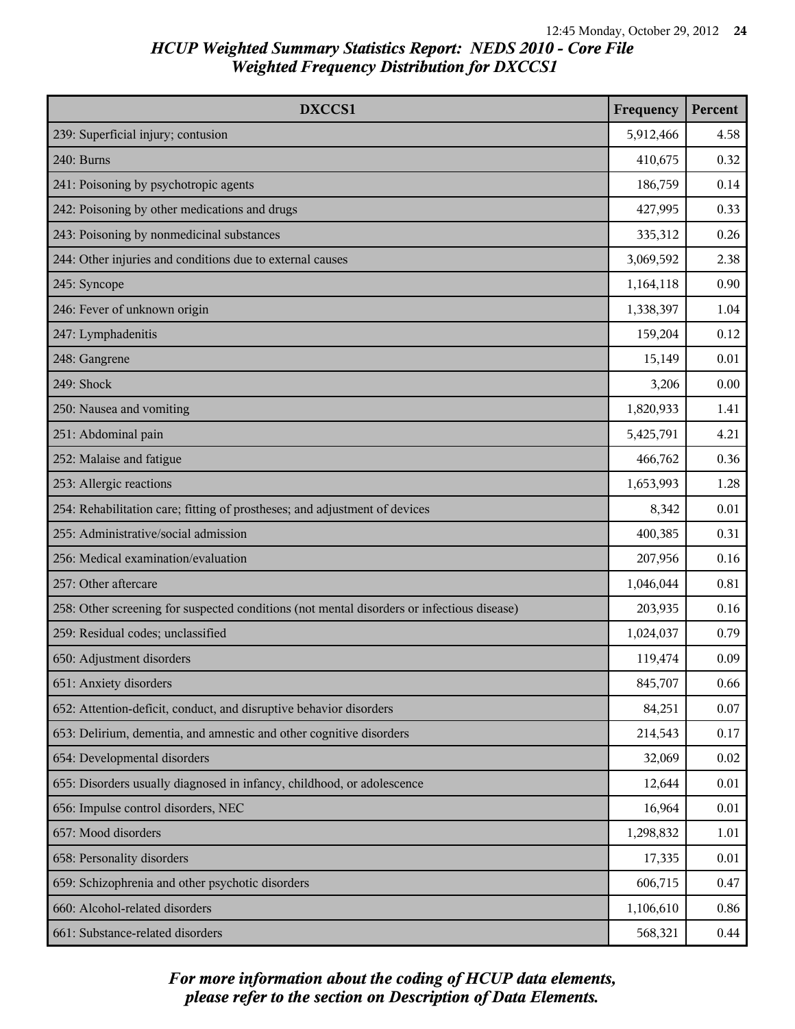# HCUP Weighted Summary Statistics Report: NEDS 2010 - Core File
## Weighted Frequency Distribution for DXCCS1

| DXCCS1 | Frequency | Percent |
|---|---|---|
| 239: Superficial injury; contusion | 5,912,466 | 4.58 |
| 240: Burns | 410,675 | 0.32 |
| 241: Poisoning by psychotropic agents | 186,759 | 0.14 |
| 242: Poisoning by other medications and drugs | 427,995 | 0.33 |
| 243: Poisoning by nonmedicinal substances | 335,312 | 0.26 |
| 244: Other injuries and conditions due to external causes | 3,069,592 | 2.38 |
| 245: Syncope | 1,164,118 | 0.90 |
| 246: Fever of unknown origin | 1,338,397 | 1.04 |
| 247: Lymphadenitis | 159,204 | 0.12 |
| 248: Gangrene | 15,149 | 0.01 |
| 249: Shock | 3,206 | 0.00 |
| 250: Nausea and vomiting | 1,820,933 | 1.41 |
| 251: Abdominal pain | 5,425,791 | 4.21 |
| 252: Malaise and fatigue | 466,762 | 0.36 |
| 253: Allergic reactions | 1,653,993 | 1.28 |
| 254: Rehabilitation care; fitting of prostheses; and adjustment of devices | 8,342 | 0.01 |
| 255: Administrative/social admission | 400,385 | 0.31 |
| 256: Medical examination/evaluation | 207,956 | 0.16 |
| 257: Other aftercare | 1,046,044 | 0.81 |
| 258: Other screening for suspected conditions (not mental disorders or infectious disease) | 203,935 | 0.16 |
| 259: Residual codes; unclassified | 1,024,037 | 0.79 |
| 650: Adjustment disorders | 119,474 | 0.09 |
| 651: Anxiety disorders | 845,707 | 0.66 |
| 652: Attention-deficit, conduct, and disruptive behavior disorders | 84,251 | 0.07 |
| 653: Delirium, dementia, and amnestic and other cognitive disorders | 214,543 | 0.17 |
| 654: Developmental disorders | 32,069 | 0.02 |
| 655: Disorders usually diagnosed in infancy, childhood, or adolescence | 12,644 | 0.01 |
| 656: Impulse control disorders, NEC | 16,964 | 0.01 |
| 657: Mood disorders | 1,298,832 | 1.01 |
| 658: Personality disorders | 17,335 | 0.01 |
| 659: Schizophrenia and other psychotic disorders | 606,715 | 0.47 |
| 660: Alcohol-related disorders | 1,106,610 | 0.86 |
| 661: Substance-related disorders | 568,321 | 0.44 |

*For more information about the coding of HCUP data elements, please refer to the section on Description of Data Elements.*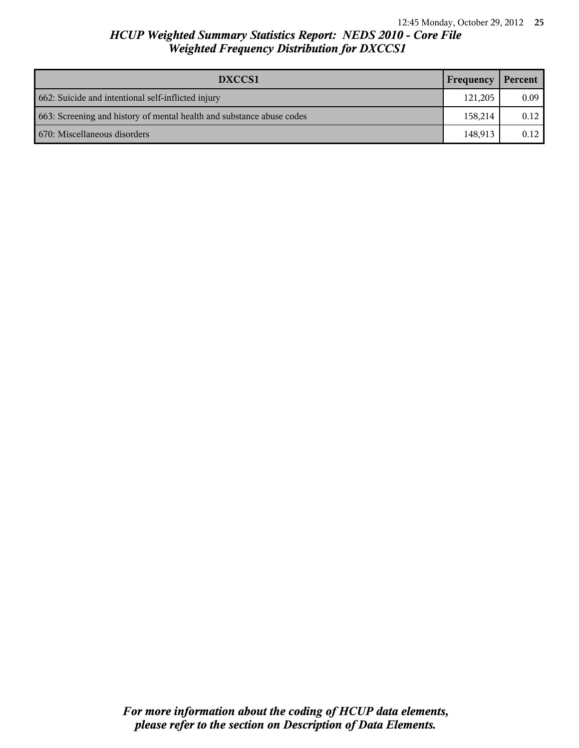# HCUP Weighted Summary Statistics Report: NEDS 2010 - Core File
## Weighted Frequency Distribution for DXCCS1

| DXCCS1 | Frequency | Percent |
|---|---|---|
| 662: Suicide and intentional self-inflicted injury | 121,205 | 0.09 |
| 663: Screening and history of mental health and substance abuse codes | 158,214 | 0.12 |
| 670: Miscellaneous disorders | 148,913 | 0.12 |

*For more information about the coding of HCUP data elements, please refer to the section on Description of Data Elements.*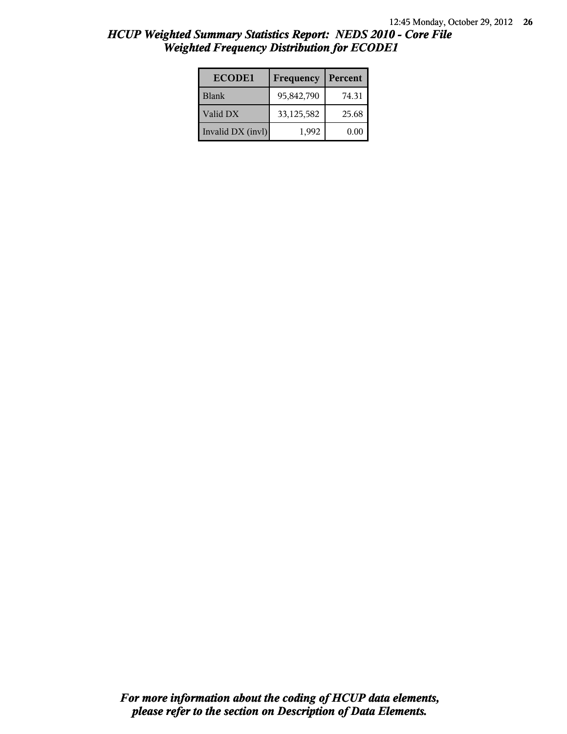# *HCUP Weighted Summary Statistics Report: NEDS 2010 - Core File*
## *Weighted Frequency Distribution for ECODE1*

| ECODE1 | Frequency | Percent |
|---|---|---|
| Blank | 95,842,790 | 74.31 |
| Valid DX | 33,125,582 | 25.68 |
| Invalid DX (invl) | 1,992 | 0.00 |

***For more information about the coding of HCUP data elements, please refer to the section on Description of Data Elements.***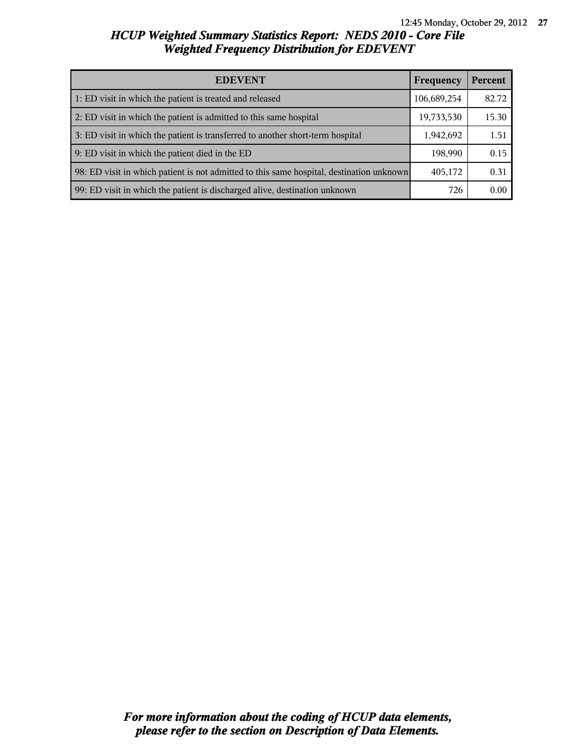# HCUP Weighted Summary Statistics Report: NEDS 2010 - Core File
## Weighted Frequency Distribution for EDEVENT

| EDEVENT | Frequency | Percent |
|---|---|---|
| 1: ED visit in which the patient is treated and released | 106,689,254 | 82.72 |
| 2: ED visit in which the patient is admitted to this same hospital | 19,733,530 | 15.30 |
| 3: ED visit in which the patient is transferred to another short-term hospital | 1,942,692 | 1.51 |
| 9: ED visit in which the patient died in the ED | 198,990 | 0.15 |
| 98: ED visit in which patient is not admitted to this same hospital, destination unknown | 405,172 | 0.31 |
| 99: ED visit in which the patient is discharged alive, destination unknown | 726 | 0.00 |

*For more information about the coding of HCUP data elements, please refer to the section on Description of Data Elements.*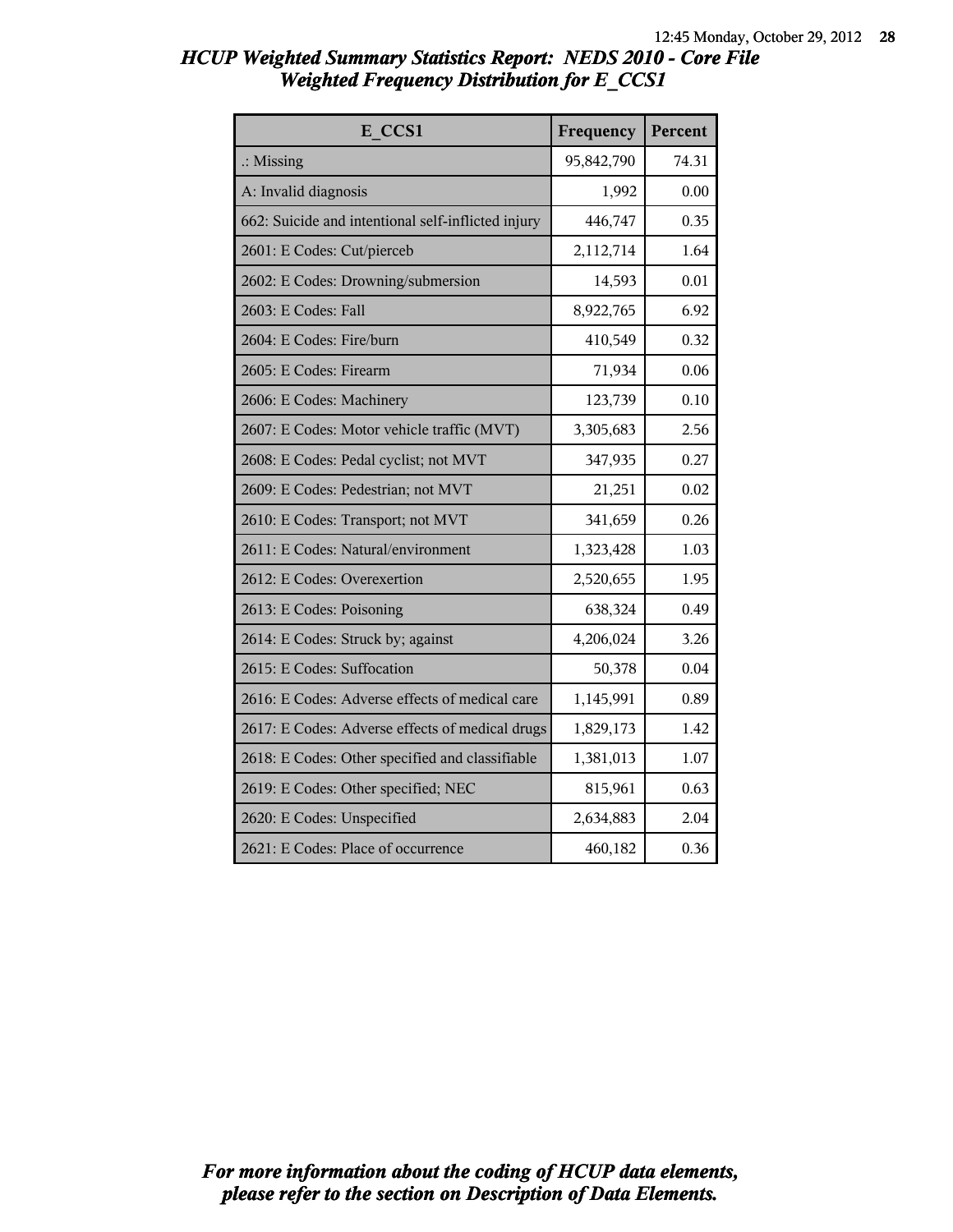# HCUP Weighted Summary Statistics Report: NEDS 2010 - Core File
## Weighted Frequency Distribution for E_CCS1

| E_CCS1 | Frequency | Percent |
|---|---|---|
| .: Missing | 95,842,790 | 74.31 |
| A: Invalid diagnosis | 1,992 | 0.00 |
| 662: Suicide and intentional self-inflicted injury | 446,747 | 0.35 |
| 2601: E Codes: Cut/pierceb | 2,112,714 | 1.64 |
| 2602: E Codes: Drowning/submersion | 14,593 | 0.01 |
| 2603: E Codes: Fall | 8,922,765 | 6.92 |
| 2604: E Codes: Fire/burn | 410,549 | 0.32 |
| 2605: E Codes: Firearm | 71,934 | 0.06 |
| 2606: E Codes: Machinery | 123,739 | 0.10 |
| 2607: E Codes: Motor vehicle traffic (MVT) | 3,305,683 | 2.56 |
| 2608: E Codes: Pedal cyclist; not MVT | 347,935 | 0.27 |
| 2609: E Codes: Pedestrian; not MVT | 21,251 | 0.02 |
| 2610: E Codes: Transport; not MVT | 341,659 | 0.26 |
| 2611: E Codes: Natural/environment | 1,323,428 | 1.03 |
| 2612: E Codes: Overexertion | 2,520,655 | 1.95 |
| 2613: E Codes: Poisoning | 638,324 | 0.49 |
| 2614: E Codes: Struck by; against | 4,206,024 | 3.26 |
| 2615: E Codes: Suffocation | 50,378 | 0.04 |
| 2616: E Codes: Adverse effects of medical care | 1,145,991 | 0.89 |
| 2617: E Codes: Adverse effects of medical drugs | 1,829,173 | 1.42 |
| 2618: E Codes: Other specified and classifiable | 1,381,013 | 1.07 |
| 2619: E Codes: Other specified; NEC | 815,961 | 0.63 |
| 2620: E Codes: Unspecified | 2,634,883 | 2.04 |
| 2621: E Codes: Place of occurrence | 460,182 | 0.36 |

*For more information about the coding of HCUP data elements, please refer to the section on Description of Data Elements.*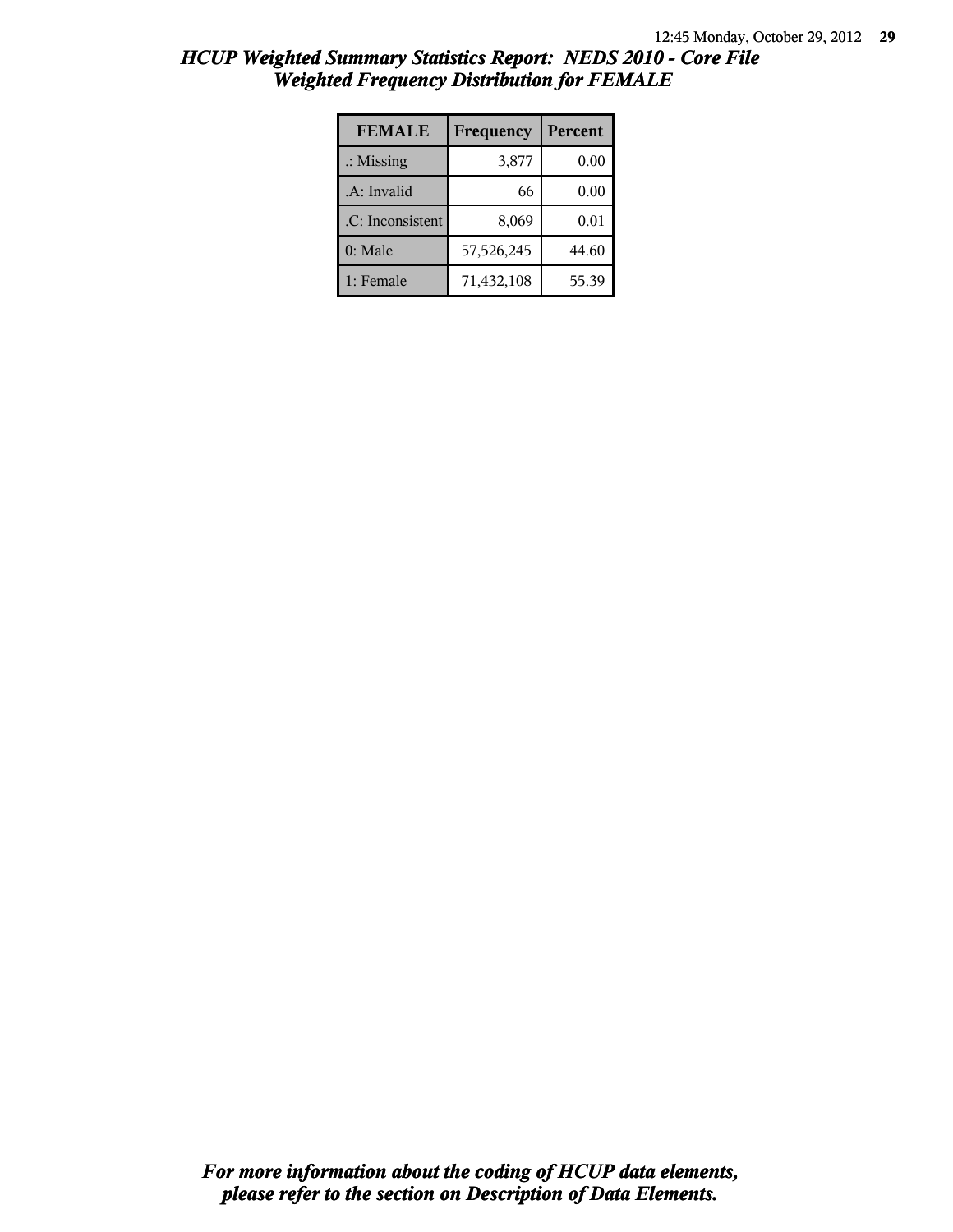# HCUP Weighted Summary Statistics Report: NEDS 2010 - Core File
## Weighted Frequency Distribution for FEMALE

| FEMALE | Frequency | Percent |
| --- | --- | --- |
| .: Missing | 3,877 | 0.00 |
| .A: Invalid | 66 | 0.00 |
| .C: Inconsistent | 8,069 | 0.01 |
| 0: Male | 57,526,245 | 44.60 |
| 1: Female | 71,432,108 | 55.39 |

***For more information about the coding of HCUP data elements, please refer to the section on Description of Data Elements.***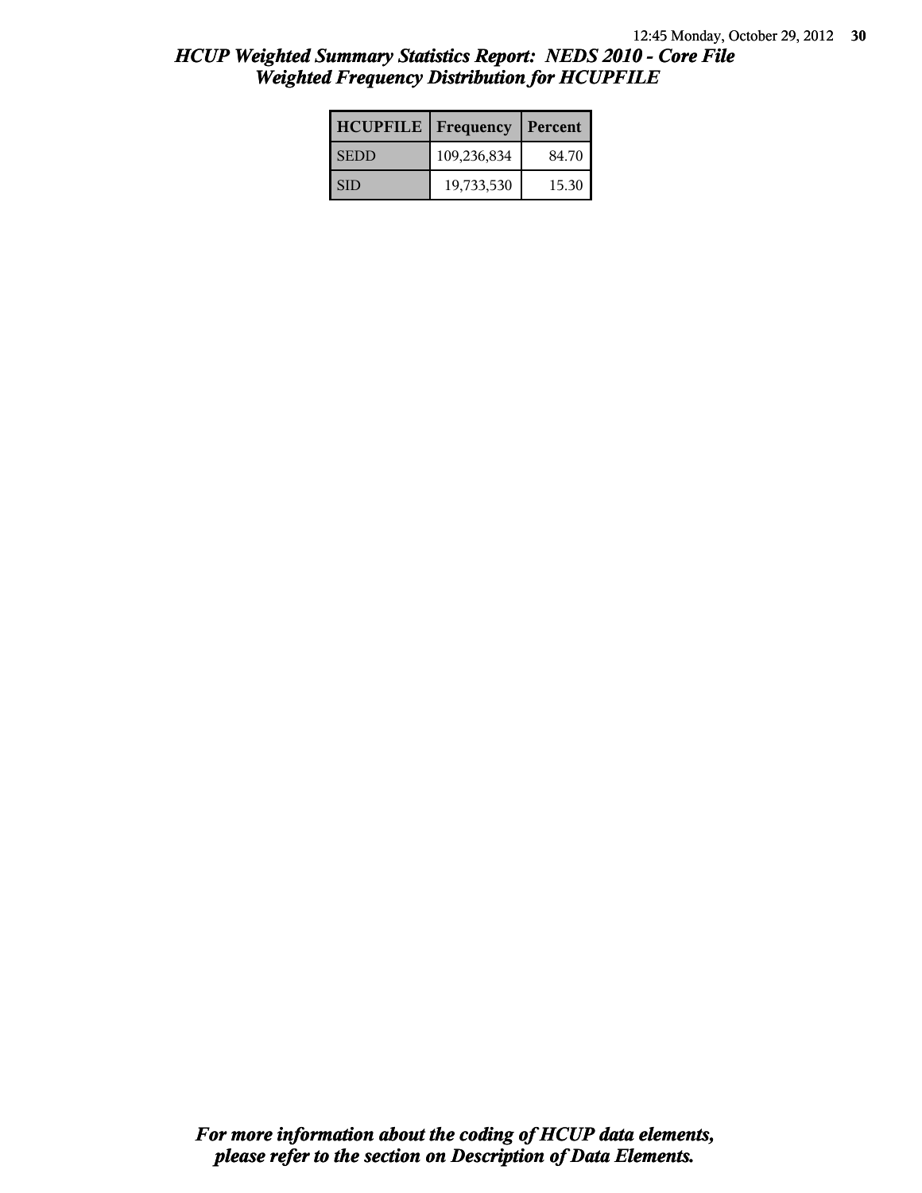# HCUP Weighted Summary Statistics Report: NEDS 2010 - Core File
## Weighted Frequency Distribution for HCUPFILE

| HCUPFILE | Frequency | Percent |
|---|---|---|
| SEDD | 109,236,834 | 84.70 |
| SID | 19,733,530 | 15.30 |

*For more information about the coding of HCUP data elements, please refer to the section on Description of Data Elements.*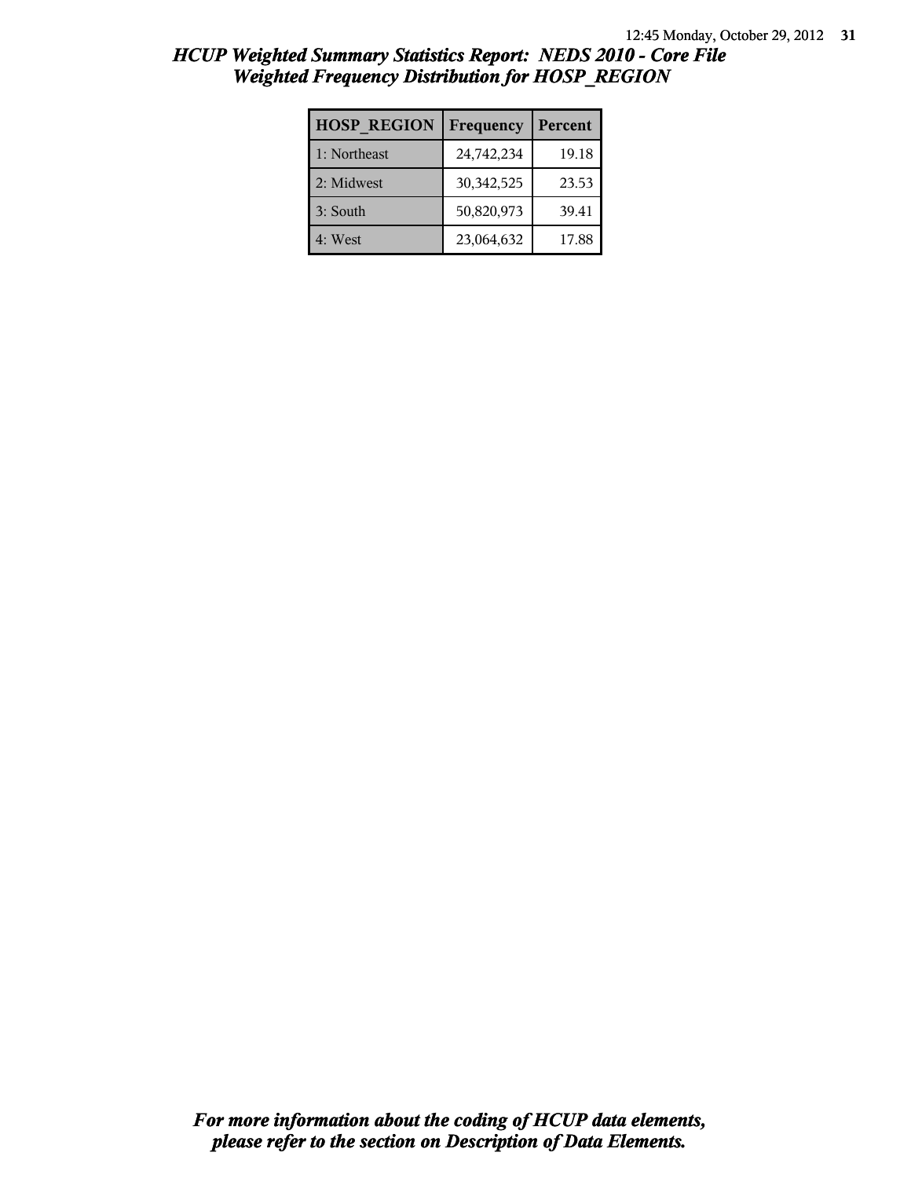## HCUP Weighted Summary Statistics Report: NEDS 2010 - Core File
## Weighted Frequency Distribution for HOSP_REGION

| HOSP_REGION | Frequency | Percent |
|---|---|---|
| 1: Northeast | 24,742,234 | 19.18 |
| 2: Midwest | 30,342,525 | 23.53 |
| 3: South | 50,820,973 | 39.41 |
| 4: West | 23,064,632 | 17.88 |

***For more information about the coding of HCUP data elements, please refer to the section on Description of Data Elements.***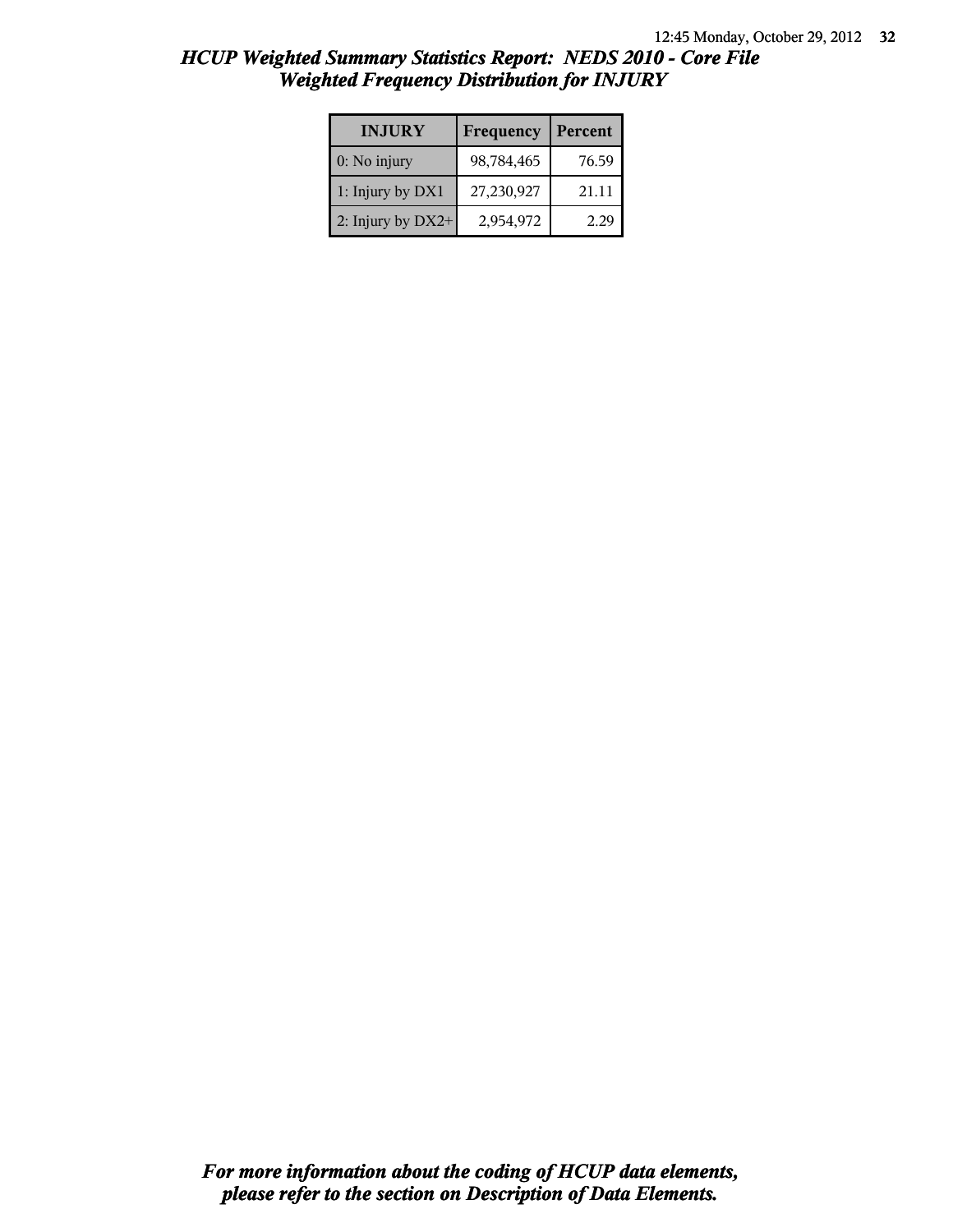# HCUP Weighted Summary Statistics Report: NEDS 2010 - Core File
## Weighted Frequency Distribution for INJURY

| INJURY | Frequency | Percent |
|---|---|---|
| 0: No injury | 98,784,465 | 76.59 |
| 1: Injury by DX1 | 27,230,927 | 21.11 |
| 2: Injury by DX2+ | 2,954,972 | 2.29 |

***For more information about the coding of HCUP data elements, please refer to the section on Description of Data Elements.***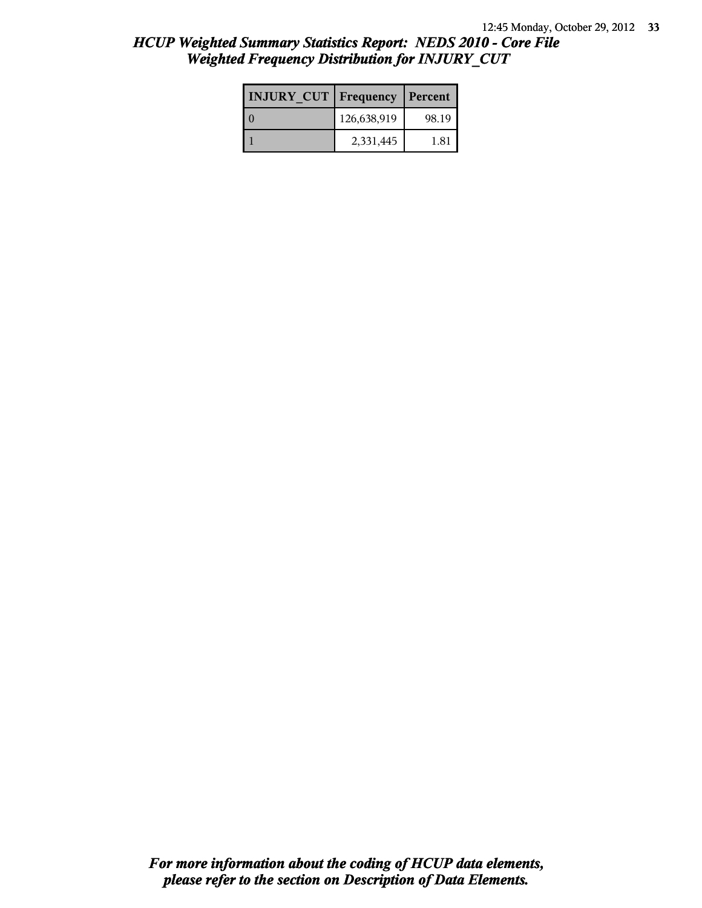# HCUP Weighted Summary Statistics Report: NEDS 2010 - Core File
## Weighted Frequency Distribution for INJURY_CUT

| INJURY_CUT | Frequency | Percent |
|---|---|---|
| 0 | 126,638,919 | 98.19 |
| 1 | 2,331,445 | 1.81 |

*For more information about the coding of HCUP data elements, please refer to the section on Description of Data Elements.*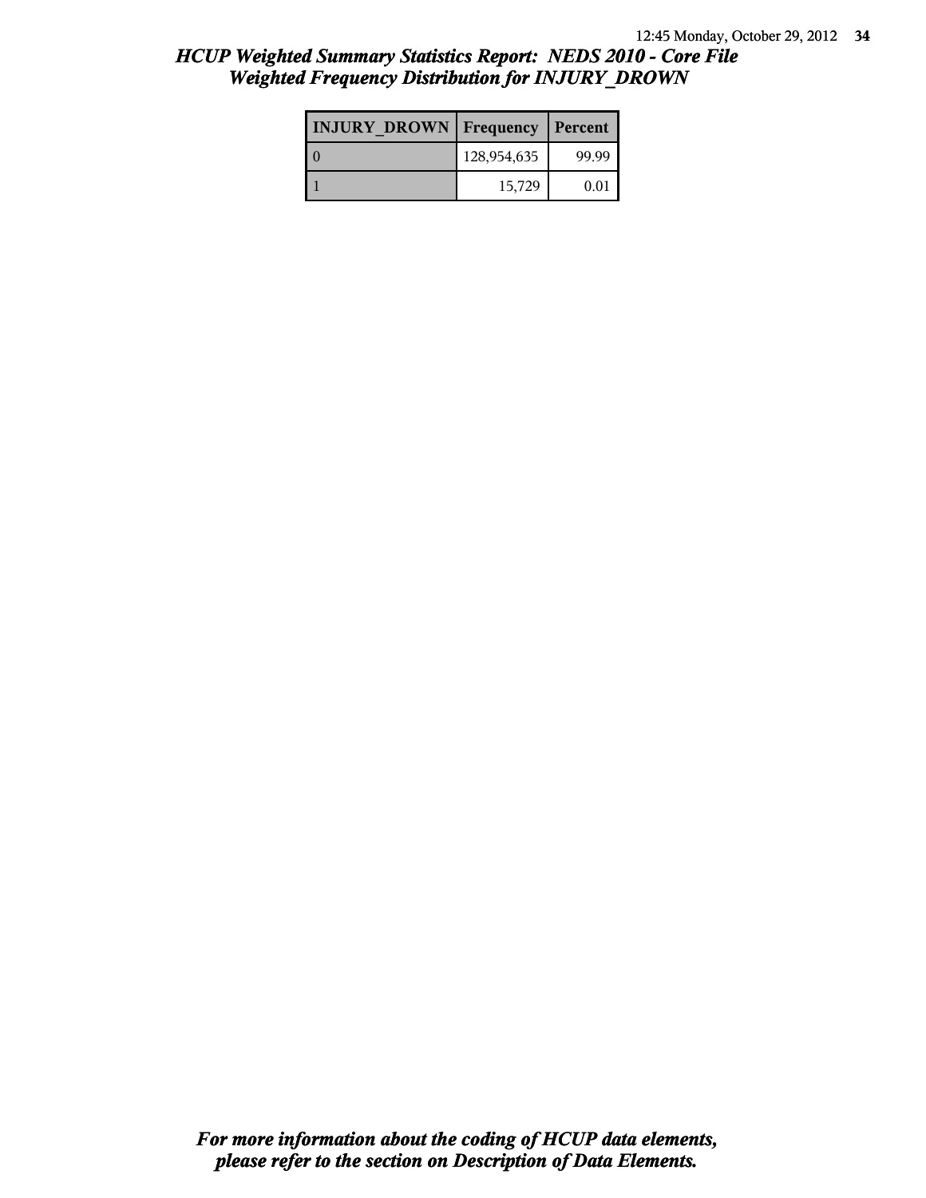## *HCUP Weighted Summary Statistics Report: NEDS 2010 - Core File*
## *Weighted Frequency Distribution for INJURY_DROWN*

| INJURY_DROWN | Frequency | Percent |
|---|---|---|
| 0 | 128,954,635 | 99.99 |
| 1 | 15,729 | 0.01 |

***For more information about the coding of HCUP data elements, please refer to the section on Description of Data Elements.***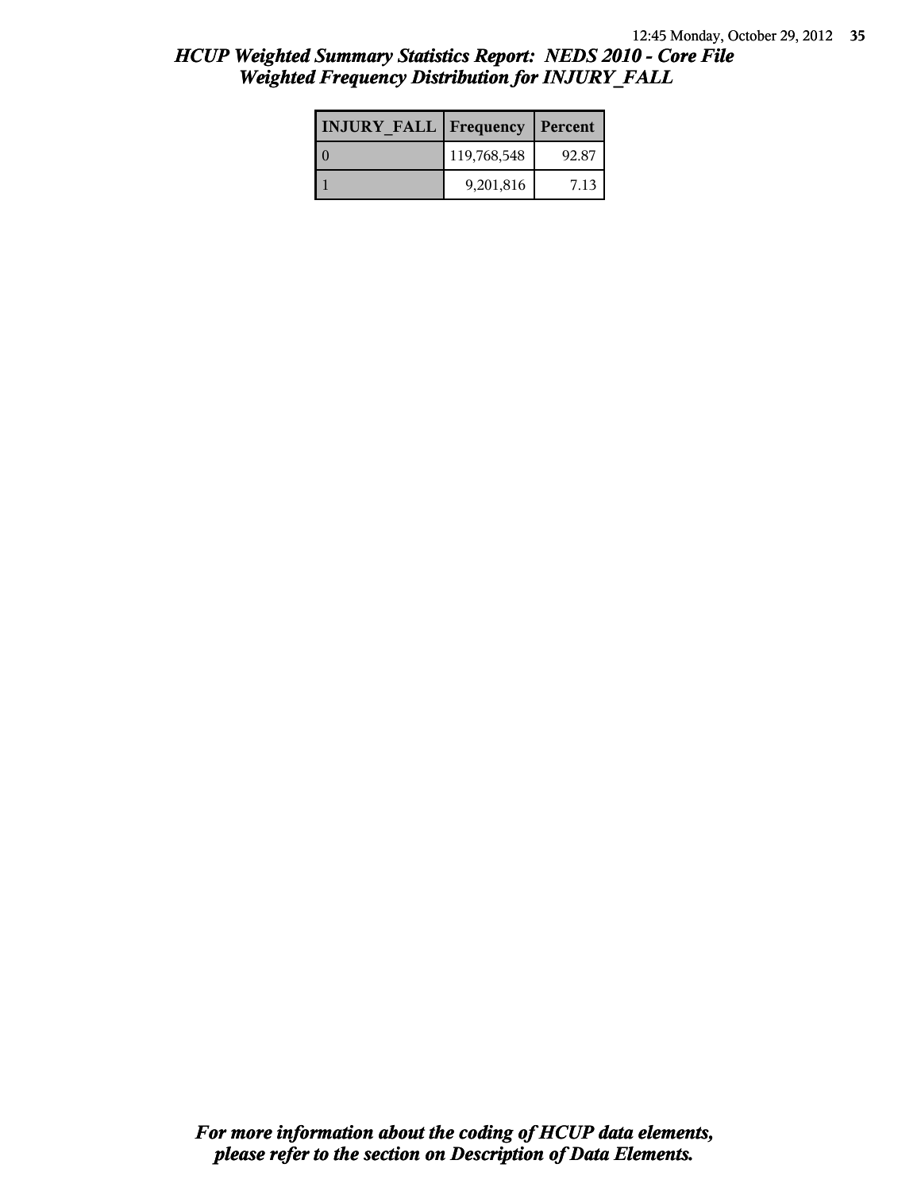## HCUP Weighted Summary Statistics Report: NEDS 2010 - Core File
## Weighted Frequency Distribution for INJURY_FALL

| INJURY_FALL | Frequency | Percent |
|---|---|---|
| 0 | 119,768,548 | 92.87 |
| 1 | 9,201,816 | 7.13 |

***For more information about the coding of HCUP data elements, please refer to the section on Description of Data Elements.***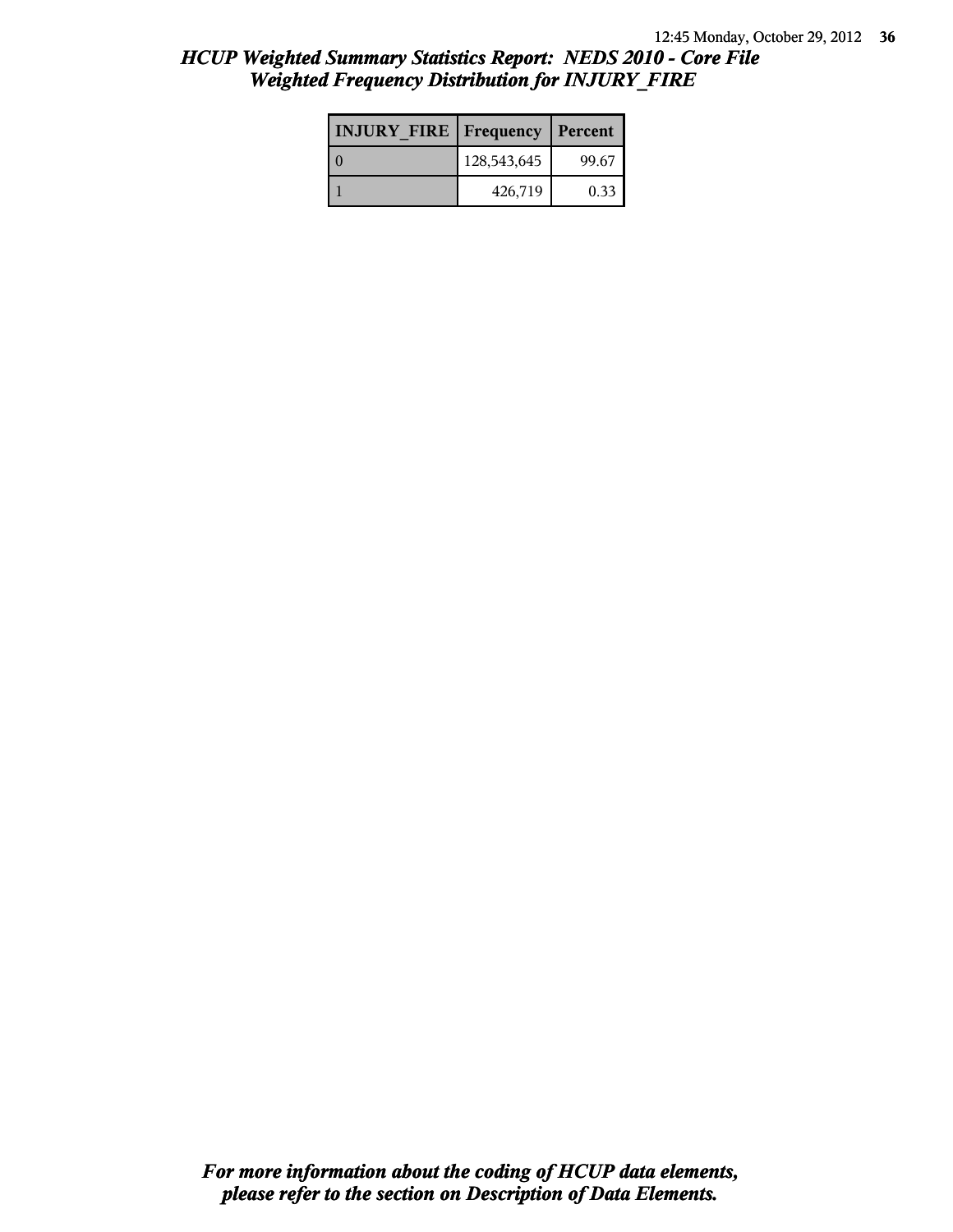# HCUP Weighted Summary Statistics Report: NEDS 2010 - Core File
## Weighted Frequency Distribution for INJURY_FIRE

| INJURY_FIRE | Frequency | Percent |
|---|---|---|
| 0 | 128,543,645 | 99.67 |
| 1 | 426,719 | 0.33 |

***For more information about the coding of HCUP data elements, please refer to the section on Description of Data Elements.***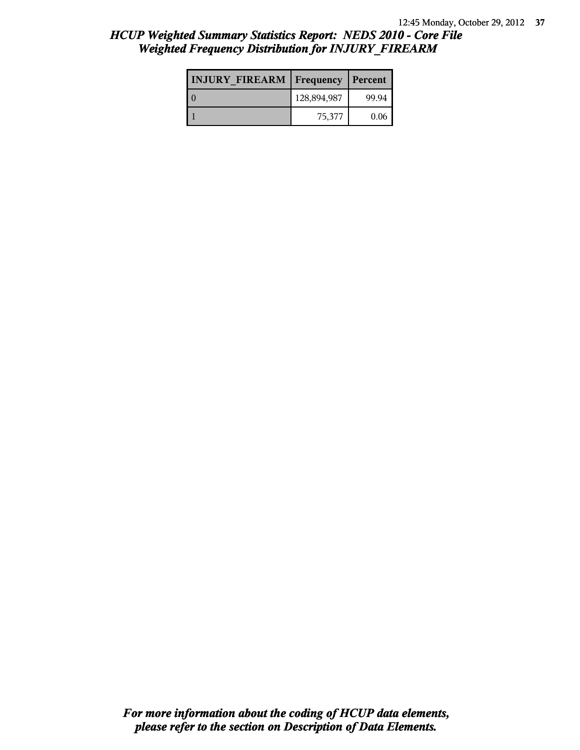## *HCUP Weighted Summary Statistics Report: NEDS 2010 - Core File*
## *Weighted Frequency Distribution for INJURY_FIREARM*

| INJURY_FIREARM | Frequency | Percent |
|---|---|---|
| 0 | 128,894,987 | 99.94 |
| 1 | 75,377 | 0.06 |

***For more information about the coding of HCUP data elements, please refer to the section on Description of Data Elements.***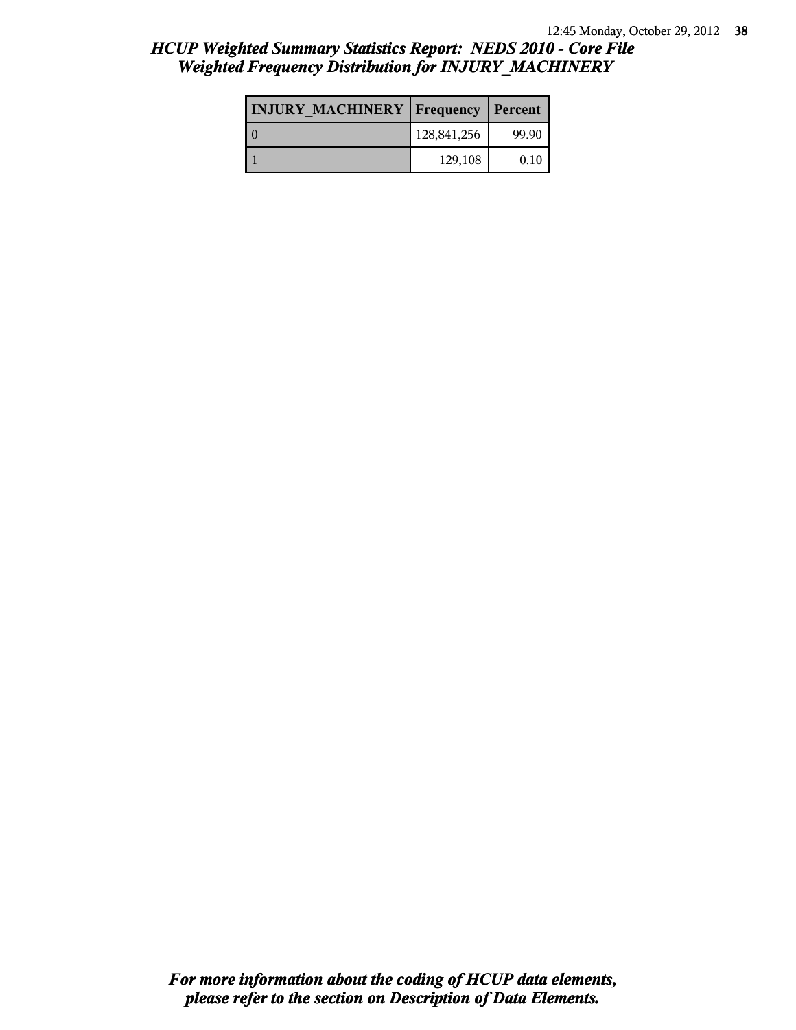# HCUP Weighted Summary Statistics Report: NEDS 2010 - Core File
## Weighted Frequency Distribution for INJURY_MACHINERY

| INJURY_MACHINERY | Frequency | Percent |
|---|---|---|
| 0 | 128,841,256 | 99.90 |
| 1 | 129,108 | 0.10 |

***For more information about the coding of HCUP data elements, please refer to the section on Description of Data Elements.***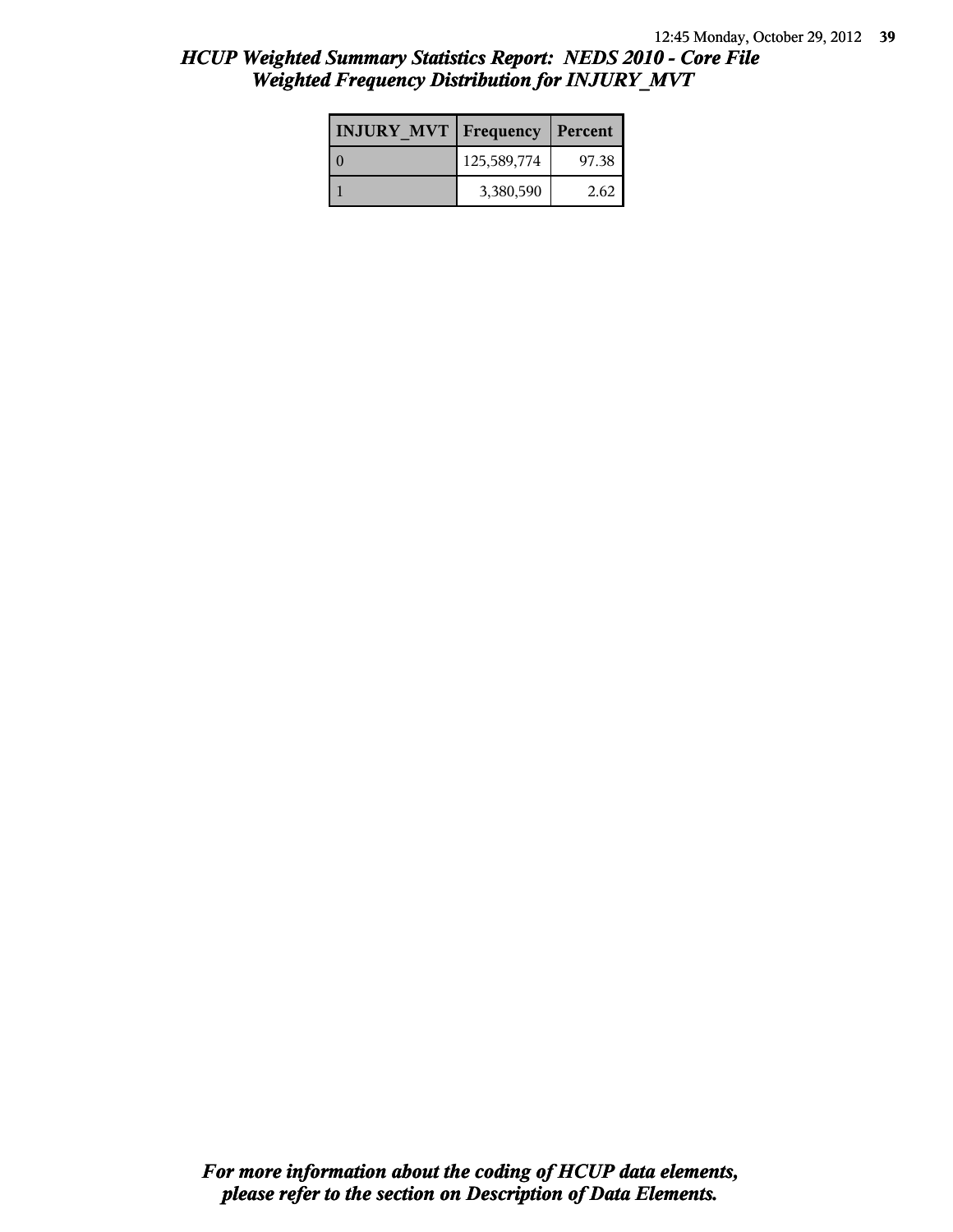# HCUP Weighted Summary Statistics Report: NEDS 2010 - Core File
## Weighted Frequency Distribution for INJURY_MVT

| INJURY_MVT | Frequency | Percent |
|---|---|---|
| 0 | 125,589,774 | 97.38 |
| 1 | 3,380,590 | 2.62 |

***For more information about the coding of HCUP data elements, please refer to the section on Description of Data Elements.***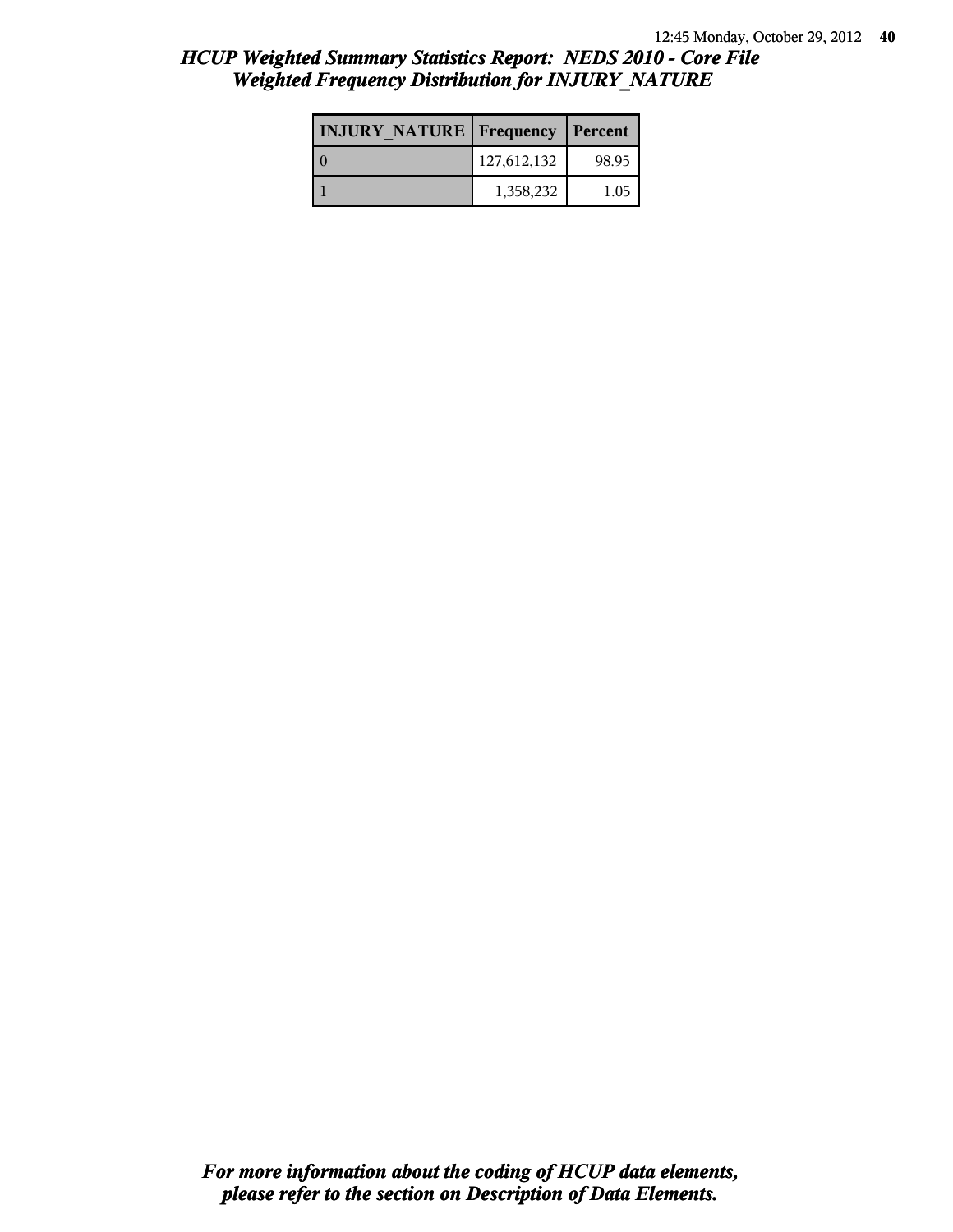# HCUP Weighted Summary Statistics Report: NEDS 2010 - Core File
## Weighted Frequency Distribution for INJURY_NATURE

| INJURY_NATURE | Frequency | Percent |
|---|---|---|
| 0 | 127,612,132 | 98.95 |
| 1 | 1,358,232 | 1.05 |

***For more information about the coding of HCUP data elements, please refer to the section on Description of Data Elements.***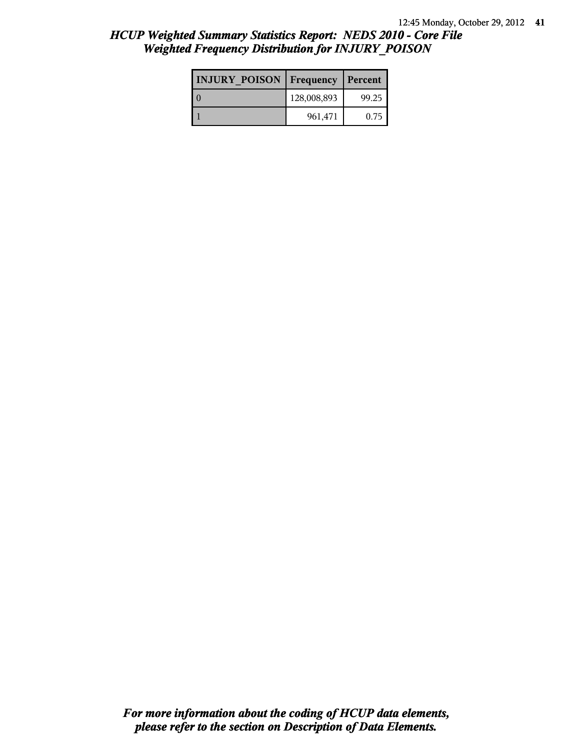# HCUP Weighted Summary Statistics Report: NEDS 2010 - Core File
## Weighted Frequency Distribution for INJURY_POISON

| INJURY_POISON | Frequency | Percent |
|---|---|---|
| 0 | 128,008,893 | 99.25 |
| 1 | 961,471 | 0.75 |

*For more information about the coding of HCUP data elements, please refer to the section on Description of Data Elements.*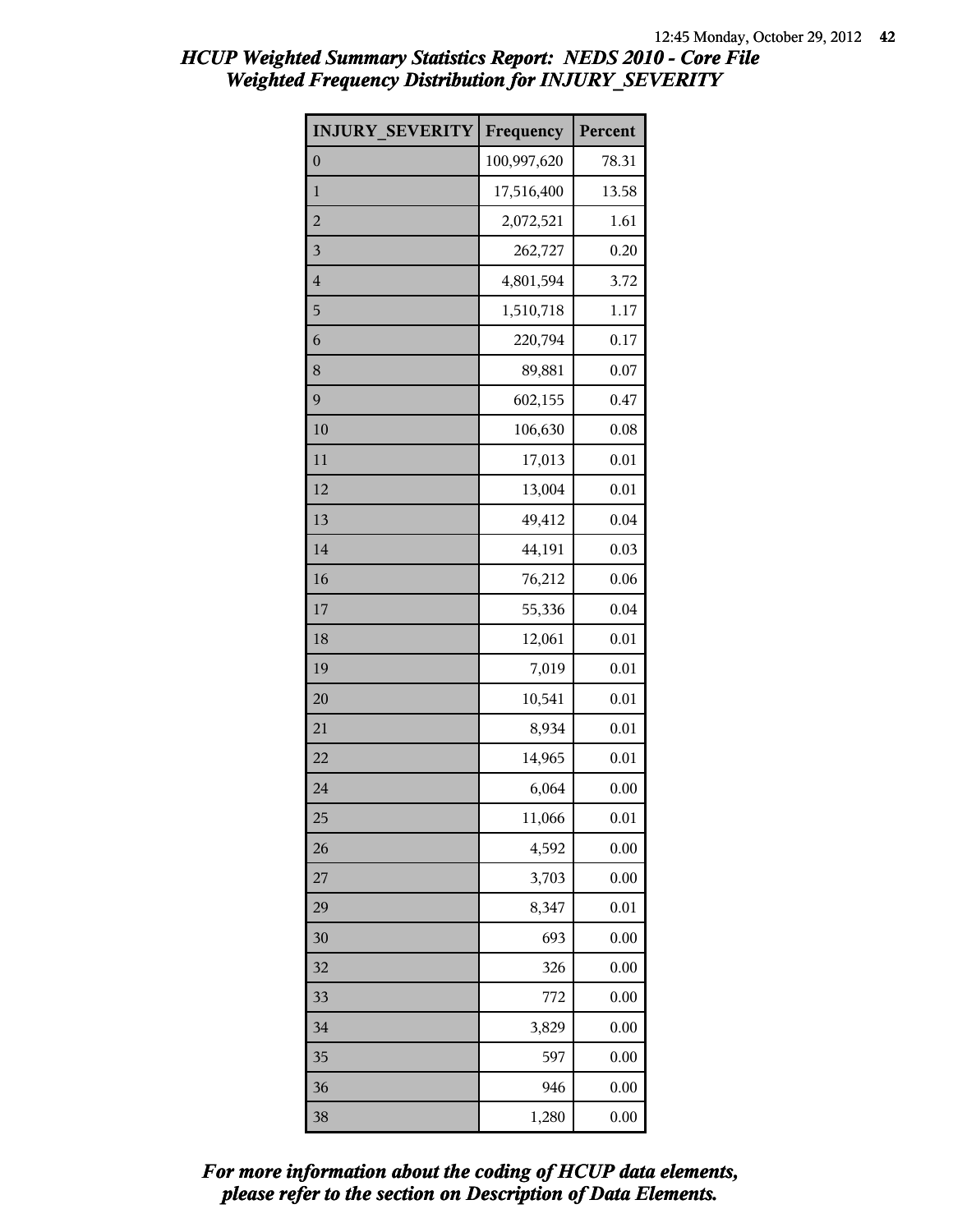# HCUP Weighted Summary Statistics Report: NEDS 2010 - Core File
## Weighted Frequency Distribution for INJURY_SEVERITY

| INJURY_SEVERITY | Frequency | Percent |
|---|---|---|
| 0 | 100,997,620 | 78.31 |
| 1 | 17,516,400 | 13.58 |
| 2 | 2,072,521 | 1.61 |
| 3 | 262,727 | 0.20 |
| 4 | 4,801,594 | 3.72 |
| 5 | 1,510,718 | 1.17 |
| 6 | 220,794 | 0.17 |
| 8 | 89,881 | 0.07 |
| 9 | 602,155 | 0.47 |
| 10 | 106,630 | 0.08 |
| 11 | 17,013 | 0.01 |
| 12 | 13,004 | 0.01 |
| 13 | 49,412 | 0.04 |
| 14 | 44,191 | 0.03 |
| 16 | 76,212 | 0.06 |
| 17 | 55,336 | 0.04 |
| 18 | 12,061 | 0.01 |
| 19 | 7,019 | 0.01 |
| 20 | 10,541 | 0.01 |
| 21 | 8,934 | 0.01 |
| 22 | 14,965 | 0.01 |
| 24 | 6,064 | 0.00 |
| 25 | 11,066 | 0.01 |
| 26 | 4,592 | 0.00 |
| 27 | 3,703 | 0.00 |
| 29 | 8,347 | 0.01 |
| 30 | 693 | 0.00 |
| 32 | 326 | 0.00 |
| 33 | 772 | 0.00 |
| 34 | 3,829 | 0.00 |
| 35 | 597 | 0.00 |
| 36 | 946 | 0.00 |
| 38 | 1,280 | 0.00 |

*For more information about the coding of HCUP data elements, please refer to the section on Description of Data Elements.*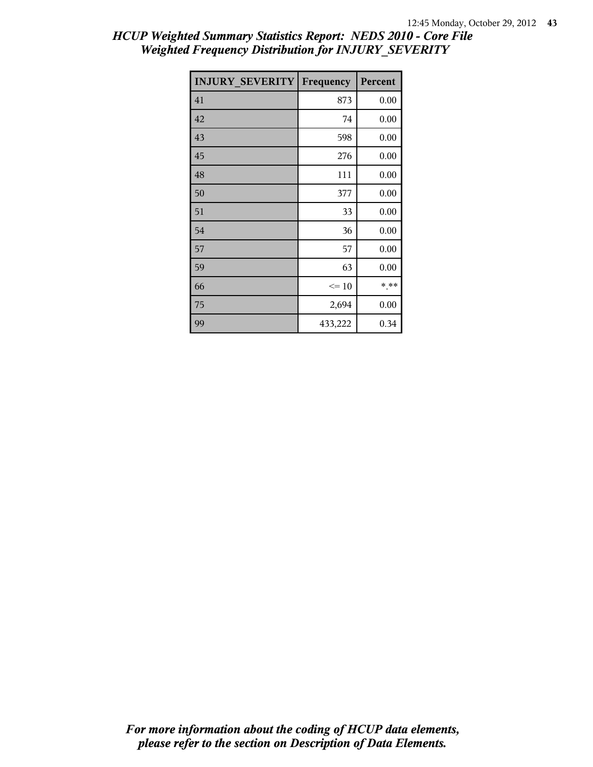# HCUP Weighted Summary Statistics Report: NEDS 2010 - Core File
## Weighted Frequency Distribution for INJURY_SEVERITY

| INJURY_SEVERITY | Frequency | Percent |
|---|---|---|
| 41 | 873 | 0.00 |
| 42 | 74 | 0.00 |
| 43 | 598 | 0.00 |
| 45 | 276 | 0.00 |
| 48 | 111 | 0.00 |
| 50 | 377 | 0.00 |
| 51 | 33 | 0.00 |
| 54 | 36 | 0.00 |
| 57 | 57 | 0.00 |
| 59 | 63 | 0.00 |
| 66 | <= 10 | *.** |
| 75 | 2,694 | 0.00 |
| 99 | 433,222 | 0.34 |

*For more information about the coding of HCUP data elements, please refer to the section on Description of Data Elements.*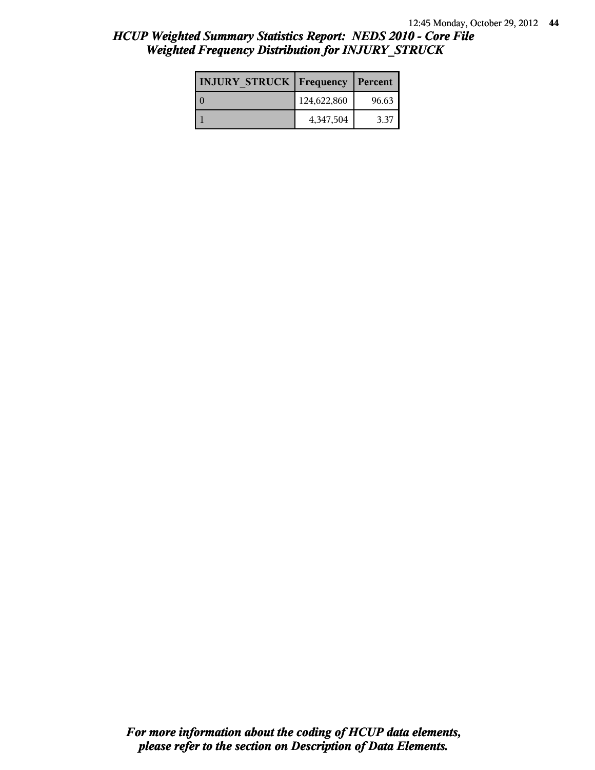## HCUP Weighted Summary Statistics Report: NEDS 2010 - Core File
## Weighted Frequency Distribution for INJURY_STRUCK

| INJURY_STRUCK | Frequency | Percent |
|---|---|---|
| 0 | 124,622,860 | 96.63 |
| 1 | 4,347,504 | 3.37 |

***For more information about the coding of HCUP data elements, please refer to the section on Description of Data Elements.***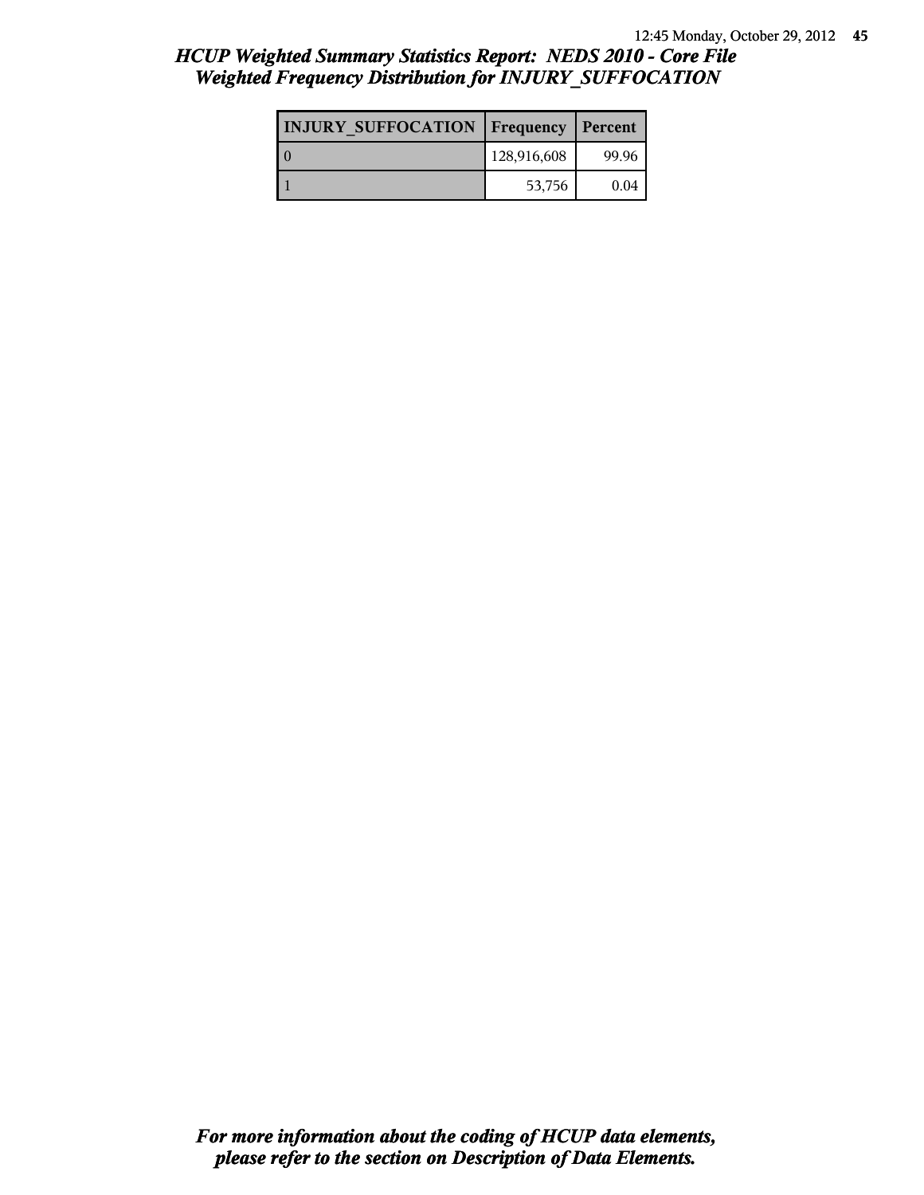## *HCUP Weighted Summary Statistics Report: NEDS 2010 - Core File*
## *Weighted Frequency Distribution for INJURY_SUFFOCATION*

| INJURY_SUFFOCATION | Frequency | Percent |
|---|---|---|
| 0 | 128,916,608 | 99.96 |
| 1 | 53,756 | 0.04 |

***For more information about the coding of HCUP data elements, please refer to the section on Description of Data Elements.***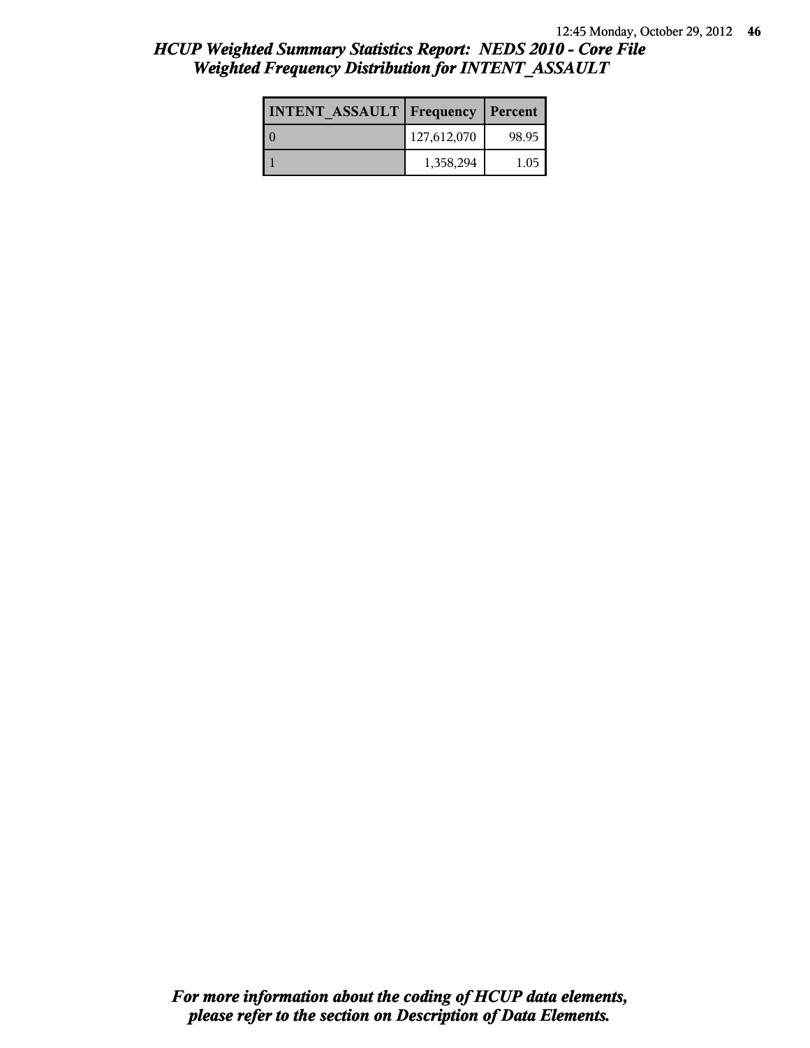## *HCUP Weighted Summary Statistics Report: NEDS 2010 - Core File*
## *Weighted Frequency Distribution for INTENT_ASSAULT*

| INTENT_ASSAULT | Frequency | Percent |
|---|---|---|
| 0 | 127,612,070 | 98.95 |
| 1 | 1,358,294 | 1.05 |

***For more information about the coding of HCUP data elements, please refer to the section on Description of Data Elements.***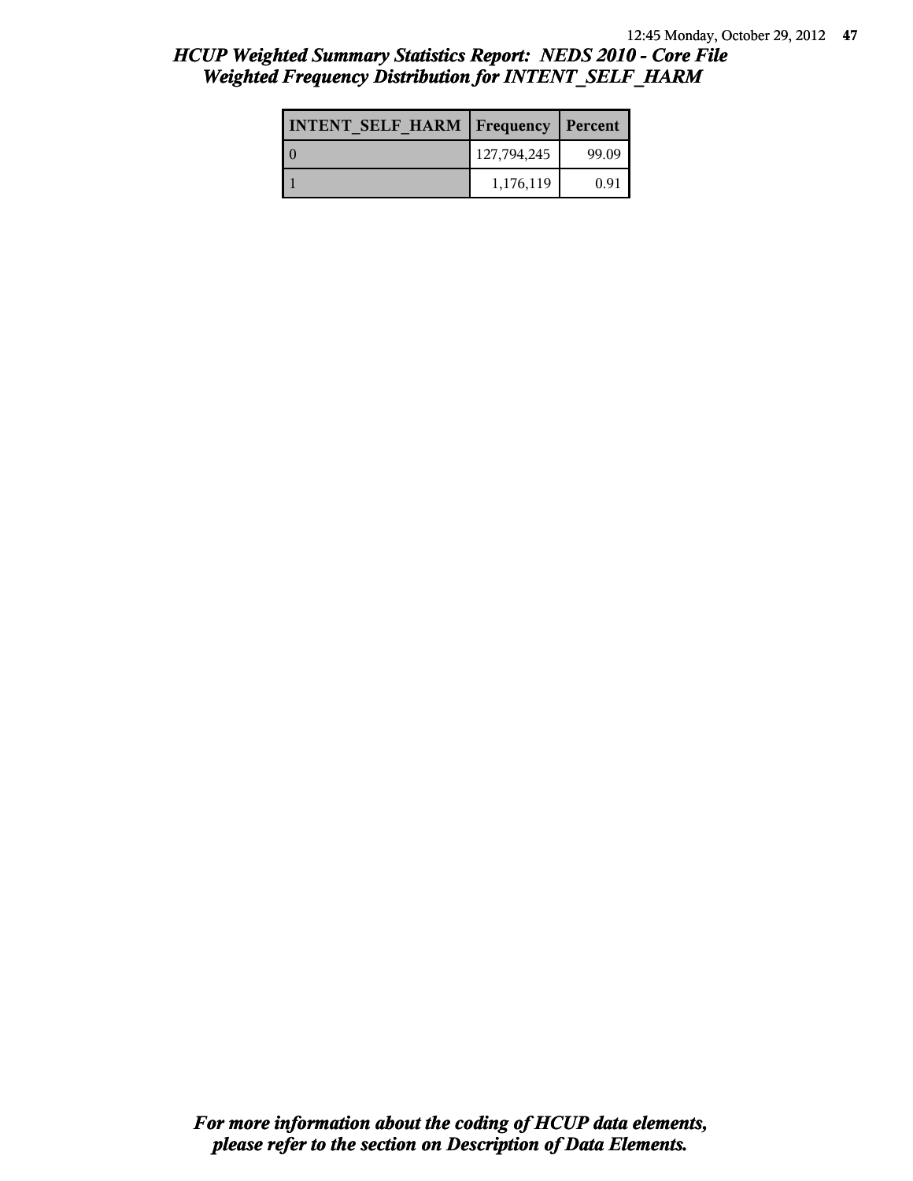# *HCUP Weighted Summary Statistics Report: NEDS 2010 - Core File*
## *Weighted Frequency Distribution for INTENT_SELF_HARM*

| INTENT_SELF_HARM | Frequency | Percent |
|---|---|---|
| 0 | 127,794,245 | 99.09 |
| 1 | 1,176,119 | 0.91 |

***For more information about the coding of HCUP data elements, please refer to the section on Description of Data Elements.***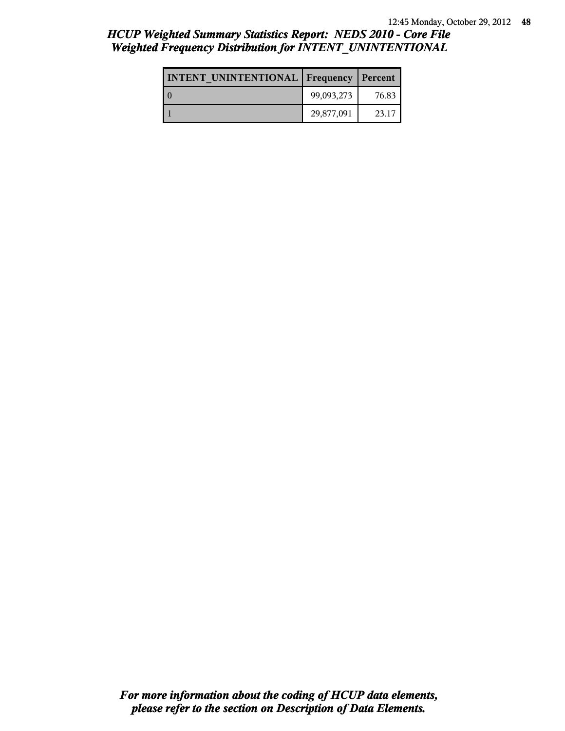## *HCUP Weighted Summary Statistics Report: NEDS 2010 - Core File*
## *Weighted Frequency Distribution for INTENT_UNINTENTIONAL*

| INTENT_UNINTENTIONAL | Frequency | Percent |
|---|---|---|
| 0 | 99,093,273 | 76.83 |
| 1 | 29,877,091 | 23.17 |

***For more information about the coding of HCUP data elements, please refer to the section on Description of Data Elements.***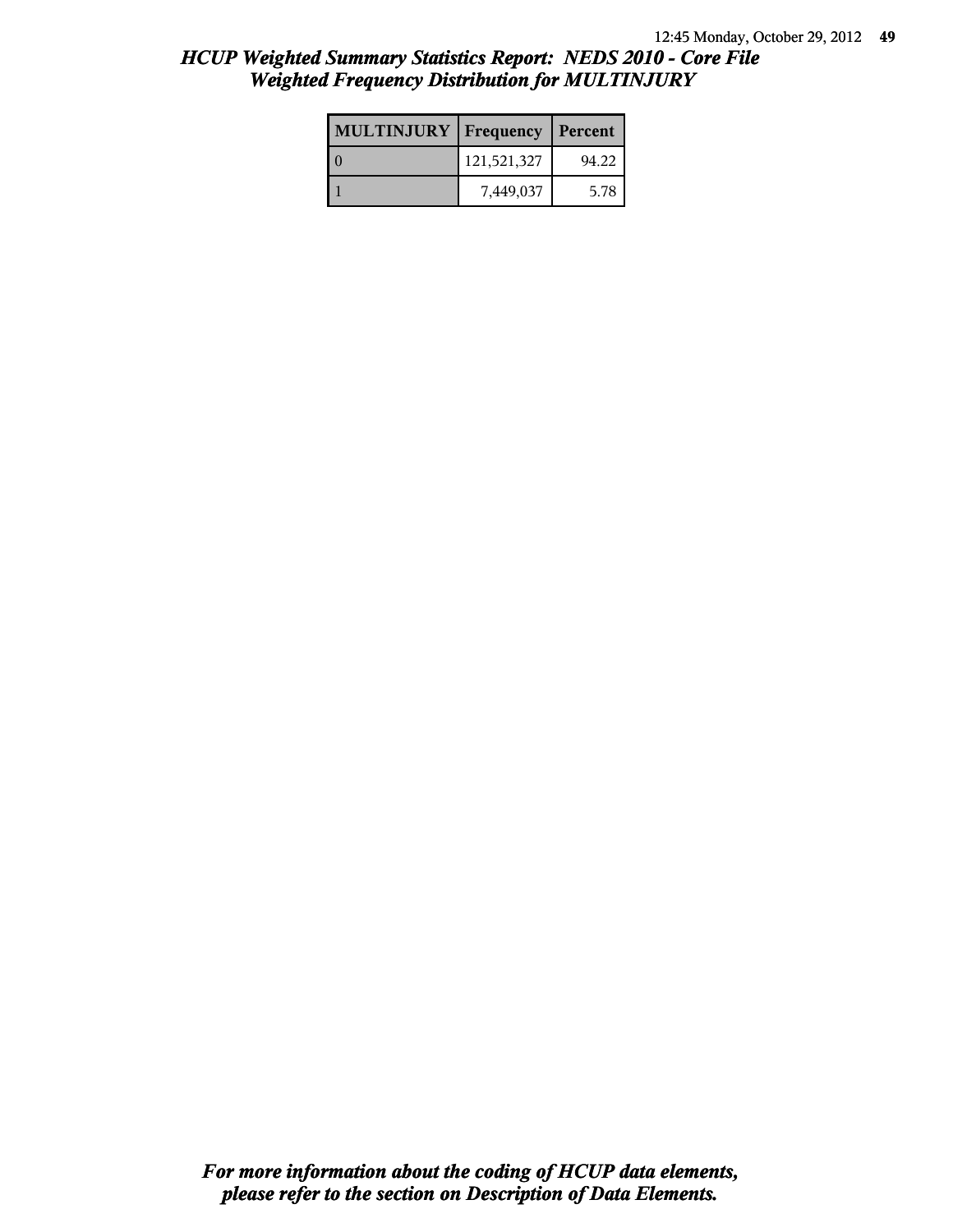# HCUP Weighted Summary Statistics Report: NEDS 2010 - Core File
## Weighted Frequency Distribution for MULTINJURY

| MULTINJURY | Frequency | Percent |
|---|---|---|
| 0 | 121,521,327 | 94.22 |
| 1 | 7,449,037 | 5.78 |

***For more information about the coding of HCUP data elements, please refer to the section on Description of Data Elements.***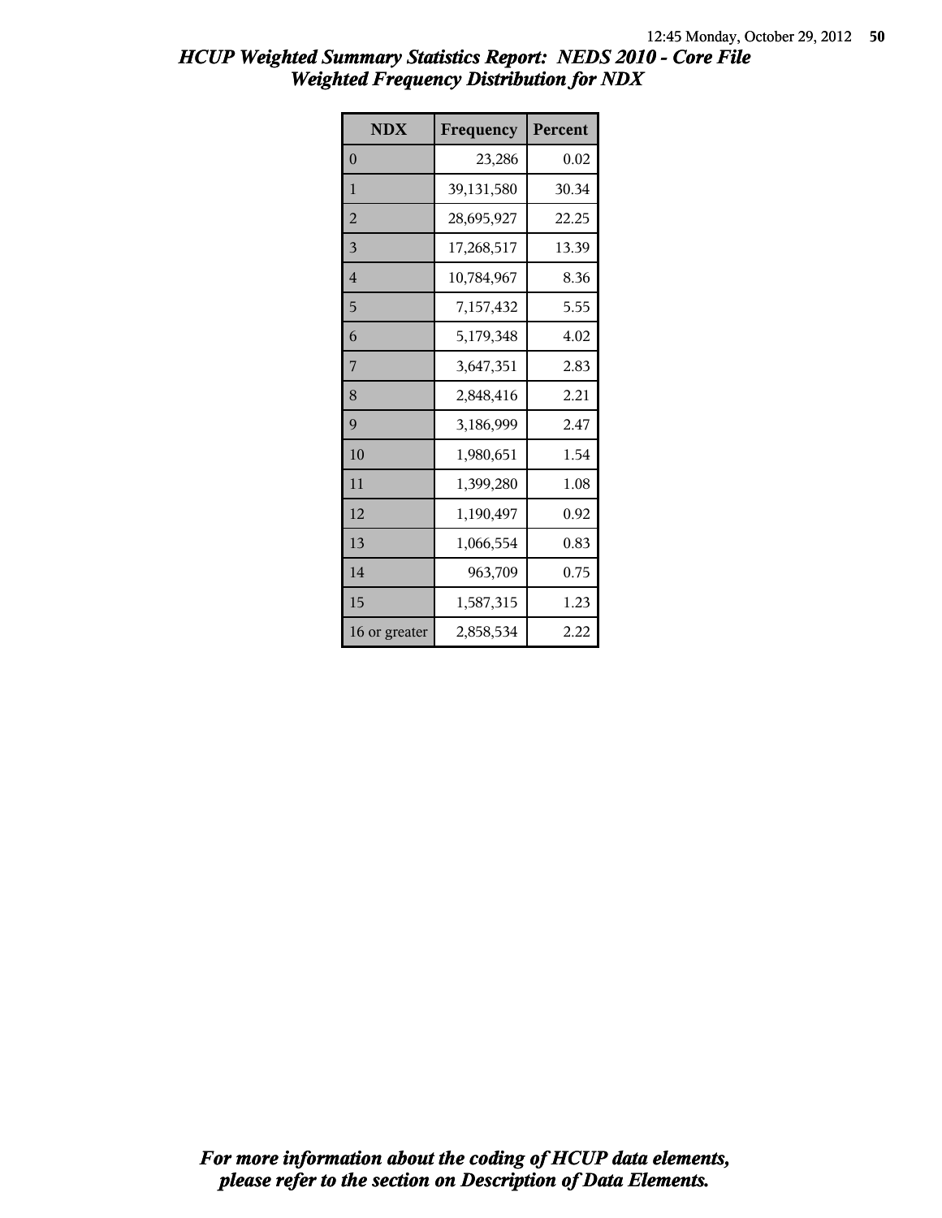# HCUP Weighted Summary Statistics Report: NEDS 2010 - Core File
## Weighted Frequency Distribution for NDX

| NDX | Frequency | Percent |
|---|---|---|
| 0 | 23,286 | 0.02 |
| 1 | 39,131,580 | 30.34 |
| 2 | 28,695,927 | 22.25 |
| 3 | 17,268,517 | 13.39 |
| 4 | 10,784,967 | 8.36 |
| 5 | 7,157,432 | 5.55 |
| 6 | 5,179,348 | 4.02 |
| 7 | 3,647,351 | 2.83 |
| 8 | 2,848,416 | 2.21 |
| 9 | 3,186,999 | 2.47 |
| 10 | 1,980,651 | 1.54 |
| 11 | 1,399,280 | 1.08 |
| 12 | 1,190,497 | 0.92 |
| 13 | 1,066,554 | 0.83 |
| 14 | 963,709 | 0.75 |
| 15 | 1,587,315 | 1.23 |
| 16 or greater | 2,858,534 | 2.22 |

*For more information about the coding of HCUP data elements, please refer to the section on Description of Data Elements.*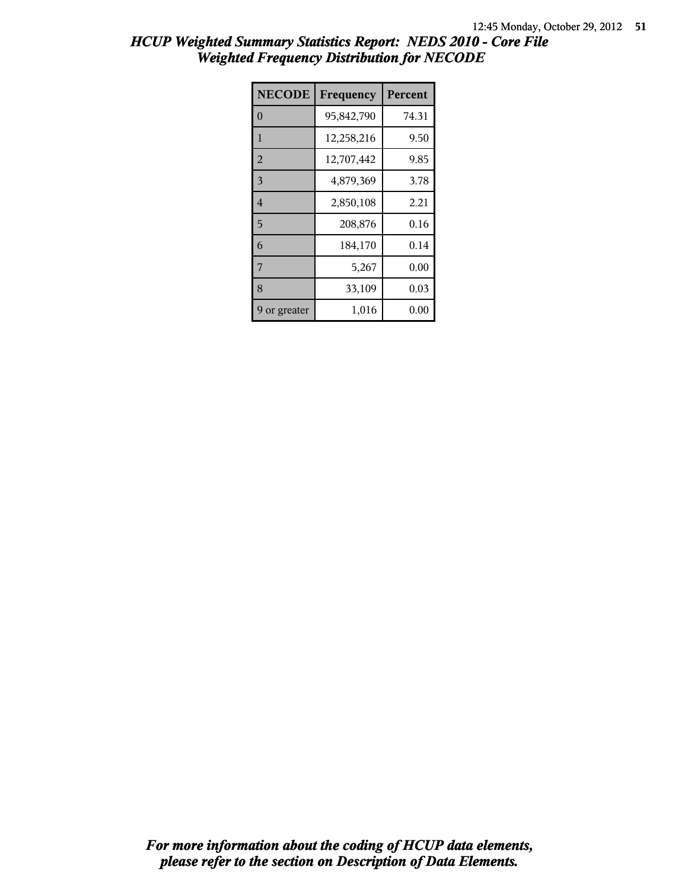# HCUP Weighted Summary Statistics Report: NEDS 2010 - Core File
## Weighted Frequency Distribution for NECODE

| NECODE | Frequency | Percent |
|---|---|---|
| 0 | 95,842,790 | 74.31 |
| 1 | 12,258,216 | 9.50 |
| 2 | 12,707,442 | 9.85 |
| 3 | 4,879,369 | 3.78 |
| 4 | 2,850,108 | 2.21 |
| 5 | 208,876 | 0.16 |
| 6 | 184,170 | 0.14 |
| 7 | 5,267 | 0.00 |
| 8 | 33,109 | 0.03 |
| 9 or greater | 1,016 | 0.00 |

*For more information about the coding of HCUP data elements, please refer to the section on Description of Data Elements.*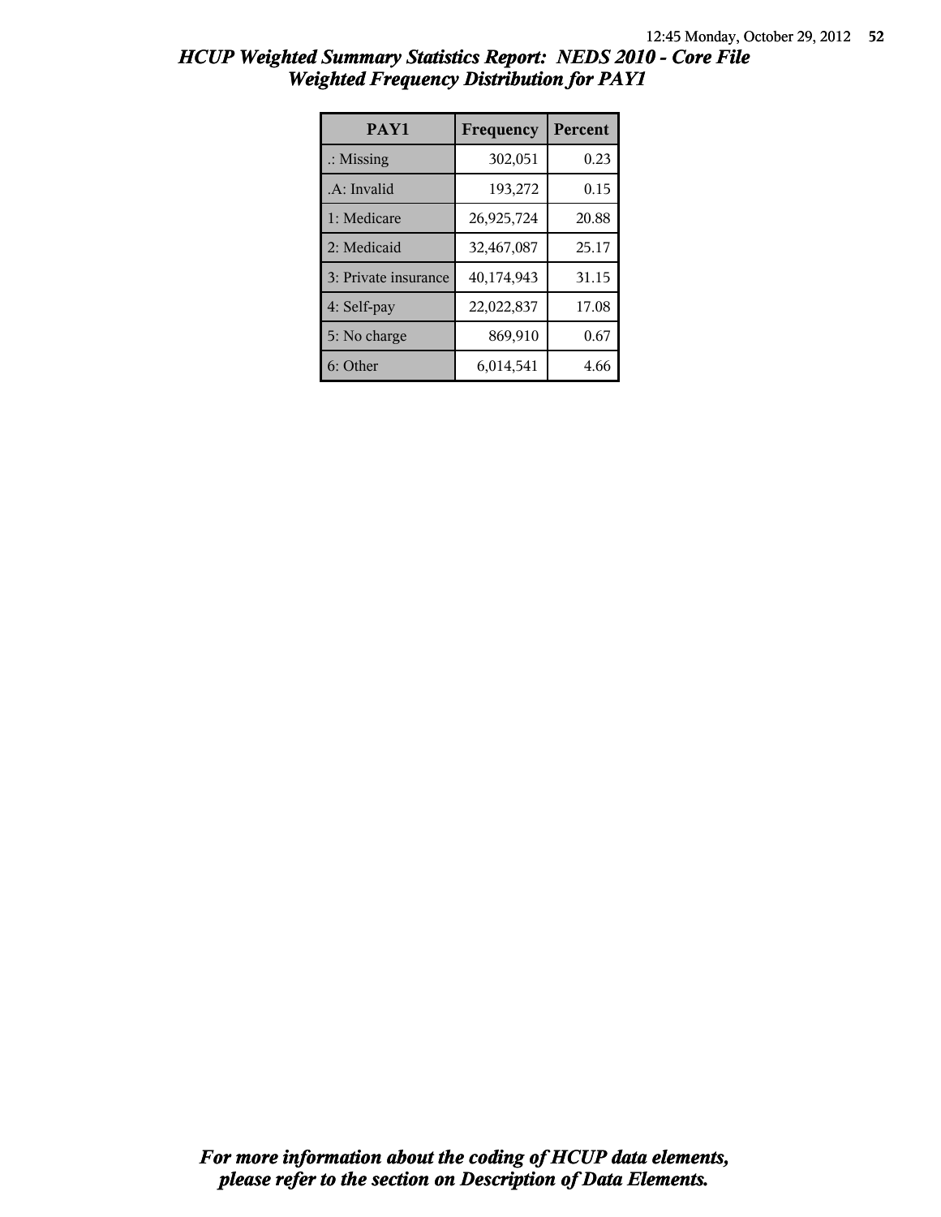# HCUP Weighted Summary Statistics Report: NEDS 2010 - Core File
## Weighted Frequency Distribution for PAY1

| PAY1 | Frequency | Percent |
|---|---|---|
| .: Missing | 302,051 | 0.23 |
| .A: Invalid | 193,272 | 0.15 |
| 1: Medicare | 26,925,724 | 20.88 |
| 2: Medicaid | 32,467,087 | 25.17 |
| 3: Private insurance | 40,174,943 | 31.15 |
| 4: Self-pay | 22,022,837 | 17.08 |
| 5: No charge | 869,910 | 0.67 |
| 6: Other | 6,014,541 | 4.66 |

*For more information about the coding of HCUP data elements, please refer to the section on Description of Data Elements.*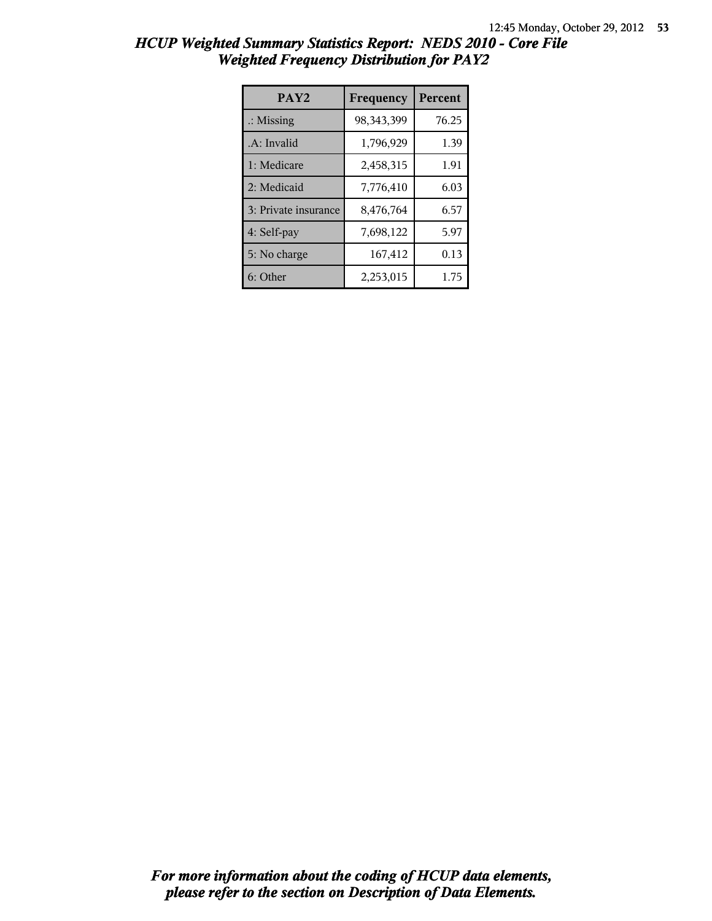# HCUP Weighted Summary Statistics Report: NEDS 2010 - Core File
## Weighted Frequency Distribution for PAY2

| PAY2 | Frequency | Percent |
|---|---|---|
| .: Missing | 98,343,399 | 76.25 |
| .A: Invalid | 1,796,929 | 1.39 |
| 1: Medicare | 2,458,315 | 1.91 |
| 2: Medicaid | 7,776,410 | 6.03 |
| 3: Private insurance | 8,476,764 | 6.57 |
| 4: Self-pay | 7,698,122 | 5.97 |
| 5: No charge | 167,412 | 0.13 |
| 6: Other | 2,253,015 | 1.75 |

***For more information about the coding of HCUP data elements, please refer to the section on Description of Data Elements.***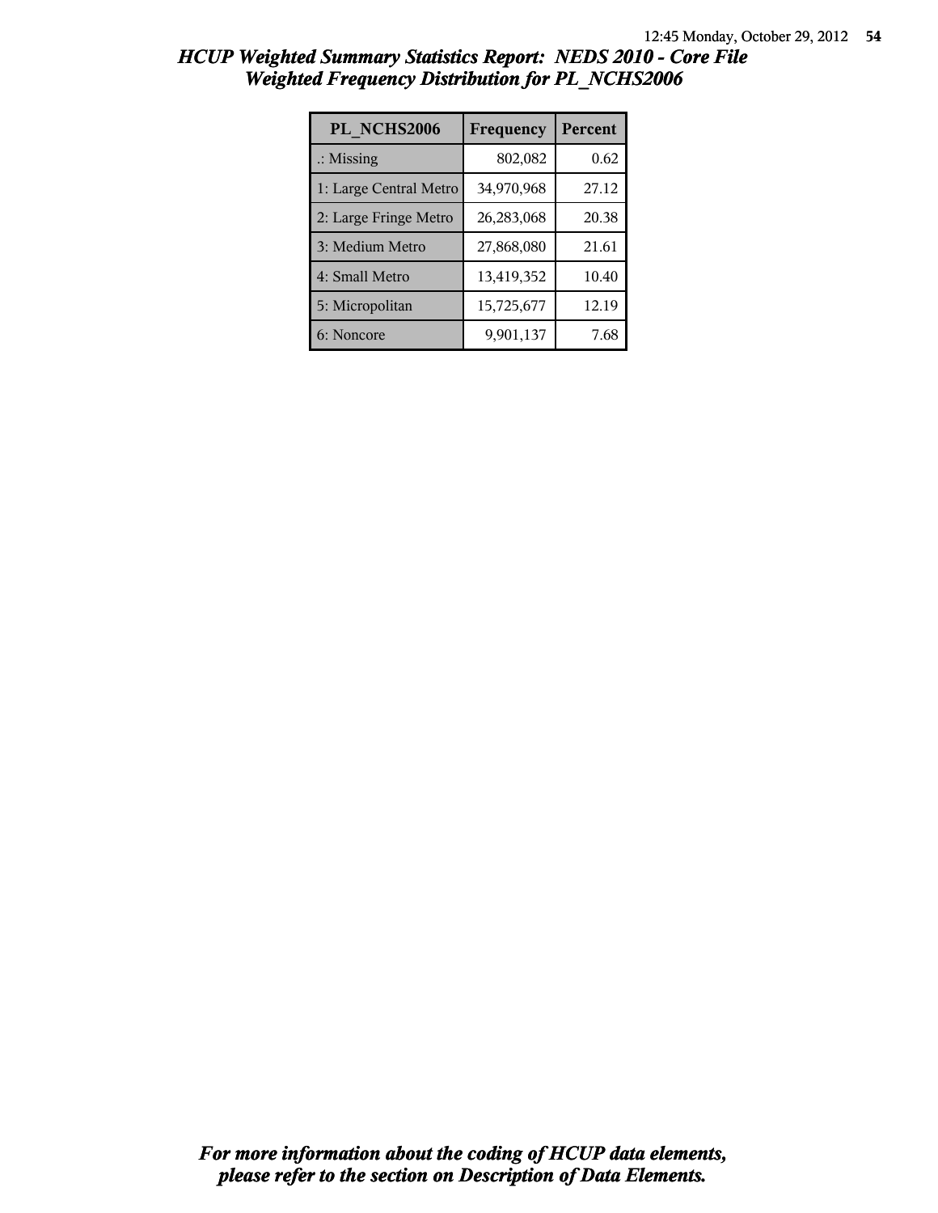# HCUP Weighted Summary Statistics Report: NEDS 2010 - Core File
## Weighted Frequency Distribution for PL_NCHS2006

| PL_NCHS2006 | Frequency | Percent |
|---|---|---|
| .: Missing | 802,082 | 0.62 |
| 1: Large Central Metro | 34,970,968 | 27.12 |
| 2: Large Fringe Metro | 26,283,068 | 20.38 |
| 3: Medium Metro | 27,868,080 | 21.61 |
| 4: Small Metro | 13,419,352 | 10.40 |
| 5: Micropolitan | 15,725,677 | 12.19 |
| 6: Noncore | 9,901,137 | 7.68 |

***For more information about the coding of HCUP data elements, please refer to the section on Description of Data Elements.***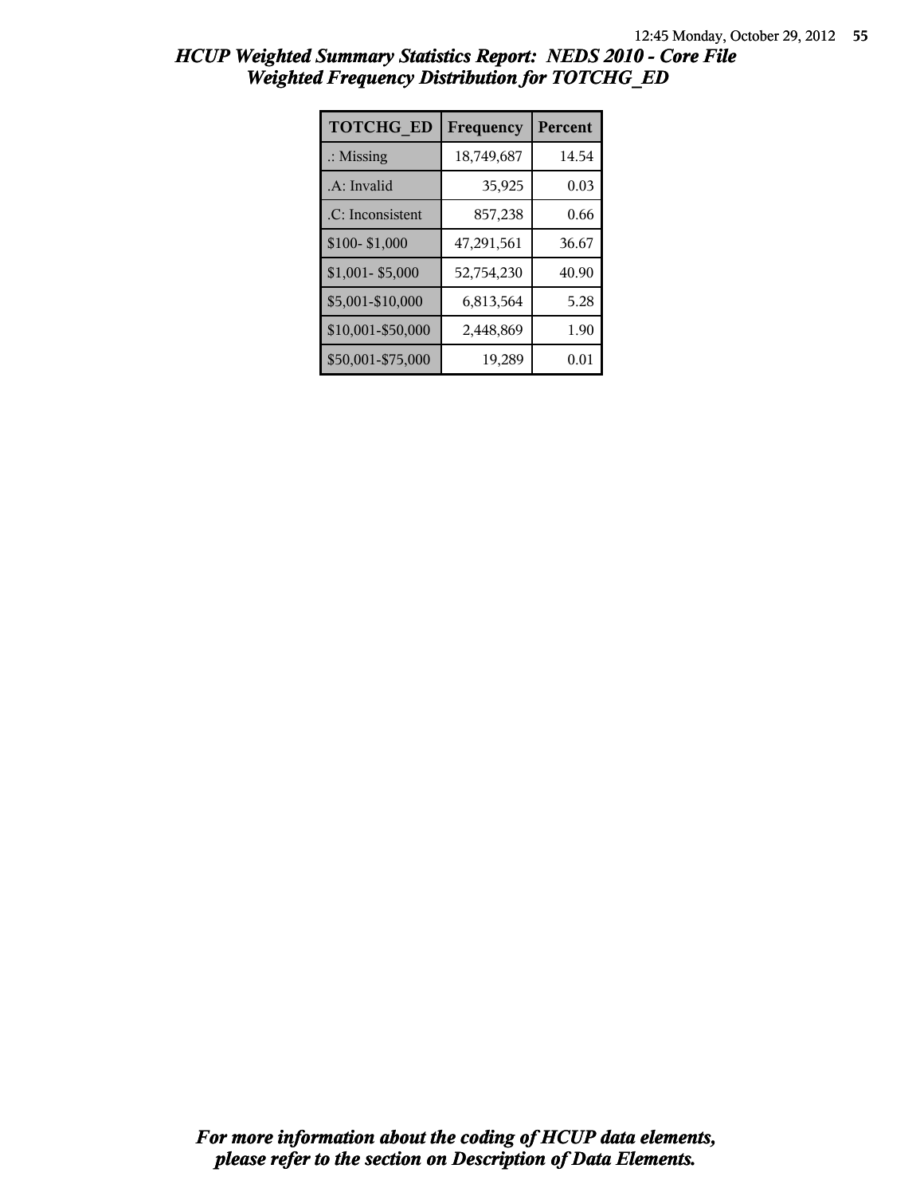# HCUP Weighted Summary Statistics Report: NEDS 2010 - Core File
## Weighted Frequency Distribution for TOTCHG_ED

| TOTCHG_ED | Frequency | Percent |
|---|---|---|
| .: Missing | 18,749,687 | 14.54 |
| .A: Invalid | 35,925 | 0.03 |
| .C: Inconsistent | 857,238 | 0.66 |
| $100- $1,000 | 47,291,561 | 36.67 |
| $1,001- $5,000 | 52,754,230 | 40.90 |
| $5,001-$10,000 | 6,813,564 | 5.28 |
| $10,001-$50,000 | 2,448,869 | 1.90 |
| $50,001-$75,000 | 19,289 | 0.01 |

*For more information about the coding of HCUP data elements, please refer to the section on Description of Data Elements.*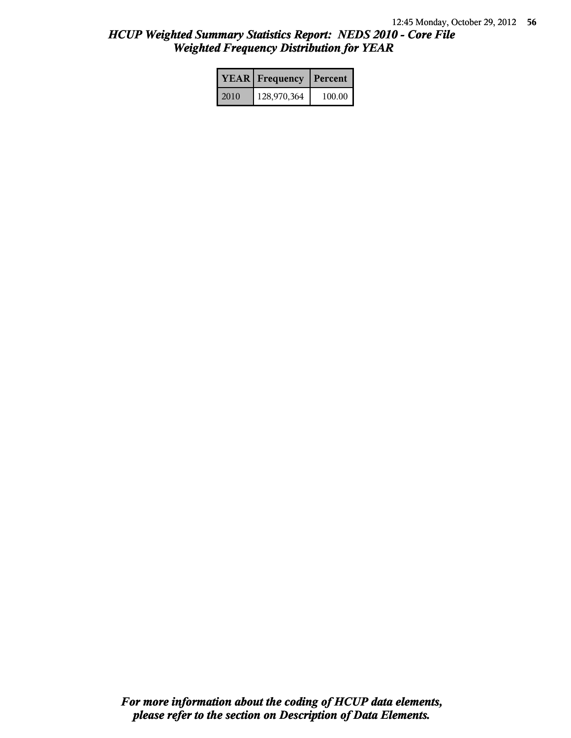# *HCUP Weighted Summary Statistics Report: NEDS 2010 - Core File*
## *Weighted Frequency Distribution for YEAR*

| YEAR | Frequency | Percent |
| --- | --- | --- |
| 2010 | 128,970,364 | 100.00 |

***For more information about the coding of HCUP data elements, please refer to the section on Description of Data Elements.***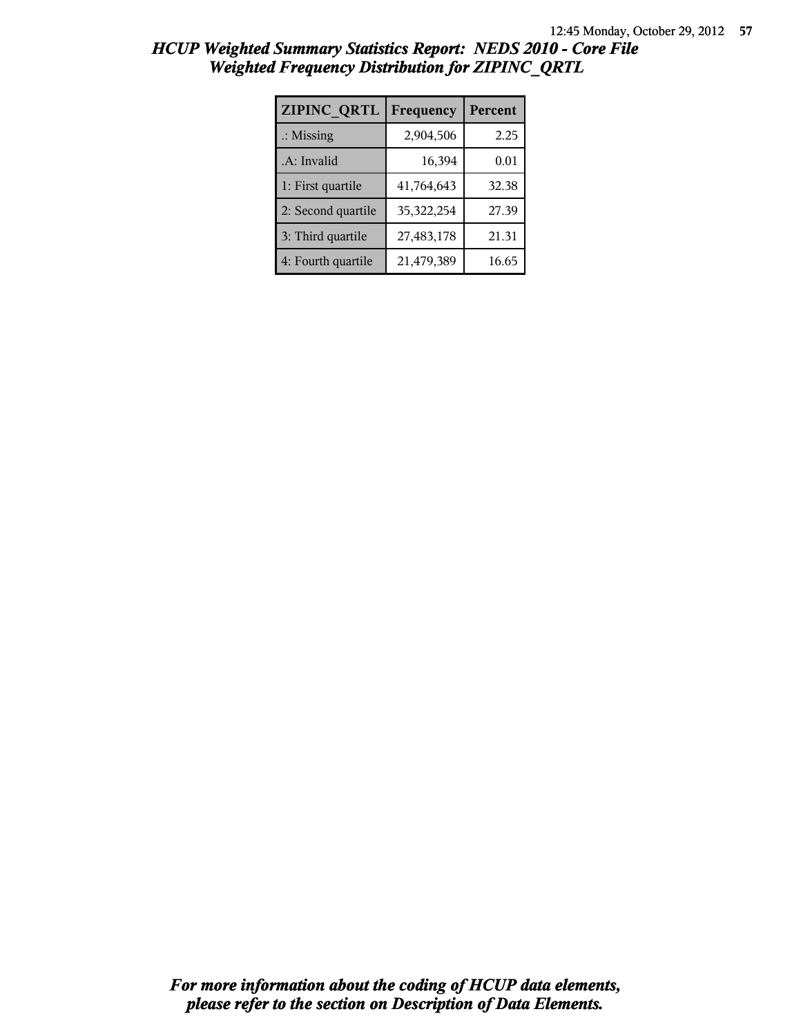# HCUP Weighted Summary Statistics Report: NEDS 2010 - Core File
## Weighted Frequency Distribution for ZIPINC_QRTL

| ZIPINC_QRTL | Frequency | Percent |
|---|---|---|
| .: Missing | 2,904,506 | 2.25 |
| .A: Invalid | 16,394 | 0.01 |
| 1: First quartile | 41,764,643 | 32.38 |
| 2: Second quartile | 35,322,254 | 27.39 |
| 3: Third quartile | 27,483,178 | 21.31 |
| 4: Fourth quartile | 21,479,389 | 16.65 |

***For more information about the coding of HCUP data elements, please refer to the section on Description of Data Elements.***